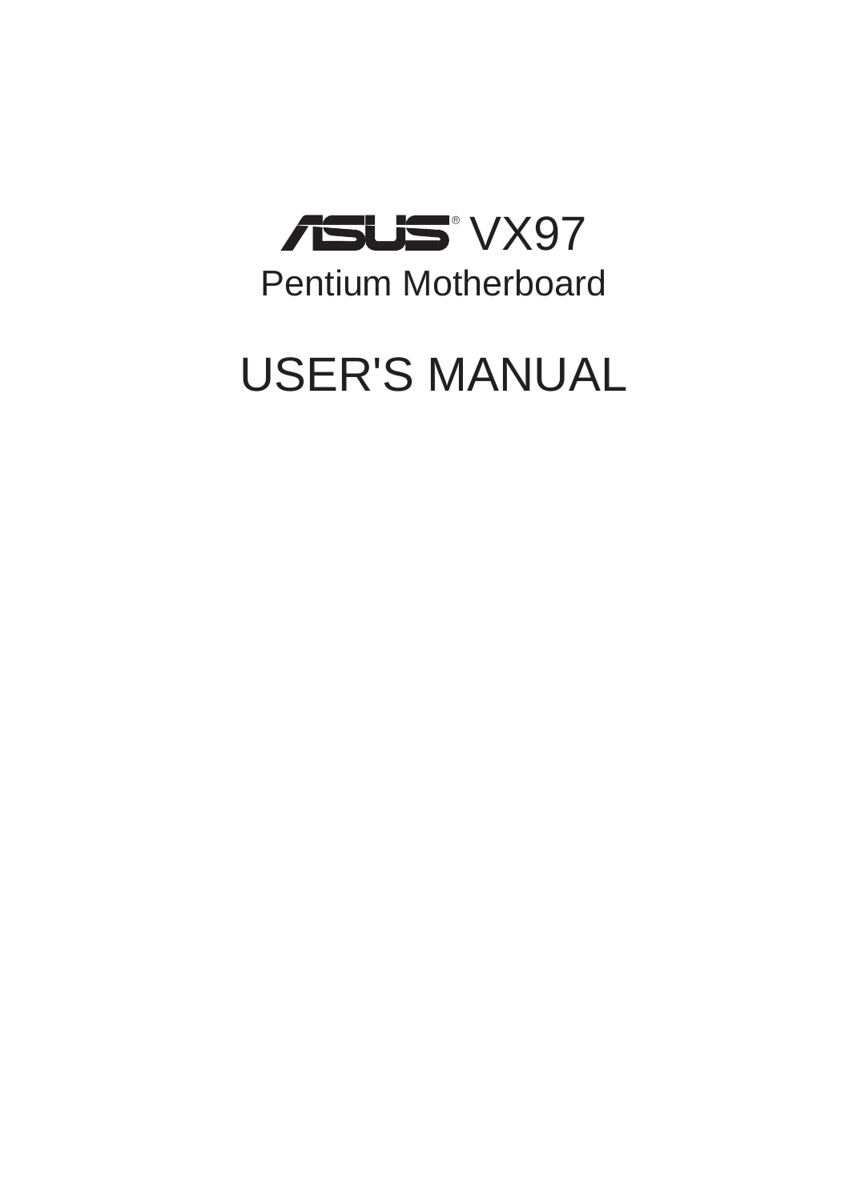# ASUS® VX97

## Pentium Motherboard

# USER'S MANUAL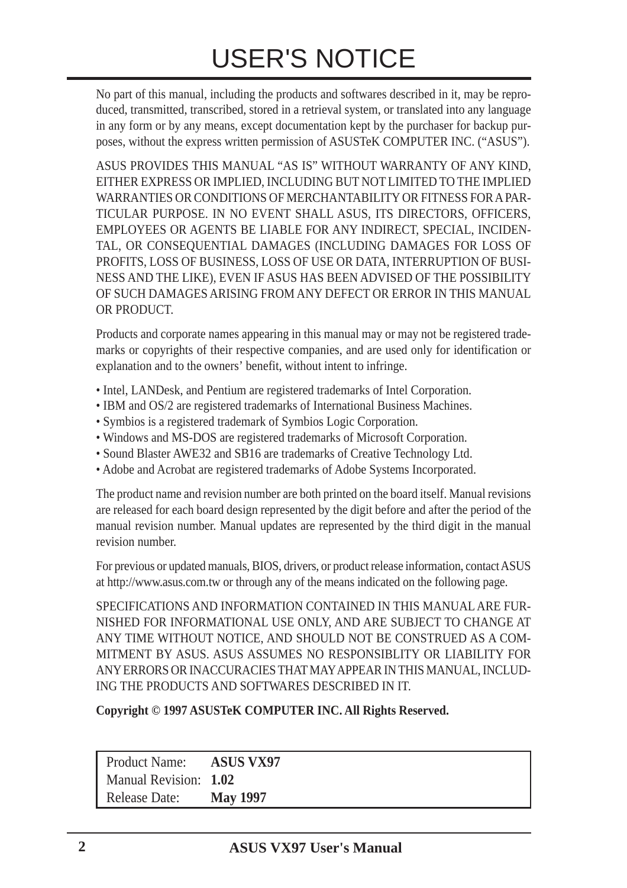# USER'S NOTICE

No part of this manual, including the products and softwares described in it, may be reproduced, transmitted, transcribed, stored in a retrieval system, or translated into any language in any form or by any means, except documentation kept by the purchaser for backup purposes, without the express written permission of ASUSTeK COMPUTER INC. ("ASUS").

ASUS PROVIDES THIS MANUAL "AS IS" WITHOUT WARRANTY OF ANY KIND, EITHER EXPRESS OR IMPLIED, INCLUDING BUT NOT LIMITED TO THE IMPLIED WARRANTIES OR CONDITIONS OF MERCHANTABILITY OR FITNESS FOR A PARTICULAR PURPOSE. IN NO EVENT SHALL ASUS, ITS DIRECTORS, OFFICERS, EMPLOYEES OR AGENTS BE LIABLE FOR ANY INDIRECT, SPECIAL, INCIDENTAL, OR CONSEQUENTIAL DAMAGES (INCLUDING DAMAGES FOR LOSS OF PROFITS, LOSS OF BUSINESS, LOSS OF USE OR DATA, INTERRUPTION OF BUSINESS AND THE LIKE), EVEN IF ASUS HAS BEEN ADVISED OF THE POSSIBILITY OF SUCH DAMAGES ARISING FROM ANY DEFECT OR ERROR IN THIS MANUAL OR PRODUCT.

Products and corporate names appearing in this manual may or may not be registered trademarks or copyrights of their respective companies, and are used only for identification or explanation and to the owners' benefit, without intent to infringe.

- Intel, LANDesk, and Pentium are registered trademarks of Intel Corporation.
- IBM and OS/2 are registered trademarks of International Business Machines.
- Symbios is a registered trademark of Symbios Logic Corporation.
- Windows and MS-DOS are registered trademarks of Microsoft Corporation.
- Sound Blaster AWE32 and SB16 are trademarks of Creative Technology Ltd.
- Adobe and Acrobat are registered trademarks of Adobe Systems Incorporated.

The product name and revision number are both printed on the board itself. Manual revisions are released for each board design represented by the digit before and after the period of the manual revision number. Manual updates are represented by the third digit in the manual revision number.

For previous or updated manuals, BIOS, drivers, or product release information, contact ASUS at http://www.asus.com.tw or through any of the means indicated on the following page.

SPECIFICATIONS AND INFORMATION CONTAINED IN THIS MANUAL ARE FURNISHED FOR INFORMATIONAL USE ONLY, AND ARE SUBJECT TO CHANGE AT ANY TIME WITHOUT NOTICE, AND SHOULD NOT BE CONSTRUED AS A COMMITMENT BY ASUS. ASUS ASSUMES NO RESPONSIBLITY OR LIABILITY FOR ANY ERRORS OR INACCURACIES THAT MAY APPEAR IN THIS MANUAL, INCLUDING THE PRODUCTS AND SOFTWARES DESCRIBED IN IT.

**Copyright © 1997 ASUSTeK COMPUTER INC. All Rights Reserved.**

| | |
|---|---|
| Product Name: | **ASUS VX97** |
| Manual Revision: | **1.02** |
| Release Date: | **May 1997** |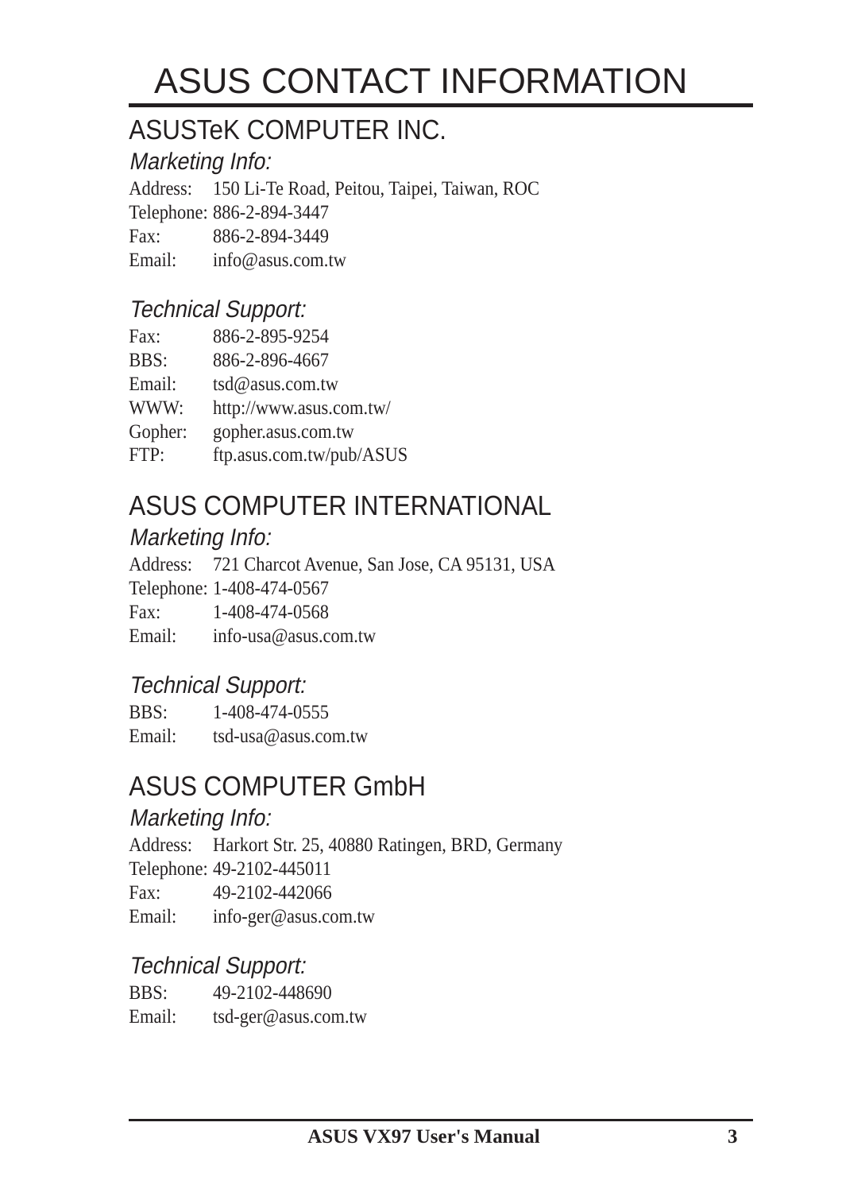# ASUS CONTACT INFORMATION

## ASUSTeK COMPUTER INC.

### *Marketing Info:*

Address: 150 Li-Te Road, Peitou, Taipei, Taiwan, ROC
Telephone: 886-2-894-3447
Fax: 886-2-894-3449
Email: info@asus.com.tw

### *Technical Support:*

Fax: 886-2-895-9254
BBS: 886-2-896-4667
Email: tsd@asus.com.tw
WWW: http://www.asus.com.tw/
Gopher: gopher.asus.com.tw
FTP: ftp.asus.com.tw/pub/ASUS

## ASUS COMPUTER INTERNATIONAL

### *Marketing Info:*

Address: 721 Charcot Avenue, San Jose, CA 95131, USA
Telephone: 1-408-474-0567
Fax: 1-408-474-0568
Email: info-usa@asus.com.tw

### *Technical Support:*

BBS: 1-408-474-0555
Email: tsd-usa@asus.com.tw

## ASUS COMPUTER GmbH

### *Marketing Info:*

Address: Harkort Str. 25, 40880 Ratingen, BRD, Germany
Telephone: 49-2102-445011
Fax: 49-2102-442066
Email: info-ger@asus.com.tw

### *Technical Support:*

BBS: 49-2102-448690
Email: tsd-ger@asus.com.tw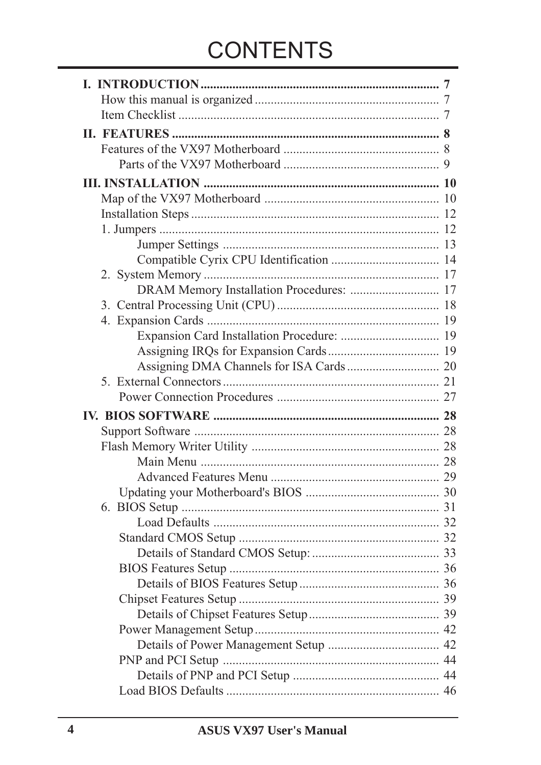# CONTENTS

**I. INTRODUCTION** .......................................................................... **7**
How this manual is organized ......................................................... 7
Item Checklist ................................................................................. 7

**II. FEATURES** .................................................................................. **8**
Features of the VX97 Motherboard ................................................ 8
Parts of the VX97 Motherboard ................................................ 9

**III. INSTALLATION** ......................................................................... **10**
Map of the VX97 Motherboard ...................................................... 10
Installation Steps ............................................................................. 12
1. Jumpers ....................................................................................... 12
Jumper Settings ................................................................... 13
Compatible Cyrix CPU Identification .................................. 14
2. System Memory ......................................................................... 17
DRAM Memory Installation Procedures: ............................ 17
3. Central Processing Unit (CPU) .................................................. 18
4. Expansion Cards ........................................................................ 19
Expansion Card Installation Procedure: ............................... 19
Assigning IRQs for Expansion Cards ................................... 19
Assigning DMA Channels for ISA Cards ............................. 20
5. External Connectors ................................................................... 21
Power Connection Procedures .................................................. 27

**IV. BIOS SOFTWARE** ...................................................................... **28**
Support Software ............................................................................ 28
Flash Memory Writer Utility .......................................................... 28
Main Menu .......................................................................... 28
Advanced Features Menu .................................................... 29
Updating your Motherboard's BIOS ......................................... 30
6. BIOS Setup ................................................................................ 31
Load Defaults ...................................................................... 32
Standard CMOS Setup .............................................................. 32
Details of Standard CMOS Setup: ........................................ 33
BIOS Features Setup ................................................................. 36
Details of BIOS Features Setup ............................................ 36
Chipset Features Setup .............................................................. 39
Details of Chipset Features Setup ......................................... 39
Power Management Setup ......................................................... 42
Details of Power Management Setup ................................... 42
PNP and PCI Setup ................................................................... 44
Details of PNP and PCI Setup .............................................. 44
Load BIOS Defaults .................................................................. 46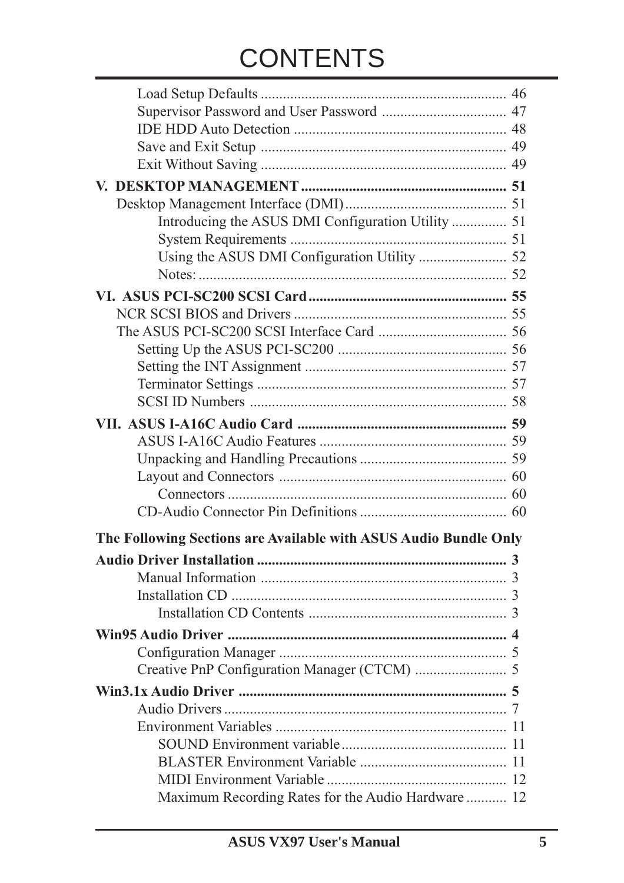# CONTENTS

- Load Setup Defaults .................................................................. 46
- Supervisor Password and User Password ................................. 47
- IDE HDD Auto Detection ......................................................... 48
- Save and Exit Setup .................................................................. 49
- Exit Without Saving .................................................................. 49

**V. DESKTOP MANAGEMENT ....................................................... 51**

- Desktop Management Interface (DMI)........................................... 51
  - Introducing the ASUS DMI Configuration Utility .............. 51
  - System Requirements .......................................................... 51
  - Using the ASUS DMI Configuration Utility ....................... 52
  - Notes: ................................................................................... 52

**VI. ASUS PCI-SC200 SCSI Card ..................................................... 55**

- NCR SCSI BIOS and Drivers ......................................................... 55
- The ASUS PCI-SC200 SCSI Interface Card .................................. 56
  - Setting Up the ASUS PCI-SC200 ............................................. 56
  - Setting the INT Assignment ...................................................... 57
  - Terminator Settings ................................................................... 57
  - SCSI ID Numbers ..................................................................... 58

**VII. ASUS I-A16C Audio Card ......................................................... 59**

- ASUS I-A16C Audio Features .................................................. 59
- Unpacking and Handling Precautions ....................................... 59
- Layout and Connectors ............................................................. 60
  - Connectors ........................................................................... 60
- CD-Audio Connector Pin Definitions ....................................... 60

**The Following Sections are Available with ASUS Audio Bundle Only**

**Audio Driver Installation ................................................................... 3**

- Manual Information .................................................................. 3
- Installation CD .......................................................................... 3
  - Installation CD Contents ..................................................... 3

**Win95 Audio Driver ........................................................................... 4**

- Configuration Manager ............................................................. 5
- Creative PnP Configuration Manager (CTCM) ......................... 5

**Win3.1x Audio Driver ........................................................................ 5**

- Audio Drivers ............................................................................ 7
- Environment Variables .............................................................. 11
  - SOUND Environment variable ............................................ 11
  - BLASTER Environment Variable ....................................... 11
  - MIDI Environment Variable ................................................ 12
  - Maximum Recording Rates for the Audio Hardware ........... 12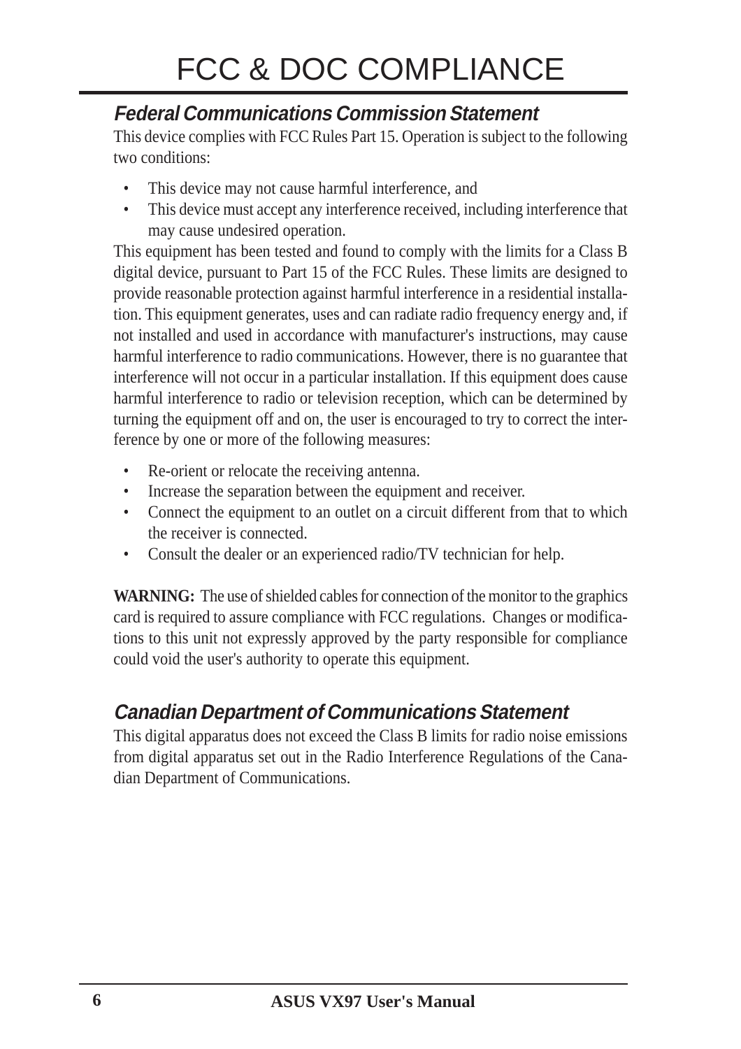# FCC & DOC COMPLIANCE

## *Federal Communications Commission Statement*

This device complies with FCC Rules Part 15. Operation is subject to the following two conditions:

- This device may not cause harmful interference, and
- This device must accept any interference received, including interference that may cause undesired operation.

This equipment has been tested and found to comply with the limits for a Class B digital device, pursuant to Part 15 of the FCC Rules. These limits are designed to provide reasonable protection against harmful interference in a residential installation. This equipment generates, uses and can radiate radio frequency energy and, if not installed and used in accordance with manufacturer's instructions, may cause harmful interference to radio communications. However, there is no guarantee that interference will not occur in a particular installation. If this equipment does cause harmful interference to radio or television reception, which can be determined by turning the equipment off and on, the user is encouraged to try to correct the interference by one or more of the following measures:

- Re-orient or relocate the receiving antenna.
- Increase the separation between the equipment and receiver.
- Connect the equipment to an outlet on a circuit different from that to which the receiver is connected.
- Consult the dealer or an experienced radio/TV technician for help.

**WARNING:** The use of shielded cables for connection of the monitor to the graphics card is required to assure compliance with FCC regulations. Changes or modifications to this unit not expressly approved by the party responsible for compliance could void the user's authority to operate this equipment.

## *Canadian Department of Communications Statement*

This digital apparatus does not exceed the Class B limits for radio noise emissions from digital apparatus set out in the Radio Interference Regulations of the Canadian Department of Communications.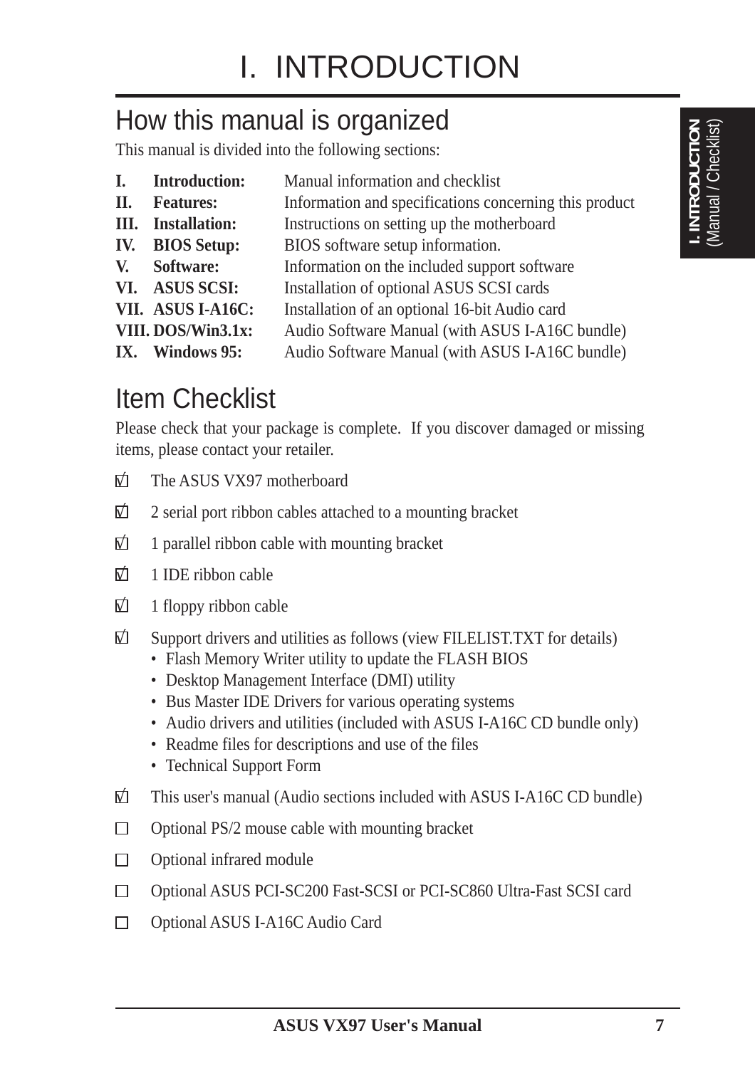# I. INTRODUCTION

## How this manual is organized

This manual is divided into the following sections:

| | | |
|---|---|---|
| **I.** | **Introduction:** | Manual information and checklist |
| **II.** | **Features:** | Information and specifications concerning this product |
| **III.** | **Installation:** | Instructions on setting up the motherboard |
| **IV.** | **BIOS Setup:** | BIOS software setup information. |
| **V.** | **Software:** | Information on the included support software |
| **VI.** | **ASUS SCSI:** | Installation of optional ASUS SCSI cards |
| **VII.** | **ASUS I-A16C:** | Installation of an optional 16-bit Audio card |
| **VIII.** | **DOS/Win3.1x:** | Audio Software Manual (with ASUS I-A16C bundle) |
| **IX.** | **Windows 95:** | Audio Software Manual (with ASUS I-A16C bundle) |

## Item Checklist

Please check that your package is complete. If you discover damaged or missing items, please contact your retailer.

- [x] The ASUS VX97 motherboard
- [x] 2 serial port ribbon cables attached to a mounting bracket
- [x] 1 parallel ribbon cable with mounting bracket
- [x] 1 IDE ribbon cable
- [x] 1 floppy ribbon cable
- [x] Support drivers and utilities as follows (view FILELIST.TXT for details)
  - Flash Memory Writer utility to update the FLASH BIOS
  - Desktop Management Interface (DMI) utility
  - Bus Master IDE Drivers for various operating systems
  - Audio drivers and utilities (included with ASUS I-A16C CD bundle only)
  - Readme files for descriptions and use of the files
  - Technical Support Form
- [x] This user's manual (Audio sections included with ASUS I-A16C CD bundle)
- [ ] Optional PS/2 mouse cable with mounting bracket
- [ ] Optional infrared module
- [ ] Optional ASUS PCI-SC200 Fast-SCSI or PCI-SC860 Ultra-Fast SCSI card
- [ ] Optional ASUS I-A16C Audio Card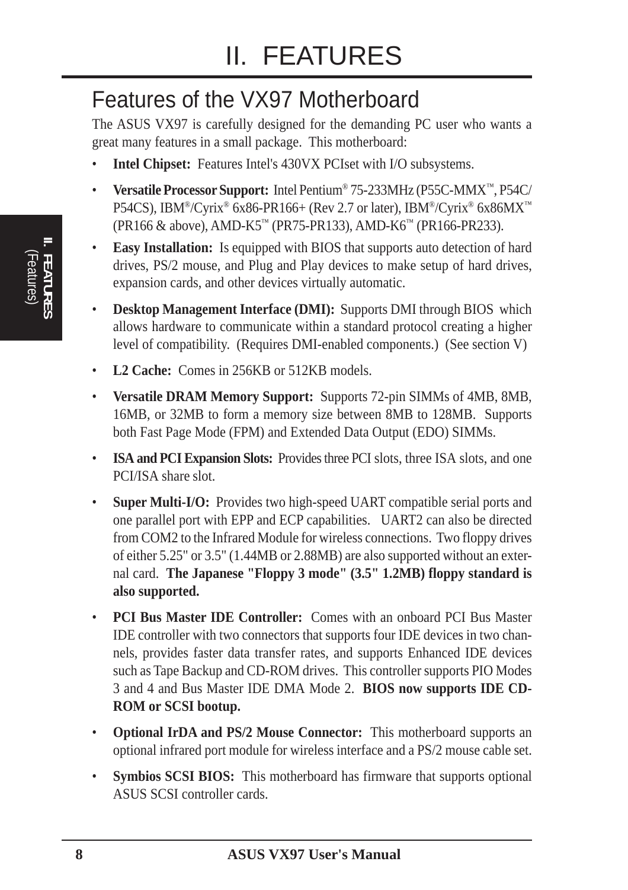# II. FEATURES

## Features of the VX97 Motherboard

The ASUS VX97 is carefully designed for the demanding PC user who wants a great many features in a small package. This motherboard:

- **Intel Chipset:** Features Intel's 430VX PCIset with I/O subsystems.
- **Versatile Processor Support:** Intel Pentium® 75-233MHz (P55C-MMX™, P54C/P54CS), IBM®/Cyrix® 6x86-PR166+ (Rev 2.7 or later), IBM®/Cyrix® 6x86MX™ (PR166 & above), AMD-K5™ (PR75-PR133), AMD-K6™ (PR166-PR233).
- **Easy Installation:** Is equipped with BIOS that supports auto detection of hard drives, PS/2 mouse, and Plug and Play devices to make setup of hard drives, expansion cards, and other devices virtually automatic.
- **Desktop Management Interface (DMI):** Supports DMI through BIOS which allows hardware to communicate within a standard protocol creating a higher level of compatibility. (Requires DMI-enabled components.) (See section V)
- **L2 Cache:** Comes in 256KB or 512KB models.
- **Versatile DRAM Memory Support:** Supports 72-pin SIMMs of 4MB, 8MB, 16MB, or 32MB to form a memory size between 8MB to 128MB. Supports both Fast Page Mode (FPM) and Extended Data Output (EDO) SIMMs.
- **ISA and PCI Expansion Slots:** Provides three PCI slots, three ISA slots, and one PCI/ISA share slot.
- **Super Multi-I/O:** Provides two high-speed UART compatible serial ports and one parallel port with EPP and ECP capabilities. UART2 can also be directed from COM2 to the Infrared Module for wireless connections. Two floppy drives of either 5.25" or 3.5" (1.44MB or 2.88MB) are also supported without an external card. **The Japanese "Floppy 3 mode" (3.5" 1.2MB) floppy standard is also supported.**
- **PCI Bus Master IDE Controller:** Comes with an onboard PCI Bus Master IDE controller with two connectors that supports four IDE devices in two channels, provides faster data transfer rates, and supports Enhanced IDE devices such as Tape Backup and CD-ROM drives. This controller supports PIO Modes 3 and 4 and Bus Master IDE DMA Mode 2. **BIOS now supports IDE CD-ROM or SCSI bootup.**
- **Optional IrDA and PS/2 Mouse Connector:** This motherboard supports an optional infrared port module for wireless interface and a PS/2 mouse cable set.
- **Symbios SCSI BIOS:** This motherboard has firmware that supports optional ASUS SCSI controller cards.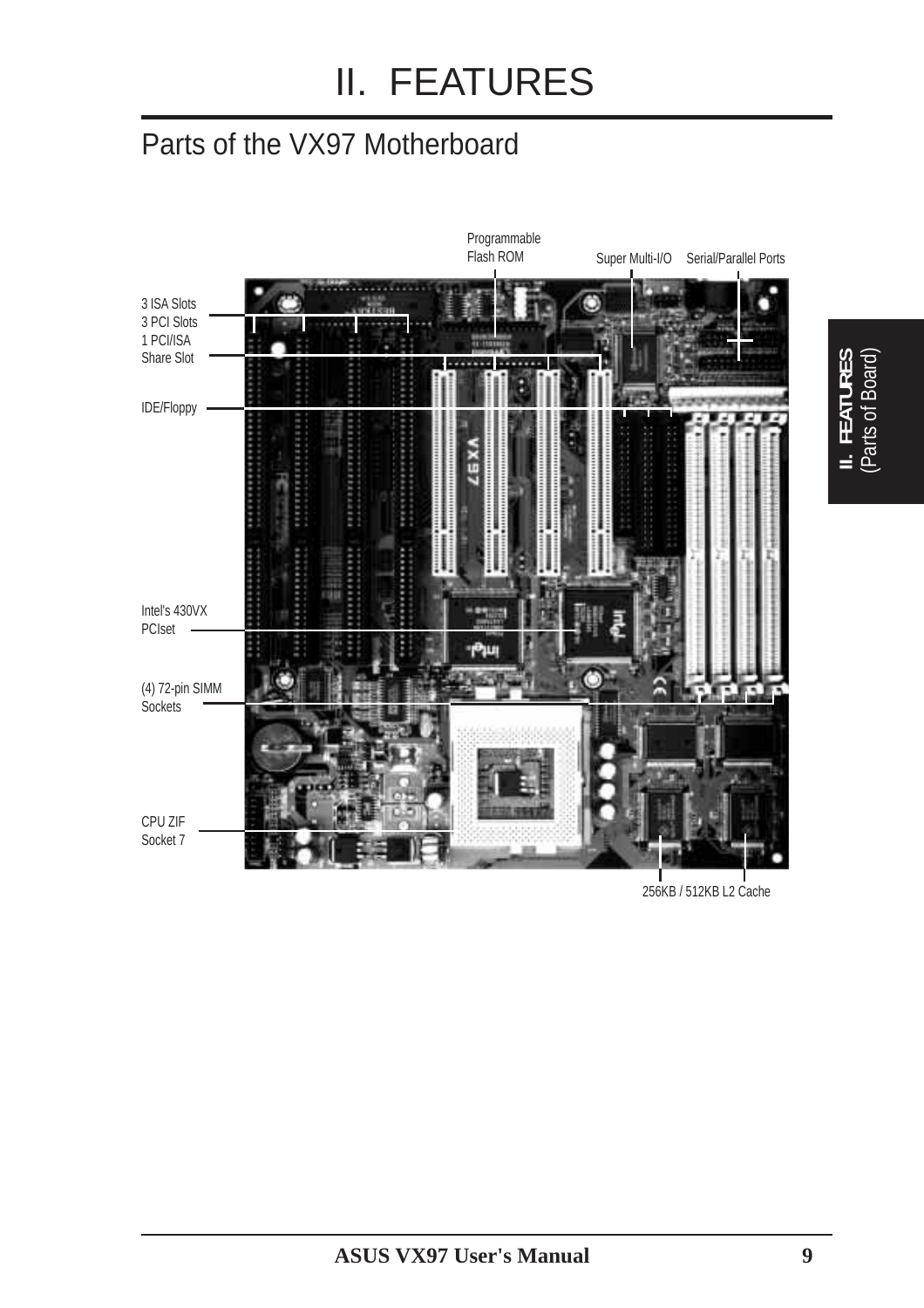# II. FEATURES

## Parts of the VX97 Motherboard

Programmable Flash ROM

Super Multi-I/O

Serial/Parallel Ports

3 ISA Slots
3 PCI Slots
1 PCI/ISA Share Slot

IDE/Floppy

Intel's 430VX PCIset

(4) 72-pin SIMM Sockets

CPU ZIF Socket 7

256KB / 512KB L2 Cache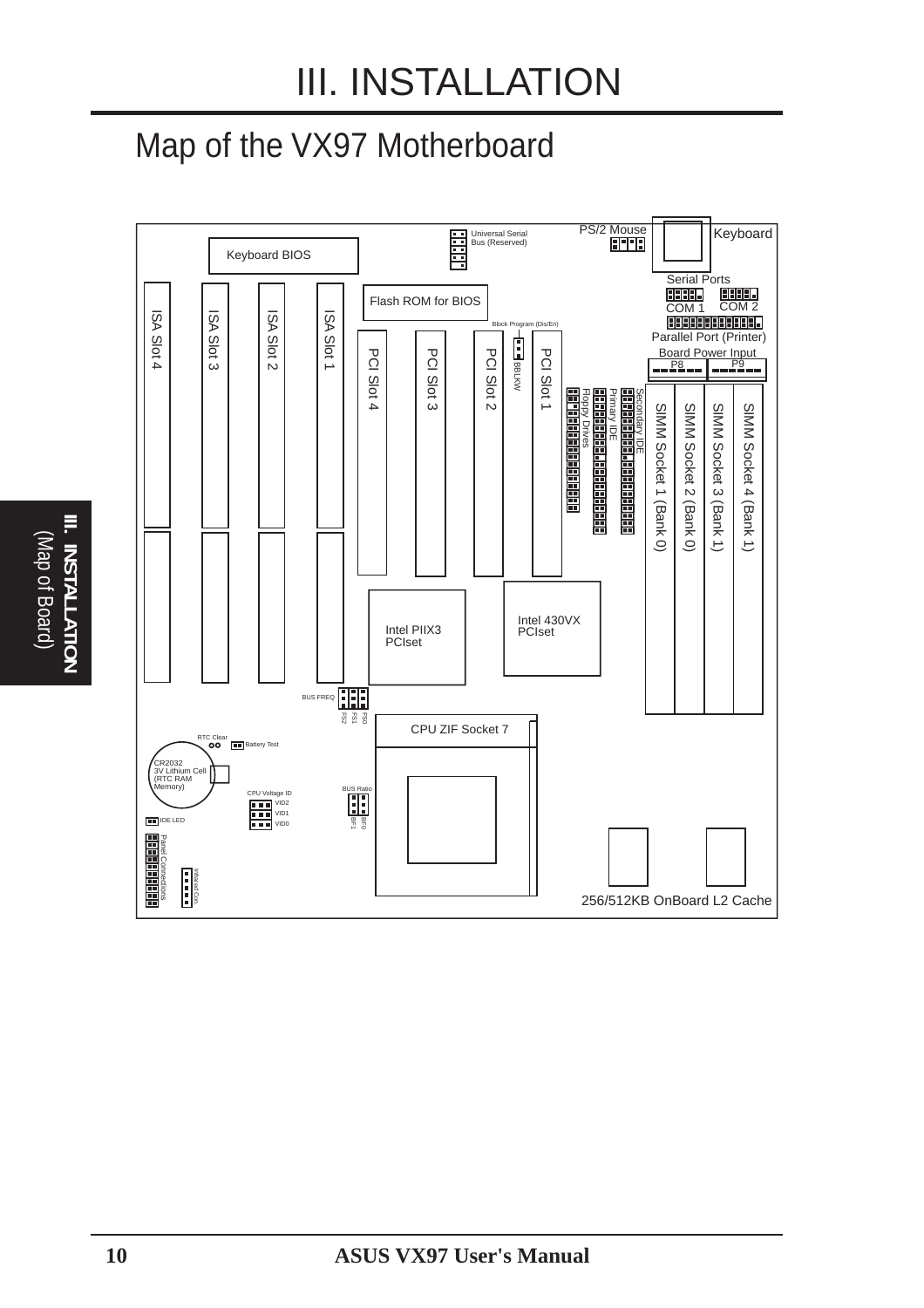# III. INSTALLATION

## Map of the VX97 Motherboard

Keyboard BIOS

Universal Serial Bus (Reserved)

PS/2 Mouse

Keyboard

Serial Ports

COM 1

COM 2

Parallel Port (Printer)

Board Power Input

P8

P9

Flash ROM for BIOS

Block Program (Dis/En)

BBLKWV

ISA Slot 4

ISA Slot 3

ISA Slot 2

ISA Slot 1

PCI Slot 4

PCI Slot 3

PCI Slot 2

PCI Slot 1

Floppy Drives

Primary IDE

Secondary IDE

SIMM Socket 1 (Bank 0)

SIMM Socket 2 (Bank 0)

SIMM Socket 3 (Bank 1)

SIMM Socket 4 (Bank 1)

Intel PIIX3 PCIset

Intel 430VX PCIset

BUS FREQ

FS0 FS1 FS2

CPU ZIF Socket 7

RTC Clear

Battery Test

CR2032 3V Lithium Cell (RTC RAM Memory)

CPU Voltage ID

VID2 VID1 VID0

BUS Ratio

BF0 BF1

IDE LED

Panel Connections

Infrared Con.

256/512KB OnBoard L2 Cache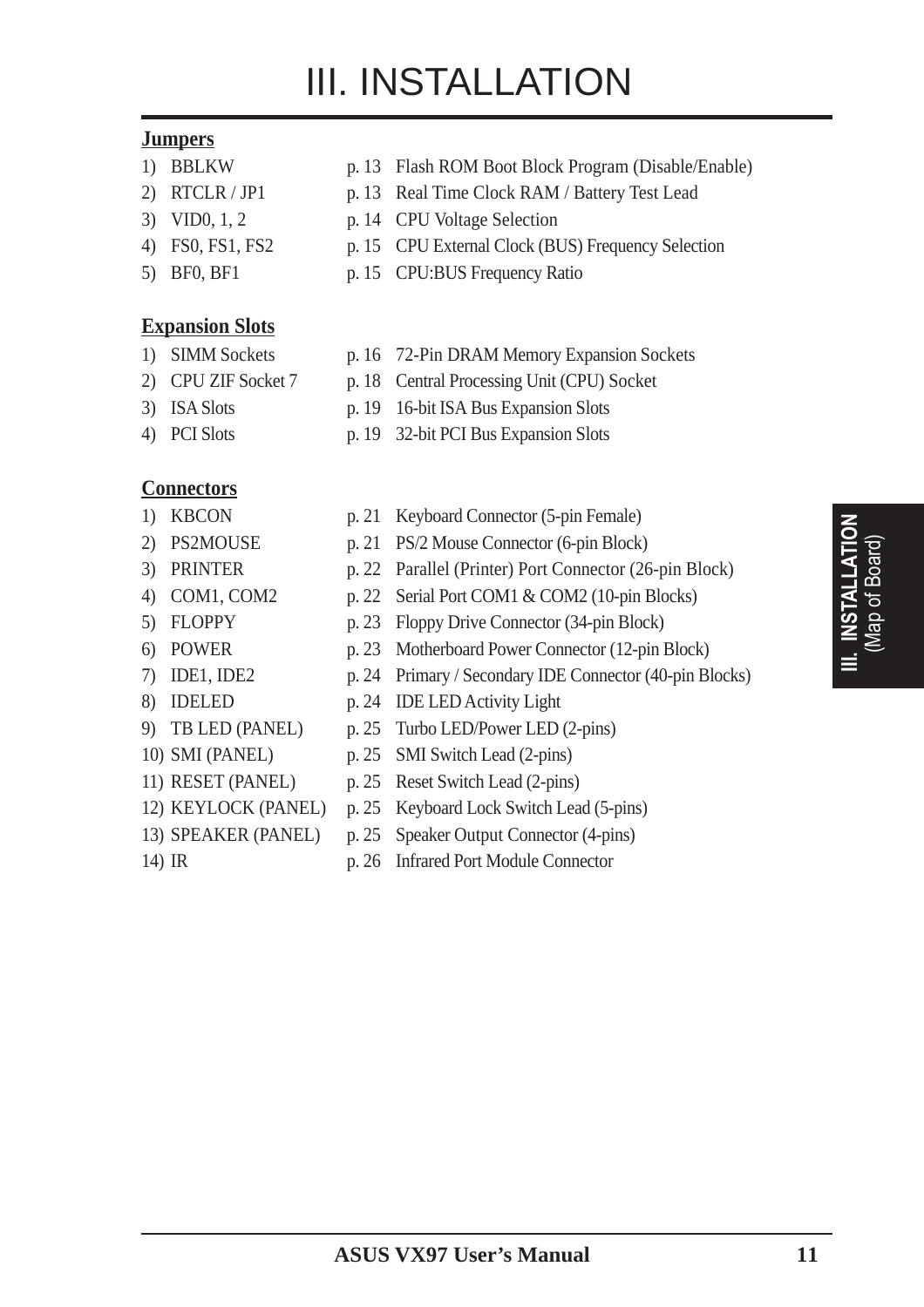# III. INSTALLATION

**Jumpers**

| | | |
|---|---|---|
| 1) BBLKW | p. 13 | Flash ROM Boot Block Program (Disable/Enable) |
| 2) RTCLR / JP1 | p. 13 | Real Time Clock RAM / Battery Test Lead |
| 3) VID0, 1, 2 | p. 14 | CPU Voltage Selection |
| 4) FS0, FS1, FS2 | p. 15 | CPU External Clock (BUS) Frequency Selection |
| 5) BF0, BF1 | p. 15 | CPU:BUS Frequency Ratio |

**Expansion Slots**

| | | |
|---|---|---|
| 1) SIMM Sockets | p. 16 | 72-Pin DRAM Memory Expansion Sockets |
| 2) CPU ZIF Socket 7 | p. 18 | Central Processing Unit (CPU) Socket |
| 3) ISA Slots | p. 19 | 16-bit ISA Bus Expansion Slots |
| 4) PCI Slots | p. 19 | 32-bit PCI Bus Expansion Slots |

**Connectors**

| | | |
|---|---|---|
| 1) KBCON | p. 21 | Keyboard Connector (5-pin Female) |
| 2) PS2MOUSE | p. 21 | PS/2 Mouse Connector (6-pin Block) |
| 3) PRINTER | p. 22 | Parallel (Printer) Port Connector (26-pin Block) |
| 4) COM1, COM2 | p. 22 | Serial Port COM1 & COM2 (10-pin Blocks) |
| 5) FLOPPY | p. 23 | Floppy Drive Connector (34-pin Block) |
| 6) POWER | p. 23 | Motherboard Power Connector (12-pin Block) |
| 7) IDE1, IDE2 | p. 24 | Primary / Secondary IDE Connector (40-pin Blocks) |
| 8) IDELED | p. 24 | IDE LED Activity Light |
| 9) TB LED (PANEL) | p. 25 | Turbo LED/Power LED (2-pins) |
| 10) SMI (PANEL) | p. 25 | SMI Switch Lead (2-pins) |
| 11) RESET (PANEL) | p. 25 | Reset Switch Lead (2-pins) |
| 12) KEYLOCK (PANEL) | p. 25 | Keyboard Lock Switch Lead (5-pins) |
| 13) SPEAKER (PANEL) | p. 25 | Speaker Output Connector (4-pins) |
| 14) IR | p. 26 | Infrared Port Module Connector |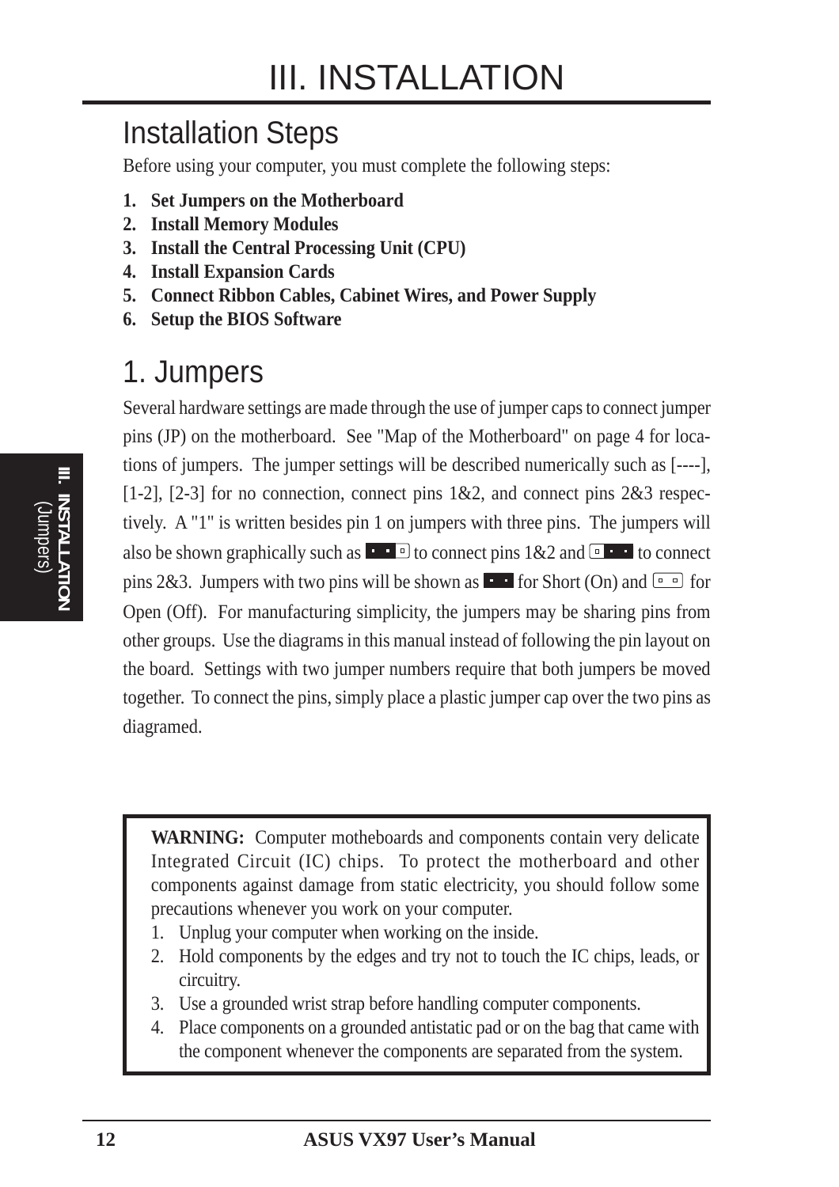# III. INSTALLATION

## Installation Steps

Before using your computer, you must complete the following steps:

1. **Set Jumpers on the Motherboard**
2. **Install Memory Modules**
3. **Install the Central Processing Unit (CPU)**
4. **Install Expansion Cards**
5. **Connect Ribbon Cables, Cabinet Wires, and Power Supply**
6. **Setup the BIOS Software**

## 1. Jumpers

Several hardware settings are made through the use of jumper caps to connect jumper pins (JP) on the motherboard. See "Map of the Motherboard" on page 4 for locations of jumpers. The jumper settings will be described numerically such as [----], [1-2], [2-3] for no connection, connect pins 1&2, and connect pins 2&3 respectively. A "1" is written besides pin 1 on jumpers with three pins. The jumpers will also be shown graphically such as ▪▪▫ to connect pins 1&2 and ▫▪▪ to connect pins 2&3. Jumpers with two pins will be shown as ▪▪ for Short (On) and ▫▫ for Open (Off). For manufacturing simplicity, the jumpers may be sharing pins from other groups. Use the diagrams in this manual instead of following the pin layout on the board. Settings with two jumper numbers require that both jumpers be moved together. To connect the pins, simply place a plastic jumper cap over the two pins as diagramed.

**WARNING:** Computer motheboards and components contain very delicate Integrated Circuit (IC) chips. To protect the motherboard and other components against damage from static electricity, you should follow some precautions whenever you work on your computer.

1. Unplug your computer when working on the inside.
2. Hold components by the edges and try not to touch the IC chips, leads, or circuitry.
3. Use a grounded wrist strap before handling computer components.
4. Place components on a grounded antistatic pad or on the bag that came with the component whenever the components are separated from the system.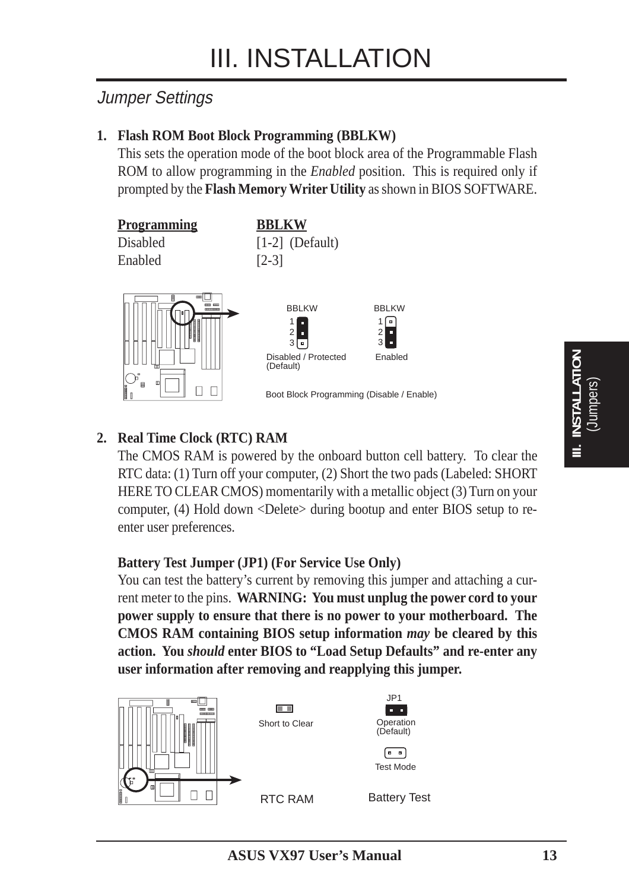# III. INSTALLATION

## Jumper Settings

**1. Flash ROM Boot Block Programming (BBLKW)**

This sets the operation mode of the boot block area of the Programmable Flash ROM to allow programming in the *Enabled* position. This is required only if prompted by the **Flash Memory Writer Utility** as shown in BIOS SOFTWARE.

| Programming | BBLKW |
|---|---|
| Disabled | [1-2] (Default) |
| Enabled | [2-3] |

BBLKW 1 2 3 — Disabled / Protected (Default)

BBLKW 1 2 3 — Enabled

Boot Block Programming (Disable / Enable)

**2. Real Time Clock (RTC) RAM**

The CMOS RAM is powered by the onboard button cell battery. To clear the RTC data: (1) Turn off your computer, (2) Short the two pads (Labeled: SHORT HERE TO CLEAR CMOS) momentarily with a metallic object (3) Turn on your computer, (4) Hold down <Delete> during bootup and enter BIOS setup to re-enter user preferences.

**Battery Test Jumper (JP1) (For Service Use Only)**

You can test the battery's current by removing this jumper and attaching a current meter to the pins. **WARNING: You must unplug the power cord to your power supply to ensure that there is no power to your motherboard. The CMOS RAM containing BIOS setup information *may* be cleared by this action. You *should* enter BIOS to "Load Setup Defaults" and re-enter any user information after removing and reapplying this jumper.**

Short to Clear — RTC RAM

JP1: Operation (Default) / Test Mode — Battery Test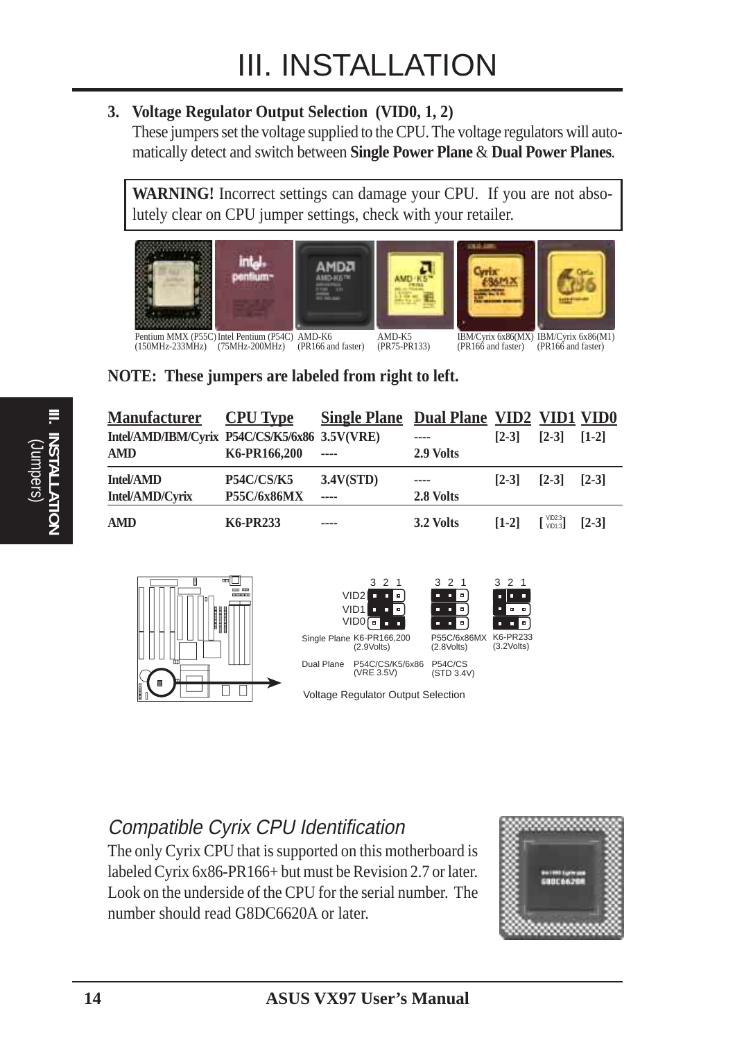# III. INSTALLATION

**3. Voltage Regulator Output Selection (VID0, 1, 2)**
These jumpers set the voltage supplied to the CPU. The voltage regulators will automatically detect and switch between **Single Power Plane** & **Dual Power Planes**.

**WARNING!** Incorrect settings can damage your CPU. If you are not absolutely clear on CPU jumper settings, check with your retailer.

Pentium MMX (P55C) (150MHz-233MHz) | Intel Pentium (P54C) (75MHz-200MHz) | AMD-K6 (PR166 and faster) | AMD-K5 (PR75-PR133) | IBM/Cyrix 6x86(MX) (PR166 and faster) | IBM/Cyrix 6x86(M1) (PR166 and faster)

**NOTE: These jumpers are labeled from right to left.**

| Manufacturer | CPU Type | Single Plane | Dual Plane | VID2 | VID1 | VID0 |
|---|---|---|---|---|---|---|
| Intel/AMD/IBM/Cyrix | P54C/CS/K5/6x86 | 3.5V(VRE) | ---- | [2-3] | [2-3] | [1-2] |
| AMD | K6-PR166,200 | ---- | 2.9 Volts | | | |
| Intel/AMD | P54C/CS/K5 | 3.4V(STD) | ---- | [2-3] | [2-3] | [2-3] |
| Intel/AMD/Cyrix | P55C/6x86MX | ---- | 2.8 Volts | | | |
| AMD | K6-PR233 | ---- | 3.2 Volts | [1-2] | [VID2:3 VID1:3] | [2-3] |

VID2, VID1, VID0 — 3 2 1

Single Plane: K6-PR166,200 (2.9Volts) | P55C/6x86MX (2.8Volts) | K6-PR233 (3.2Volts)

Dual Plane: P54C/CS/K5/6x86 (VRE 3.5V) | P54C/CS (STD 3.4V)

Voltage Regulator Output Selection

## *Compatible Cyrix CPU Identification*

The only Cyrix CPU that is supported on this motherboard is labeled Cyrix 6x86-PR166+ but must be Revision 2.7 or later. Look on the underside of the CPU for the serial number. The number should read G8DC6620A or later.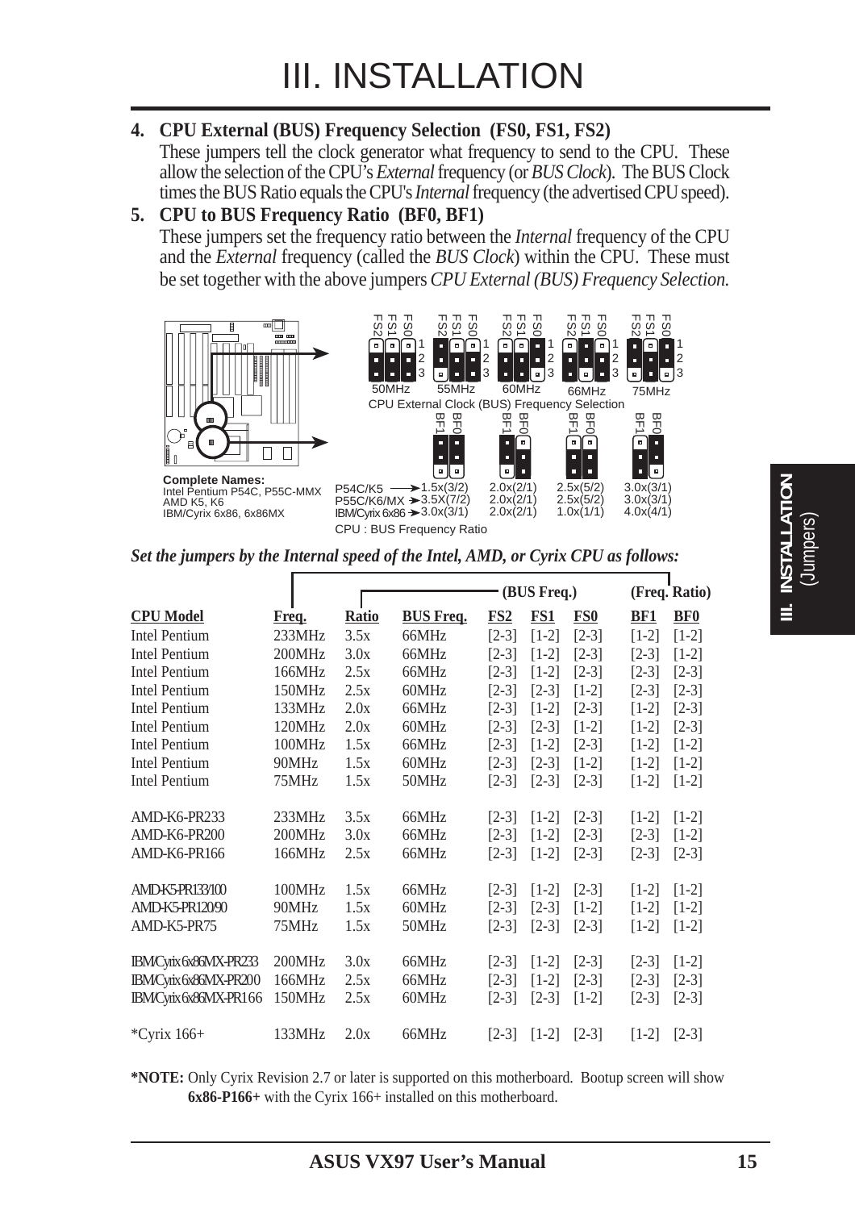# III. INSTALLATION

**4. CPU External (BUS) Frequency Selection (FS0, FS1, FS2)**

These jumpers tell the clock generator what frequency to send to the CPU. These allow the selection of the CPU's *External* frequency (or *BUS Clock*). The BUS Clock times the BUS Ratio equals the CPU's *Internal* frequency (the advertised CPU speed).

**5. CPU to BUS Frequency Ratio (BF0, BF1)**

These jumpers set the frequency ratio between the *Internal* frequency of the CPU and the *External* frequency (called the *BUS Clock*) within the CPU. These must be set together with the above jumpers *CPU External (BUS) Frequency Selection.*

CPU External Clock (BUS) Frequency Selection: 50MHz, 55MHz, 60MHz, 66MHz, 75MHz

**Complete Names:**
Intel Pentium P54C, P55C-MMX
AMD K5, K6
IBM/Cyrix 6x86, 6x86MX

| | | | | |
|---|---|---|---|---|
| P54C/K5 | 1.5x(3/2) | 2.0x(2/1) | 2.5x(5/2) | 3.0x(3/1) |
| P55C/K6/MX | 3.5X(7/2) | 2.0x(2/1) | 2.5x(5/2) | 3.0x(3/1) |
| IBM/Cyrix 6x86 | 3.0x(3/1) | 2.0x(2/1) | 1.0x(1/1) | 4.0x(4/1) |

CPU : BUS Frequency Ratio

***Set the jumpers by the Internal speed of the Intel, AMD, or Cyrix CPU as follows:***

| | | | | (BUS Freq.) | | | (Freq. Ratio) | |
|---|---|---|---|---|---|---|---|---|
| **CPU Model** | **Freq.** | **Ratio** | **BUS Freq.** | **FS2** | **FS1** | **FS0** | **BF1** | **BF0** |
| Intel Pentium | 233MHz | 3.5x | 66MHz | [2-3] | [1-2] | [2-3] | [1-2] | [1-2] |
| Intel Pentium | 200MHz | 3.0x | 66MHz | [2-3] | [1-2] | [2-3] | [2-3] | [1-2] |
| Intel Pentium | 166MHz | 2.5x | 66MHz | [2-3] | [1-2] | [2-3] | [2-3] | [2-3] |
| Intel Pentium | 150MHz | 2.5x | 60MHz | [2-3] | [2-3] | [1-2] | [2-3] | [2-3] |
| Intel Pentium | 133MHz | 2.0x | 66MHz | [2-3] | [1-2] | [2-3] | [1-2] | [2-3] |
| Intel Pentium | 120MHz | 2.0x | 60MHz | [2-3] | [2-3] | [1-2] | [1-2] | [2-3] |
| Intel Pentium | 100MHz | 1.5x | 66MHz | [2-3] | [1-2] | [2-3] | [1-2] | [1-2] |
| Intel Pentium | 90MHz | 1.5x | 60MHz | [2-3] | [2-3] | [1-2] | [1-2] | [1-2] |
| Intel Pentium | 75MHz | 1.5x | 50MHz | [2-3] | [2-3] | [2-3] | [1-2] | [1-2] |
| AMD-K6-PR233 | 233MHz | 3.5x | 66MHz | [2-3] | [1-2] | [2-3] | [1-2] | [1-2] |
| AMD-K6-PR200 | 200MHz | 3.0x | 66MHz | [2-3] | [1-2] | [2-3] | [2-3] | [1-2] |
| AMD-K6-PR166 | 166MHz | 2.5x | 66MHz | [2-3] | [1-2] | [2-3] | [2-3] | [2-3] |
| AMD-K5-PR133/100 | 100MHz | 1.5x | 66MHz | [2-3] | [1-2] | [2-3] | [1-2] | [1-2] |
| AMD-K5-PR120/90 | 90MHz | 1.5x | 60MHz | [2-3] | [2-3] | [1-2] | [1-2] | [1-2] |
| AMD-K5-PR75 | 75MHz | 1.5x | 50MHz | [2-3] | [2-3] | [2-3] | [1-2] | [1-2] |
| IBM/Cyrix 6x86MX-PR233 | 200MHz | 3.0x | 66MHz | [2-3] | [1-2] | [2-3] | [2-3] | [1-2] |
| IBM/Cyrix 6x86MX-PR200 | 166MHz | 2.5x | 66MHz | [2-3] | [1-2] | [2-3] | [2-3] | [2-3] |
| IBM/Cyrix 6x86MX-PR166 | 150MHz | 2.5x | 60MHz | [2-3] | [2-3] | [1-2] | [2-3] | [2-3] |
| *Cyrix 166+ | 133MHz | 2.0x | 66MHz | [2-3] | [1-2] | [2-3] | [1-2] | [2-3] |

**\*NOTE:** Only Cyrix Revision 2.7 or later is supported on this motherboard. Bootup screen will show **6x86-P166+** with the Cyrix 166+ installed on this motherboard.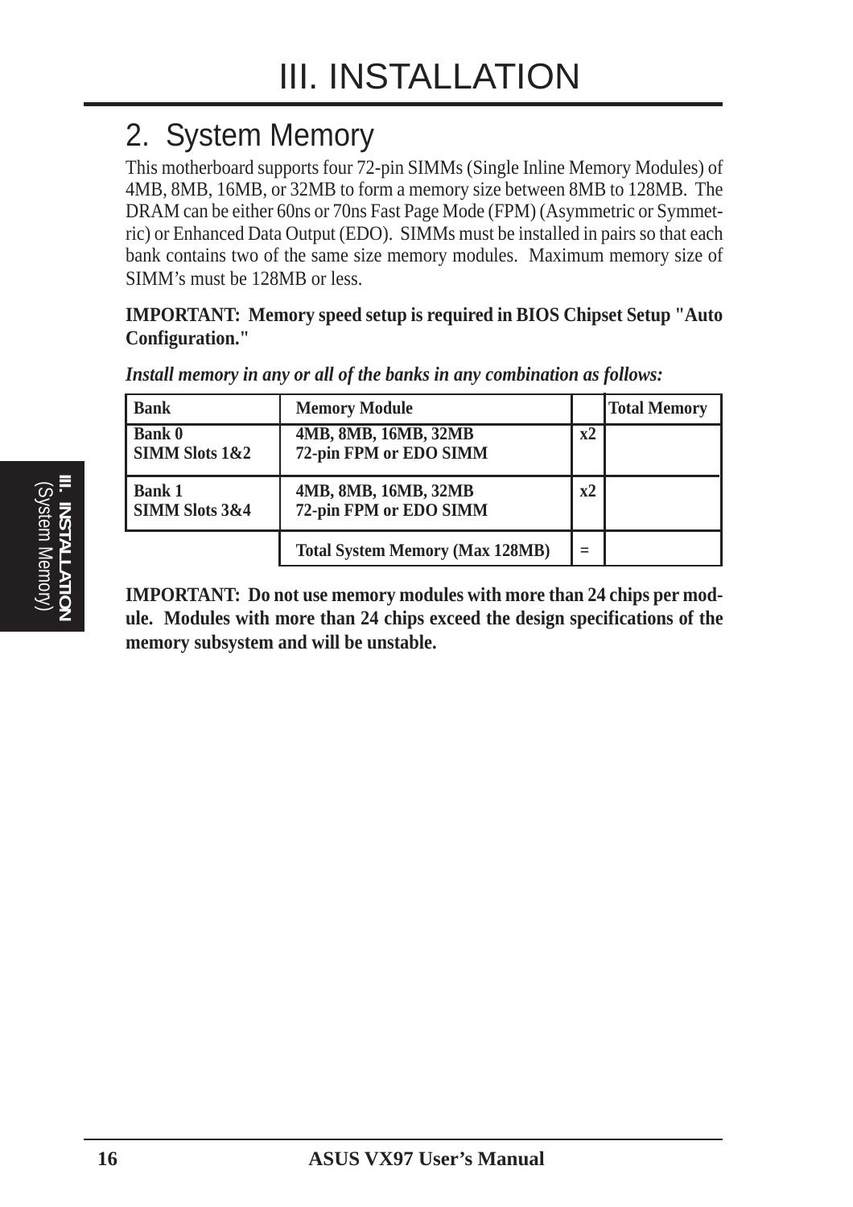## 2. System Memory

This motherboard supports four 72-pin SIMMs (Single Inline Memory Modules) of 4MB, 8MB, 16MB, or 32MB to form a memory size between 8MB to 128MB. The DRAM can be either 60ns or 70ns Fast Page Mode (FPM) (Asymmetric or Symmetric) or Enhanced Data Output (EDO). SIMMs must be installed in pairs so that each bank contains two of the same size memory modules. Maximum memory size of SIMM's must be 128MB or less.

**IMPORTANT: Memory speed setup is required in BIOS Chipset Setup "Auto Configuration."**

***Install memory in any or all of the banks in any combination as follows:***

| Bank | Memory Module | | Total Memory |
|---|---|---|---|
| **Bank 0 SIMM Slots 1&2** | **4MB, 8MB, 16MB, 32MB 72-pin FPM or EDO SIMM** | **x2** | |
| **Bank 1 SIMM Slots 3&4** | **4MB, 8MB, 16MB, 32MB 72-pin FPM or EDO SIMM** | **x2** | |
| | **Total System Memory (Max 128MB)** | **=** | |

**IMPORTANT: Do not use memory modules with more than 24 chips per module. Modules with more than 24 chips exceed the design specifications of the memory subsystem and will be unstable.**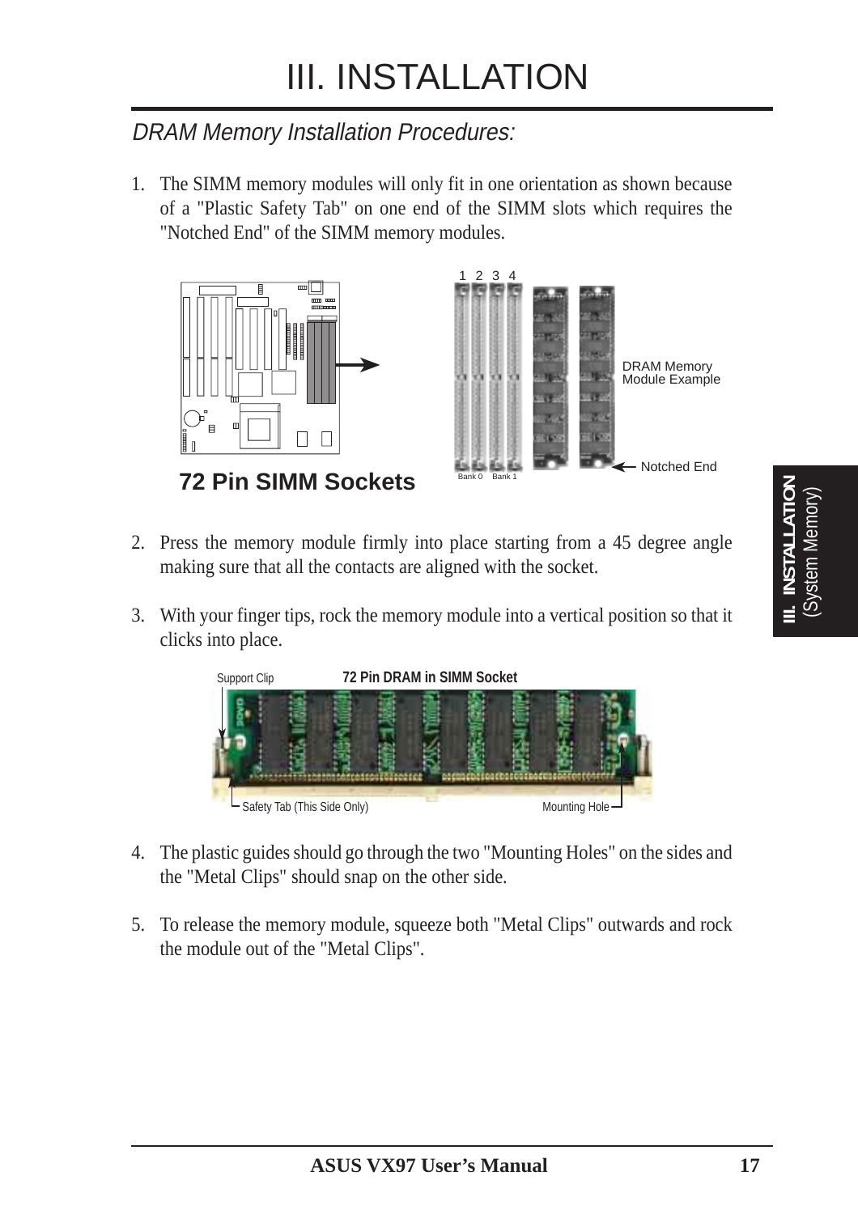# III. INSTALLATION

## *DRAM Memory Installation Procedures:*

1. The SIMM memory modules will only fit in one orientation as shown because of a "Plastic Safety Tab" on one end of the SIMM slots which requires the "Notched End" of the SIMM memory modules.

**72 Pin SIMM Sockets**

1 2 3 4

Bank 0 Bank 1

DRAM Memory Module Example

Notched End

2. Press the memory module firmly into place starting from a 45 degree angle making sure that all the contacts are aligned with the socket.

3. With your finger tips, rock the memory module into a vertical position so that it clicks into place.

**72 Pin DRAM in SIMM Socket**

Support Clip

Safety Tab (This Side Only)

Mounting Hole

4. The plastic guides should go through the two "Mounting Holes" on the sides and the "Metal Clips" should snap on the other side.

5. To release the memory module, squeeze both "Metal Clips" outwards and rock the module out of the "Metal Clips".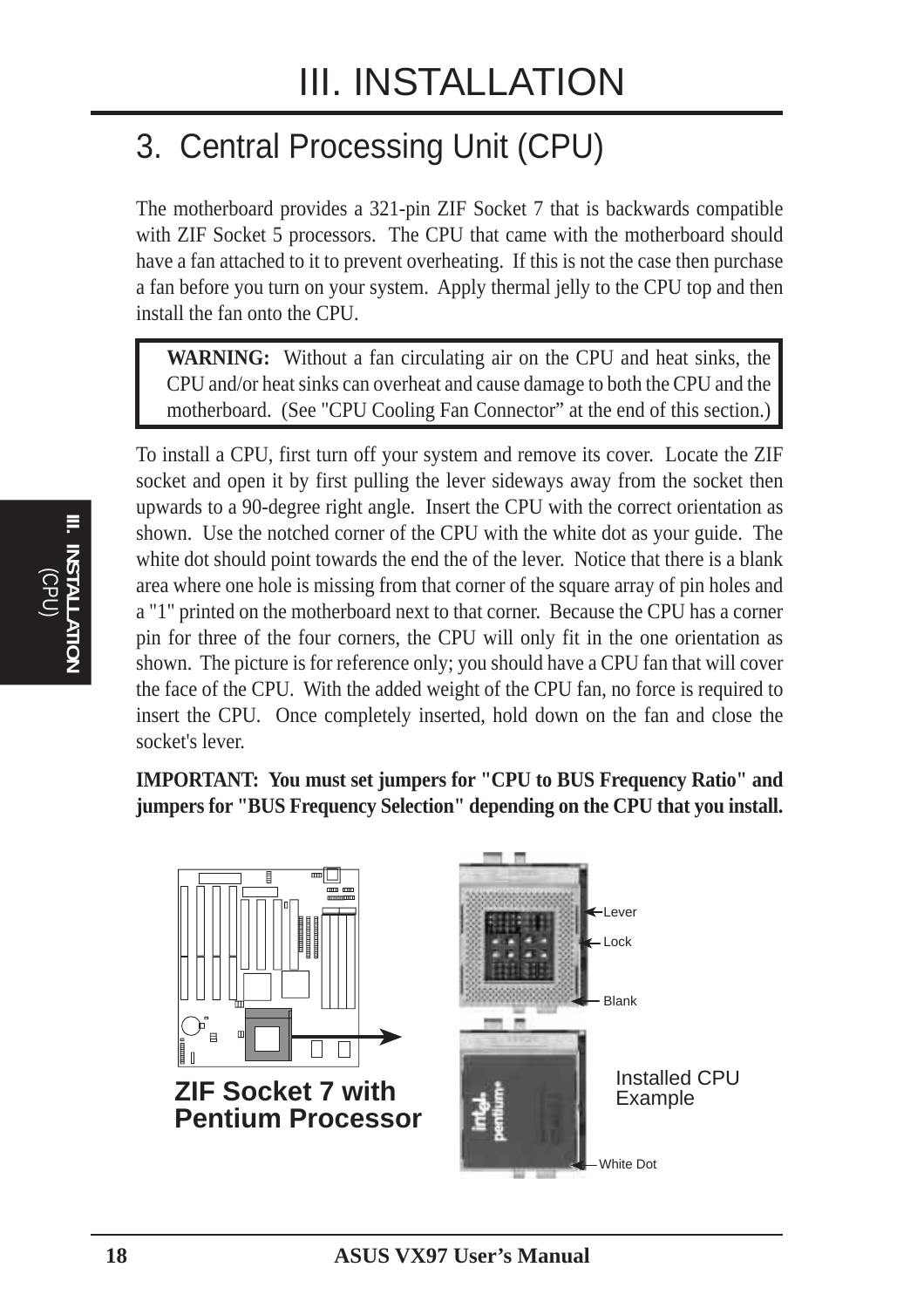# III. INSTALLATION

## 3. Central Processing Unit (CPU)

The motherboard provides a 321-pin ZIF Socket 7 that is backwards compatible with ZIF Socket 5 processors. The CPU that came with the motherboard should have a fan attached to it to prevent overheating. If this is not the case then purchase a fan before you turn on your system. Apply thermal jelly to the CPU top and then install the fan onto the CPU.

> **WARNING:** Without a fan circulating air on the CPU and heat sinks, the CPU and/or heat sinks can overheat and cause damage to both the CPU and the motherboard. (See "CPU Cooling Fan Connector" at the end of this section.)

To install a CPU, first turn off your system and remove its cover. Locate the ZIF socket and open it by first pulling the lever sideways away from the socket then upwards to a 90-degree right angle. Insert the CPU with the correct orientation as shown. Use the notched corner of the CPU with the white dot as your guide. The white dot should point towards the end the of the lever. Notice that there is a blank area where one hole is missing from that corner of the square array of pin holes and a "1" printed on the motherboard next to that corner. Because the CPU has a corner pin for three of the four corners, the CPU will only fit in the one orientation as shown. The picture is for reference only; you should have a CPU fan that will cover the face of the CPU. With the added weight of the CPU fan, no force is required to insert the CPU. Once completely inserted, hold down on the fan and close the socket's lever.

**IMPORTANT: You must set jumpers for "CPU to BUS Frequency Ratio" and jumpers for "BUS Frequency Selection" depending on the CPU that you install.**

**ZIF Socket 7 with Pentium Processor**

Lever

Lock

Blank

Installed CPU Example

White Dot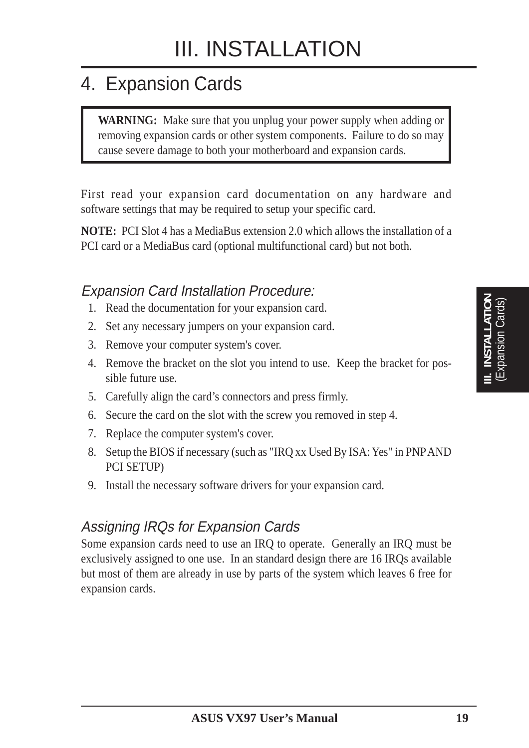# III. INSTALLATION

## 4. Expansion Cards

> **WARNING:** Make sure that you unplug your power supply when adding or removing expansion cards or other system components. Failure to do so may cause severe damage to both your motherboard and expansion cards.

First read your expansion card documentation on any hardware and software settings that may be required to setup your specific card.

**NOTE:** PCI Slot 4 has a MediaBus extension 2.0 which allows the installation of a PCI card or a MediaBus card (optional multifunctional card) but not both.

### *Expansion Card Installation Procedure:*

1. Read the documentation for your expansion card.
2. Set any necessary jumpers on your expansion card.
3. Remove your computer system's cover.
4. Remove the bracket on the slot you intend to use. Keep the bracket for possible future use.
5. Carefully align the card's connectors and press firmly.
6. Secure the card on the slot with the screw you removed in step 4.
7. Replace the computer system's cover.
8. Setup the BIOS if necessary (such as "IRQ xx Used By ISA: Yes" in PNP AND PCI SETUP)
9. Install the necessary software drivers for your expansion card.

### *Assigning IRQs for Expansion Cards*

Some expansion cards need to use an IRQ to operate. Generally an IRQ must be exclusively assigned to one use. In an standard design there are 16 IRQs available but most of them are already in use by parts of the system which leaves 6 free for expansion cards.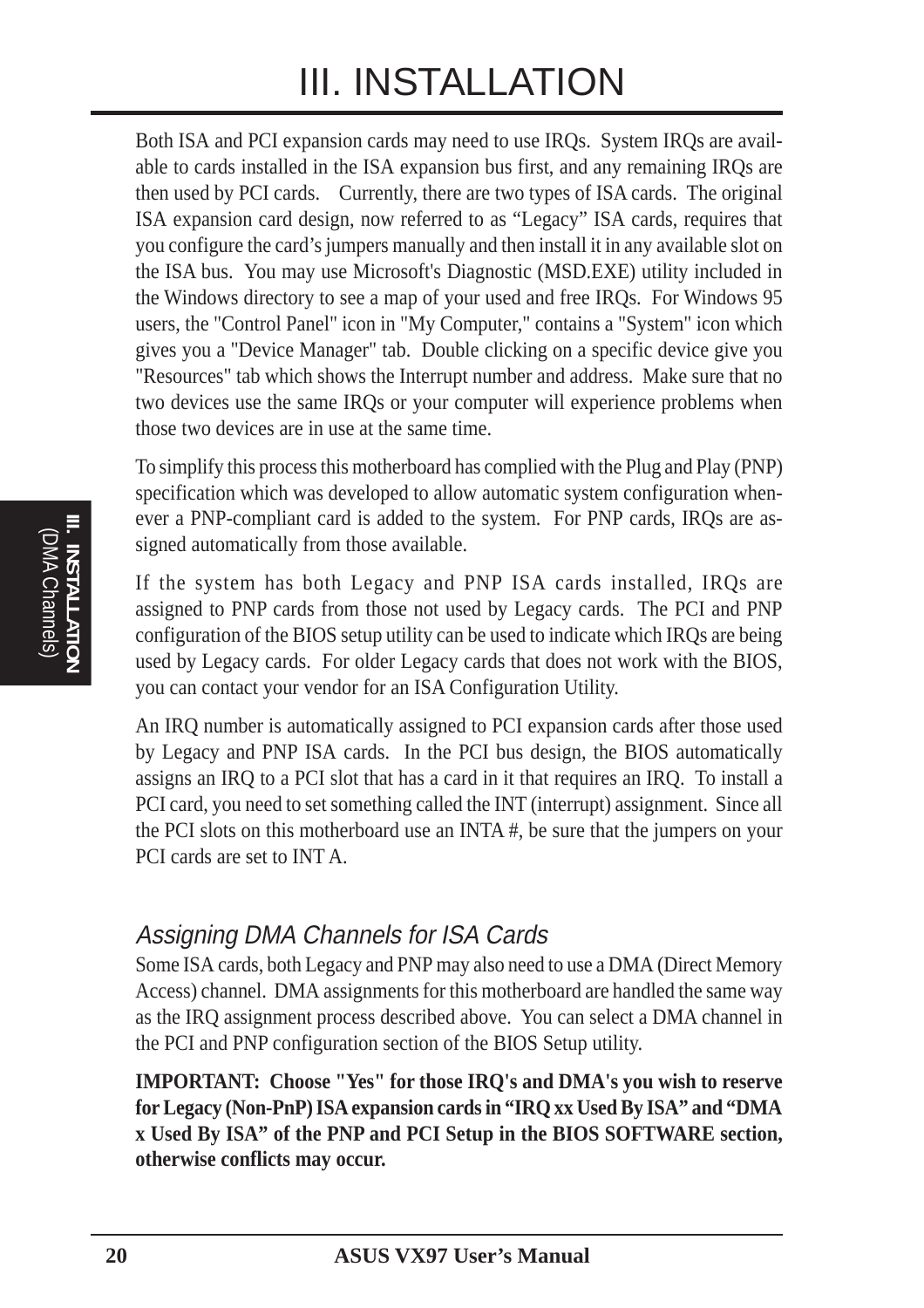Both ISA and PCI expansion cards may need to use IRQs. System IRQs are available to cards installed in the ISA expansion bus first, and any remaining IRQs are then used by PCI cards. Currently, there are two types of ISA cards. The original ISA expansion card design, now referred to as “Legacy” ISA cards, requires that you configure the card’s jumpers manually and then install it in any available slot on the ISA bus. You may use Microsoft's Diagnostic (MSD.EXE) utility included in the Windows directory to see a map of your used and free IRQs. For Windows 95 users, the "Control Panel" icon in "My Computer," contains a "System" icon which gives you a "Device Manager" tab. Double clicking on a specific device give you "Resources" tab which shows the Interrupt number and address. Make sure that no two devices use the same IRQs or your computer will experience problems when those two devices are in use at the same time.

To simplify this process this motherboard has complied with the Plug and Play (PNP) specification which was developed to allow automatic system configuration whenever a PNP-compliant card is added to the system. For PNP cards, IRQs are assigned automatically from those available.

If the system has both Legacy and PNP ISA cards installed, IRQs are assigned to PNP cards from those not used by Legacy cards. The PCI and PNP configuration of the BIOS setup utility can be used to indicate which IRQs are being used by Legacy cards. For older Legacy cards that does not work with the BIOS, you can contact your vendor for an ISA Configuration Utility.

An IRQ number is automatically assigned to PCI expansion cards after those used by Legacy and PNP ISA cards. In the PCI bus design, the BIOS automatically assigns an IRQ to a PCI slot that has a card in it that requires an IRQ. To install a PCI card, you need to set something called the INT (interrupt) assignment. Since all the PCI slots on this motherboard use an INTA #, be sure that the jumpers on your PCI cards are set to INT A.

### *Assigning DMA Channels for ISA Cards*

Some ISA cards, both Legacy and PNP may also need to use a DMA (Direct Memory Access) channel. DMA assignments for this motherboard are handled the same way as the IRQ assignment process described above. You can select a DMA channel in the PCI and PNP configuration section of the BIOS Setup utility.

**IMPORTANT: Choose "Yes" for those IRQ's and DMA's you wish to reserve for Legacy (Non-PnP) ISA expansion cards in “IRQ xx Used By ISA” and “DMA x Used By ISA” of the PNP and PCI Setup in the BIOS SOFTWARE section, otherwise conflicts may occur.**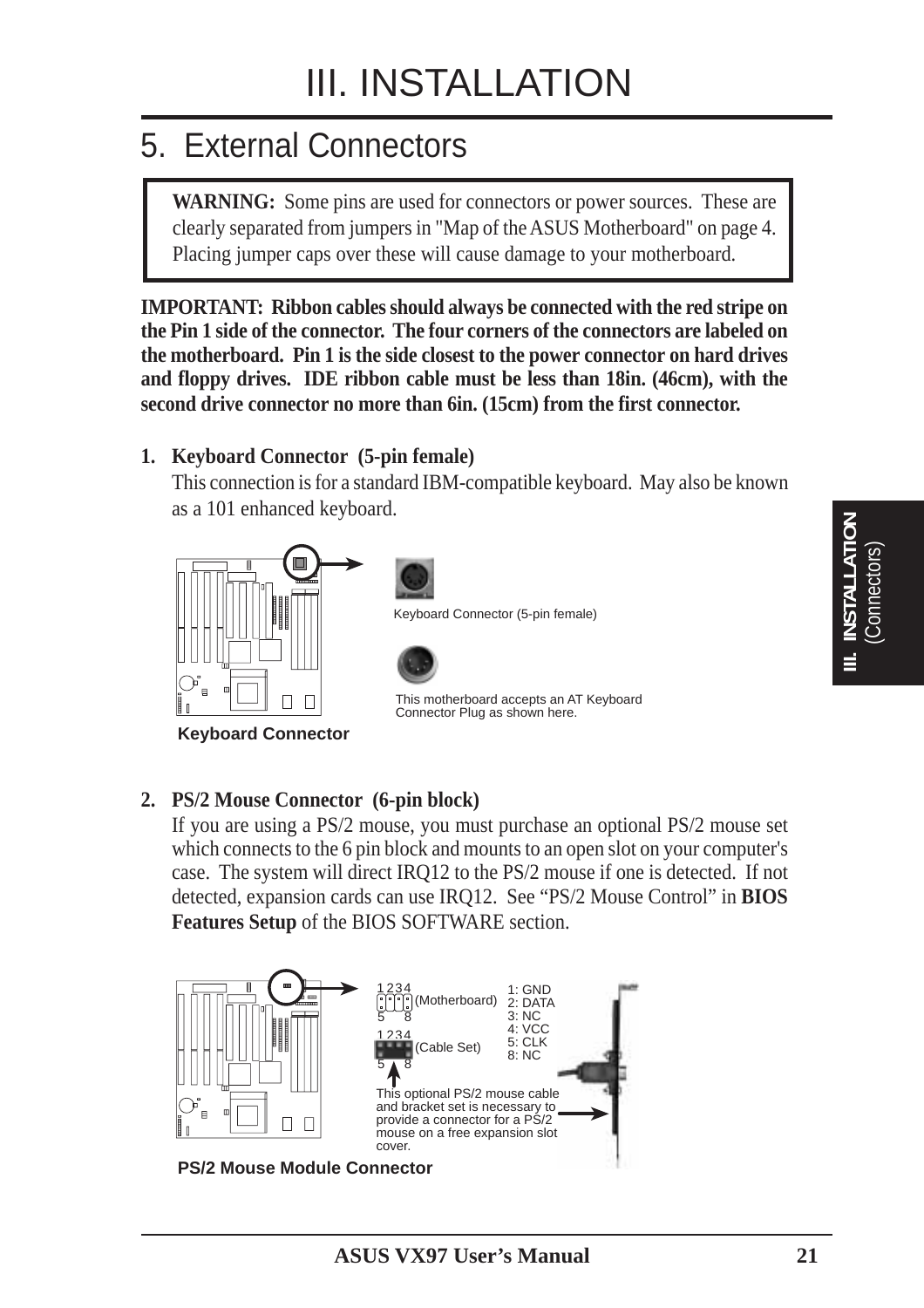# III. INSTALLATION

## 5. External Connectors

> **WARNING:** Some pins are used for connectors or power sources. These are clearly separated from jumpers in "Map of the ASUS Motherboard" on page 4. Placing jumper caps over these will cause damage to your motherboard.

**IMPORTANT: Ribbon cables should always be connected with the red stripe on the Pin 1 side of the connector. The four corners of the connectors are labeled on the motherboard. Pin 1 is the side closest to the power connector on hard drives and floppy drives. IDE ribbon cable must be less than 18in. (46cm), with the second drive connector no more than 6in. (15cm) from the first connector.**

**1. Keyboard Connector (5-pin female)**

This connection is for a standard IBM-compatible keyboard. May also be known as a 101 enhanced keyboard.

Keyboard Connector (5-pin female)

This motherboard accepts an AT Keyboard Connector Plug as shown here.

**Keyboard Connector**

**2. PS/2 Mouse Connector (6-pin block)**

If you are using a PS/2 mouse, you must purchase an optional PS/2 mouse set which connects to the 6 pin block and mounts to an open slot on your computer's case. The system will direct IRQ12 to the PS/2 mouse if one is detected. If not detected, expansion cards can use IRQ12. See "PS/2 Mouse Control" in **BIOS Features Setup** of the BIOS SOFTWARE section.

1234 (Motherboard) 5 8

1234 (Cable Set) 5 8

1: GND
2: DATA
3: NC
4: VCC
5: CLK
8: NC

This optional PS/2 mouse cable and bracket set is necessary to provide a connector for a PS/2 mouse on a free expansion slot cover.

**PS/2 Mouse Module Connector**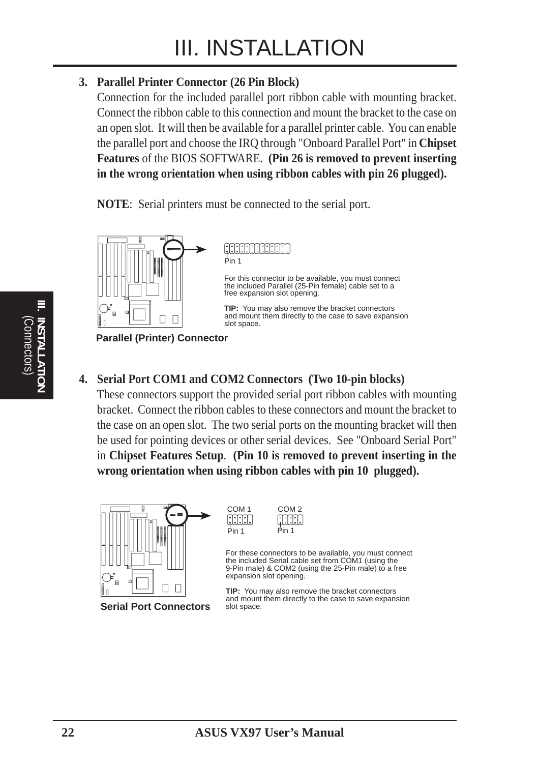3. **Parallel Printer Connector (26 Pin Block)**
   Connection for the included parallel port ribbon cable with mounting bracket. Connect the ribbon cable to this connection and mount the bracket to the case on an open slot. It will then be available for a parallel printer cable. You can enable the parallel port and choose the IRQ through "Onboard Parallel Port" in **Chipset Features** of the BIOS SOFTWARE. **(Pin 26 is removed to prevent inserting in the wrong orientation when using ribbon cables with pin 26 plugged).**

   **NOTE**: Serial printers must be connected to the serial port.

Pin 1

For this connector to be available, you must connect the included Parallel (25-Pin female) cable set to a free expansion slot opening.

**TIP:** You may also remove the bracket connectors and mount them directly to the case to save expansion slot space.

**Parallel (Printer) Connector**

4. **Serial Port COM1 and COM2 Connectors (Two 10-pin blocks)**
   These connectors support the provided serial port ribbon cables with mounting bracket. Connect the ribbon cables to these connectors and mount the bracket to the case on an open slot. The two serial ports on the mounting bracket will then be used for pointing devices or other serial devices. See "Onboard Serial Port" in **Chipset Features Setup**. **(Pin 10 is removed to prevent inserting in the wrong orientation when using ribbon cables with pin 10 plugged).**

COM 1 Pin 1 COM 2 Pin 1

For these connectors to be available, you must connect the included Serial cable set from COM1 (using the 9-Pin male) & COM2 (using the 25-Pin male) to a free expansion slot opening.

**TIP:** You may also remove the bracket connectors and mount them directly to the case to save expansion slot space.

**Serial Port Connectors**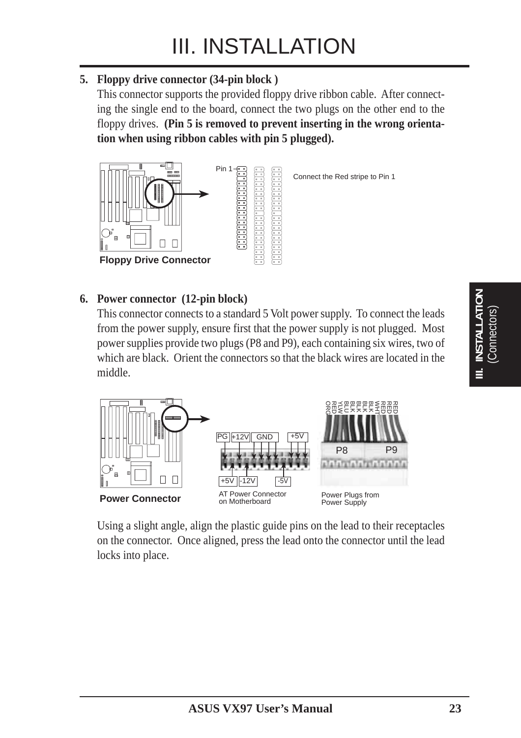# III. INSTALLATION

**5. Floppy drive connector (34-pin block )**

This connector supports the provided floppy drive ribbon cable. After connecting the single end to the board, connect the two plugs on the other end to the floppy drives. **(Pin 5 is removed to prevent inserting in the wrong orientation when using ribbon cables with pin 5 plugged).**

Pin 1

Connect the Red stripe to Pin 1

**Floppy Drive Connector**

**6. Power connector (12-pin block)**

This connector connects to a standard 5 Volt power supply. To connect the leads from the power supply, ensure first that the power supply is not plugged. Most power supplies provide two plugs (P8 and P9), each containing six wires, two of which are black. Orient the connectors so that the black wires are located in the middle.

PG +12V GND +5V

+5V -12V -5V

AT Power Connector on Motherboard

ORG RED YLW BLU BLK BLK BLK BLK WHT RED RED RED

P8 P9

Power Plugs from Power Supply

**Power Connector**

Using a slight angle, align the plastic guide pins on the lead to their receptacles on the connector. Once aligned, press the lead onto the connector until the lead locks into place.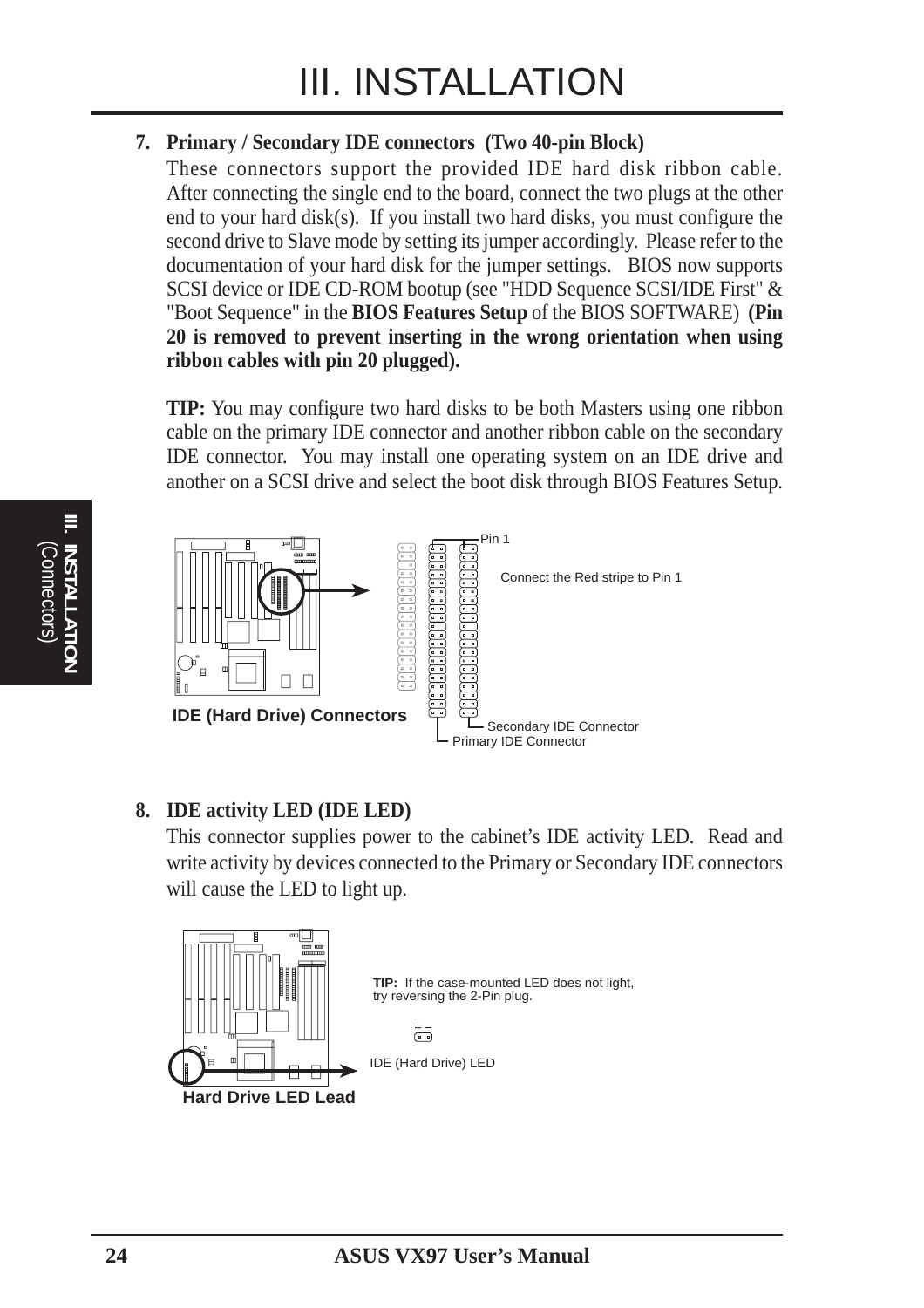**7. Primary / Secondary IDE connectors (Two 40-pin Block)**

These connectors support the provided IDE hard disk ribbon cable. After connecting the single end to the board, connect the two plugs at the other end to your hard disk(s). If you install two hard disks, you must configure the second drive to Slave mode by setting its jumper accordingly. Please refer to the documentation of your hard disk for the jumper settings. BIOS now supports SCSI device or IDE CD-ROM bootup (see "HDD Sequence SCSI/IDE First" & "Boot Sequence" in the **BIOS Features Setup** of the BIOS SOFTWARE) **(Pin 20 is removed to prevent inserting in the wrong orientation when using ribbon cables with pin 20 plugged).**

**TIP:** You may configure two hard disks to be both Masters using one ribbon cable on the primary IDE connector and another ribbon cable on the secondary IDE connector. You may install one operating system on an IDE drive and another on a SCSI drive and select the boot disk through BIOS Features Setup.

Pin 1

Connect the Red stripe to Pin 1

Secondary IDE Connector

Primary IDE Connector

**IDE (Hard Drive) Connectors**

**8. IDE activity LED (IDE LED)**

This connector supplies power to the cabinet's IDE activity LED. Read and write activity by devices connected to the Primary or Secondary IDE connectors will cause the LED to light up.

**TIP:** If the case-mounted LED does not light, try reversing the 2-Pin plug.

IDE (Hard Drive) LED

**Hard Drive LED Lead**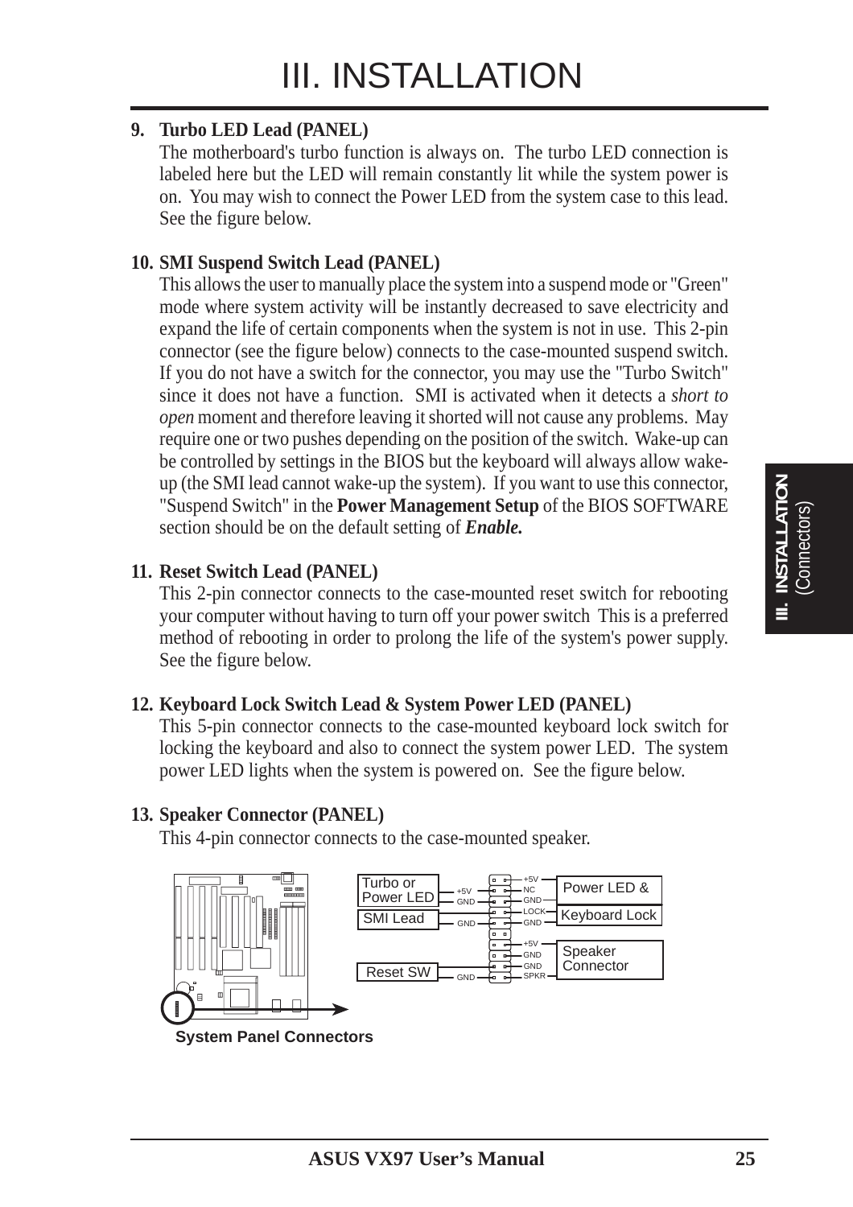# III. INSTALLATION

**9. Turbo LED Lead (PANEL)**

The motherboard's turbo function is always on. The turbo LED connection is labeled here but the LED will remain constantly lit while the system power is on. You may wish to connect the Power LED from the system case to this lead. See the figure below.

**10. SMI Suspend Switch Lead (PANEL)**

This allows the user to manually place the system into a suspend mode or "Green" mode where system activity will be instantly decreased to save electricity and expand the life of certain components when the system is not in use. This 2-pin connector (see the figure below) connects to the case-mounted suspend switch. If you do not have a switch for the connector, you may use the "Turbo Switch" since it does not have a function. SMI is activated when it detects a *short to open* moment and therefore leaving it shorted will not cause any problems. May require one or two pushes depending on the position of the switch. Wake-up can be controlled by settings in the BIOS but the keyboard will always allow wake-up (the SMI lead cannot wake-up the system). If you want to use this connector, "Suspend Switch" in the **Power Management Setup** of the BIOS SOFTWARE section should be on the default setting of ***Enable.***

**11. Reset Switch Lead (PANEL)**

This 2-pin connector connects to the case-mounted reset switch for rebooting your computer without having to turn off your power switch This is a preferred method of rebooting in order to prolong the life of the system's power supply. See the figure below.

**12. Keyboard Lock Switch Lead & System Power LED (PANEL)**

This 5-pin connector connects to the case-mounted keyboard lock switch for locking the keyboard and also to connect the system power LED. The system power LED lights when the system is powered on. See the figure below.

**13. Speaker Connector (PANEL)**

This 4-pin connector connects to the case-mounted speaker.

Turbo or Power LED: +5V, GND
SMI Lead: GND
Reset SW: GND
Power LED & Keyboard Lock: +5V, NC, GND, LOCK, GND
Speaker Connector: +5V, GND, GND, SPKR

**System Panel Connectors**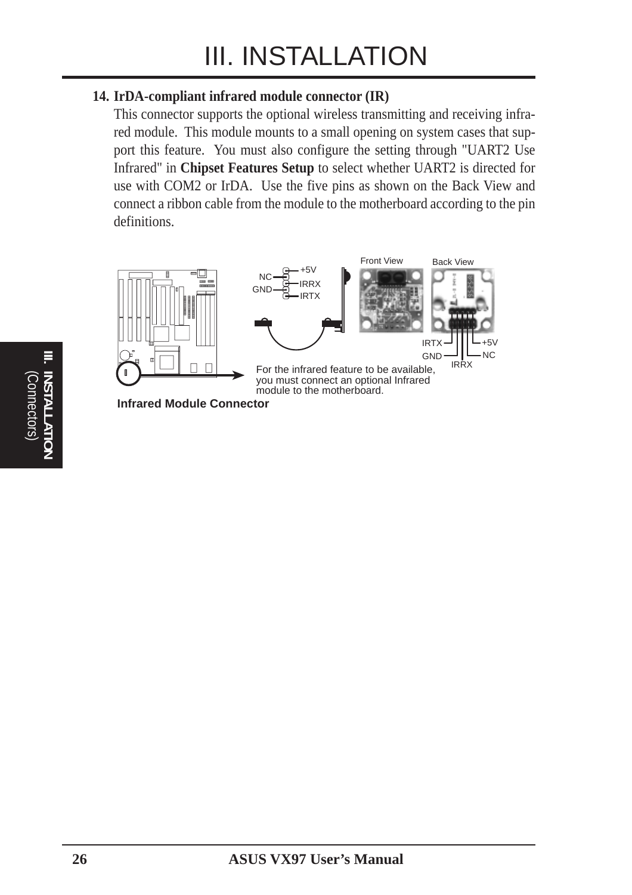# III. INSTALLATION

**14. IrDA-compliant infrared module connector (IR)**

This connector supports the optional wireless transmitting and receiving infrared module. This module mounts to a small opening on system cases that support this feature. You must also configure the setting through "UART2 Use Infrared" in **Chipset Features Setup** to select whether UART2 is directed for use with COM2 or IrDA. Use the five pins as shown on the Back View and connect a ribbon cable from the module to the motherboard according to the pin definitions.

NC, GND, +5V, IRRX, IRTX

Front View

Back View

IRTX, GND, IRRX, +5V, NC

For the infrared feature to be available, you must connect an optional Infrared module to the motherboard.

**Infrared Module Connector**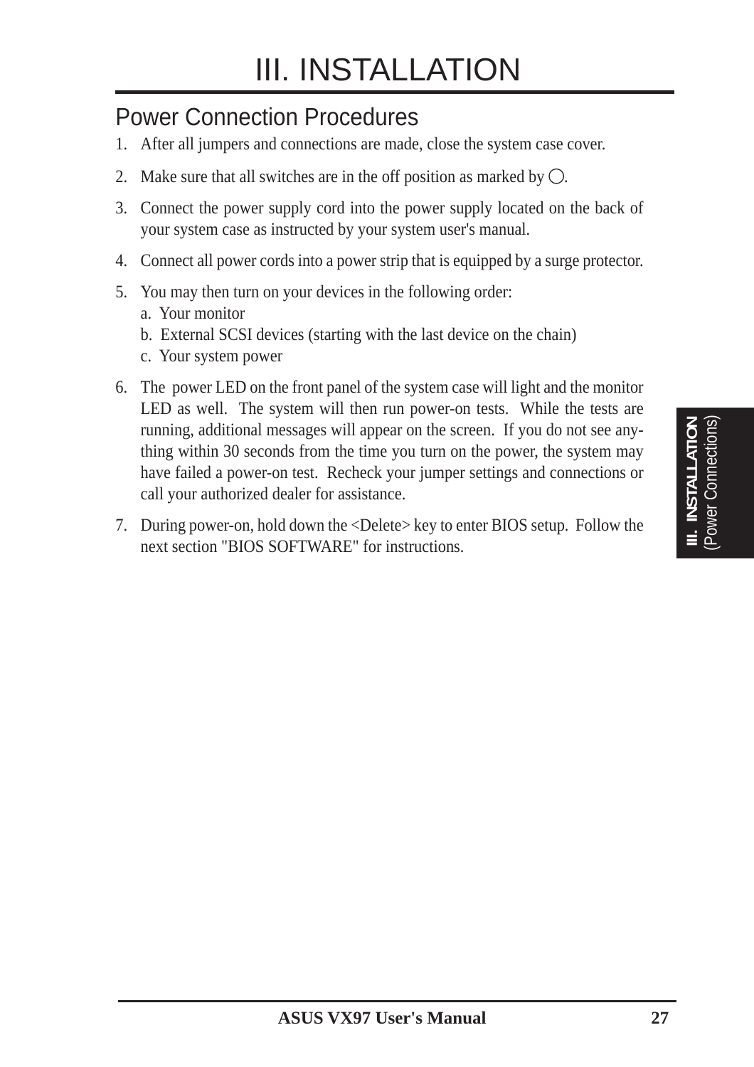# III. INSTALLATION

## Power Connection Procedures

1. After all jumpers and connections are made, close the system case cover.
2. Make sure that all switches are in the off position as marked by ◯.
3. Connect the power supply cord into the power supply located on the back of your system case as instructed by your system user's manual.
4. Connect all power cords into a power strip that is equipped by a surge protector.
5. You may then turn on your devices in the following order:
   a. Your monitor
   b. External SCSI devices (starting with the last device on the chain)
   c. Your system power
6. The power LED on the front panel of the system case will light and the monitor LED as well. The system will then run power-on tests. While the tests are running, additional messages will appear on the screen. If you do not see anything within 30 seconds from the time you turn on the power, the system may have failed a power-on test. Recheck your jumper settings and connections or call your authorized dealer for assistance.
7. During power-on, hold down the <Delete> key to enter BIOS setup. Follow the next section "BIOS SOFTWARE" for instructions.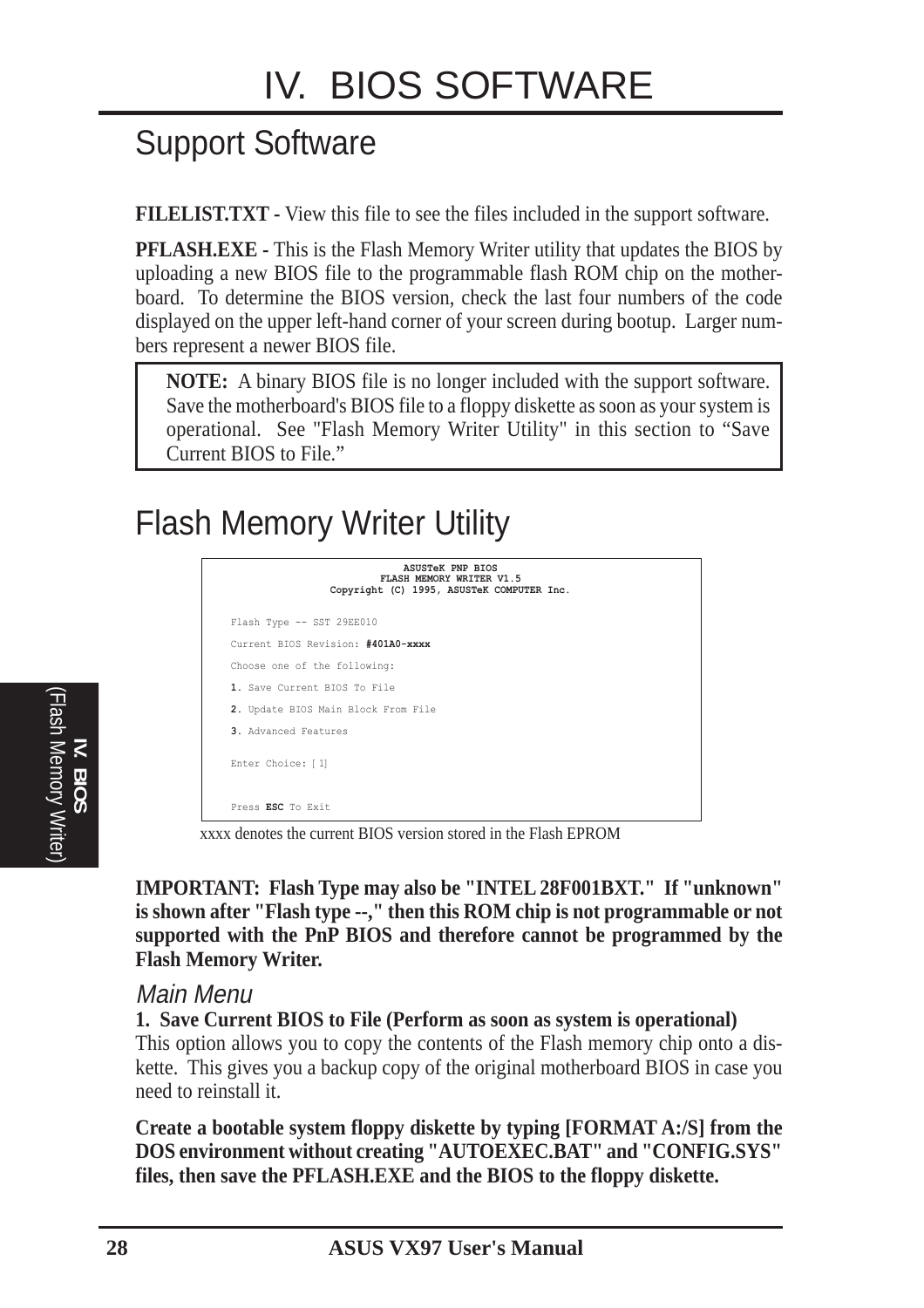# IV. BIOS SOFTWARE

## Support Software

**FILELIST.TXT -** View this file to see the files included in the support software.

**PFLASH.EXE -** This is the Flash Memory Writer utility that updates the BIOS by uploading a new BIOS file to the programmable flash ROM chip on the motherboard. To determine the BIOS version, check the last four numbers of the code displayed on the upper left-hand corner of your screen during bootup. Larger numbers represent a newer BIOS file.

> **NOTE:** A binary BIOS file is no longer included with the support software. Save the motherboard's BIOS file to a floppy diskette as soon as your system is operational. See "Flash Memory Writer Utility" in this section to “Save Current BIOS to File.”

## Flash Memory Writer Utility

```
                    ASUSTeK PNP BIOS
               FLASH MEMORY WRITER V1.5
        Copyright (C) 1995, ASUSTeK COMPUTER Inc.

Flash Type -- SST 29EE010

Current BIOS Revision: #401A0-xxxx

Choose one of the following:

1. Save Current BIOS To File

2. Update BIOS Main Block From File

3. Advanced Features

Enter Choice: [ 1]


Press ESC To Exit
```

xxxx denotes the current BIOS version stored in the Flash EPROM

**IMPORTANT: Flash Type may also be "INTEL 28F001BXT." If "unknown" is shown after "Flash type --," then this ROM chip is not programmable or not supported with the PnP BIOS and therefore cannot be programmed by the Flash Memory Writer.**

### *Main Menu*

**1. Save Current BIOS to File (Perform as soon as system is operational)**

This option allows you to copy the contents of the Flash memory chip onto a diskette. This gives you a backup copy of the original motherboard BIOS in case you need to reinstall it.

**Create a bootable system floppy diskette by typing [FORMAT A:/S] from the DOS environment without creating "AUTOEXEC.BAT" and "CONFIG.SYS" files, then save the PFLASH.EXE and the BIOS to the floppy diskette.**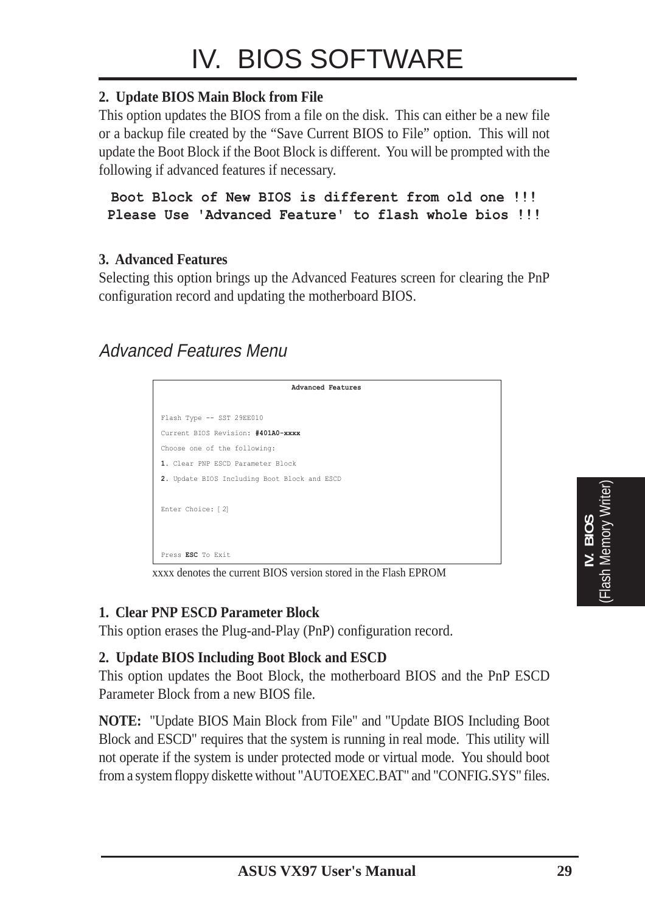# IV. BIOS SOFTWARE

**2. Update BIOS Main Block from File**

This option updates the BIOS from a file on the disk. This can either be a new file or a backup file created by the "Save Current BIOS to File" option. This will not update the Boot Block if the Boot Block is different. You will be prompted with the following if advanced features if necessary.

```
Boot Block of New BIOS is different from old one !!!
Please Use 'Advanced Feature' to flash whole bios !!!
```

**3. Advanced Features**

Selecting this option brings up the Advanced Features screen for clearing the PnP configuration record and updating the motherboard BIOS.

## *Advanced Features Menu*

```
                    Advanced Features

Flash Type -- SST 29EE010
Current BIOS Revision: #401A0-xxxx
Choose one of the following:
1. Clear PNP ESCD Parameter Block
2. Update BIOS Including Boot Block and ESCD

Enter Choice: [ 2]

Press ESC To Exit
```

xxxx denotes the current BIOS version stored in the Flash EPROM

**1. Clear PNP ESCD Parameter Block**

This option erases the Plug-and-Play (PnP) configuration record.

**2. Update BIOS Including Boot Block and ESCD**

This option updates the Boot Block, the motherboard BIOS and the PnP ESCD Parameter Block from a new BIOS file.

**NOTE:** "Update BIOS Main Block from File" and "Update BIOS Including Boot Block and ESCD" requires that the system is running in real mode. This utility will not operate if the system is under protected mode or virtual mode. You should boot from a system floppy diskette without "AUTOEXEC.BAT" and "CONFIG.SYS" files.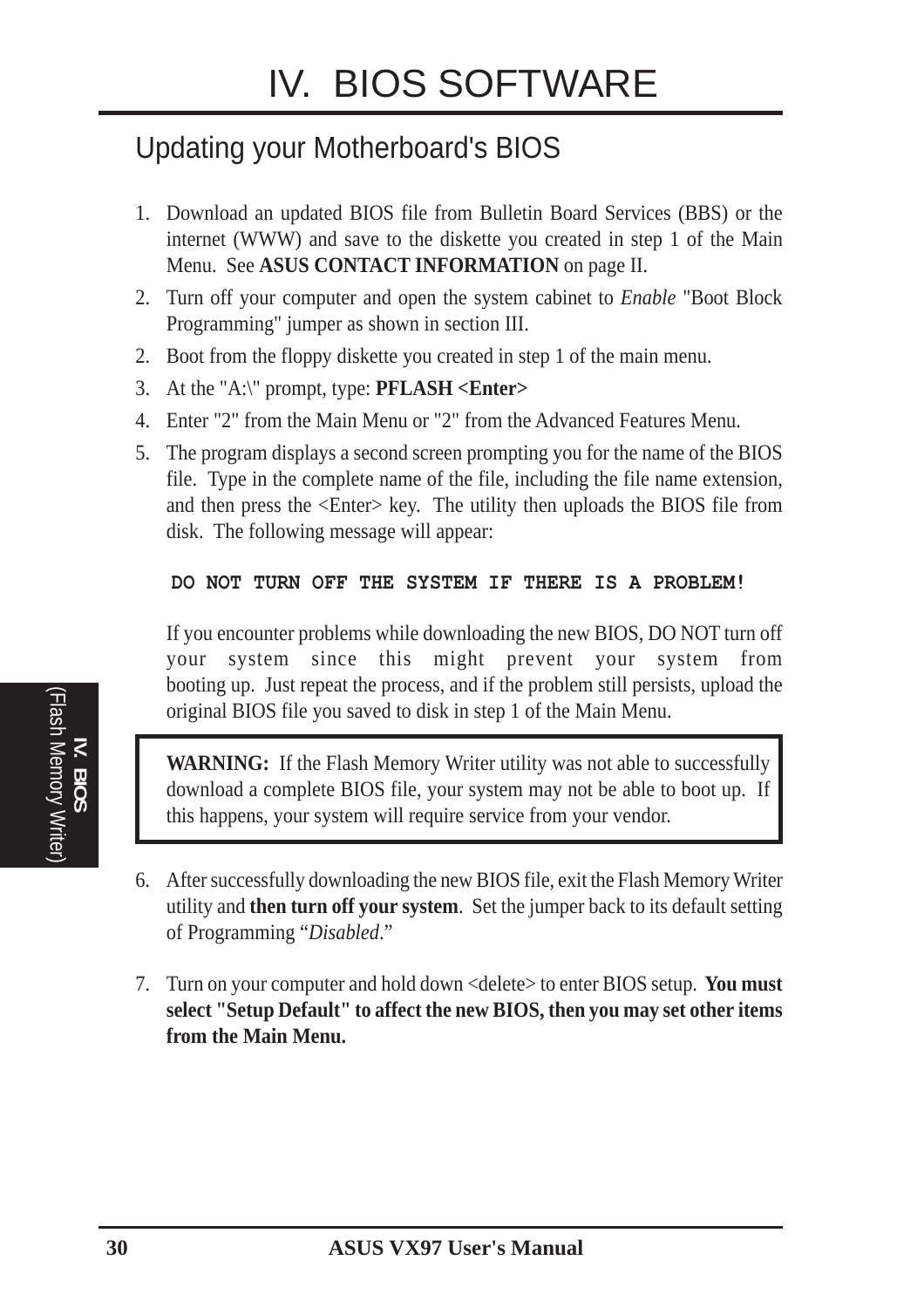# IV. BIOS SOFTWARE

## Updating your Motherboard's BIOS

1. Download an updated BIOS file from Bulletin Board Services (BBS) or the internet (WWW) and save to the diskette you created in step 1 of the Main Menu. See **ASUS CONTACT INFORMATION** on page II.
2. Turn off your computer and open the system cabinet to *Enable* "Boot Block Programming" jumper as shown in section III.
2. Boot from the floppy diskette you created in step 1 of the main menu.
3. At the "A:\" prompt, type: **PFLASH <Enter>**
4. Enter "2" from the Main Menu or "2" from the Advanced Features Menu.
5. The program displays a second screen prompting you for the name of the BIOS file. Type in the complete name of the file, including the file name extension, and then press the <Enter> key. The utility then uploads the BIOS file from disk. The following message will appear:

   **DO NOT TURN OFF THE SYSTEM IF THERE IS A PROBLEM!**

   If you encounter problems while downloading the new BIOS, DO NOT turn off your system since this might prevent your system from booting up. Just repeat the process, and if the problem still persists, upload the original BIOS file you saved to disk in step 1 of the Main Menu.

> **WARNING:** If the Flash Memory Writer utility was not able to successfully download a complete BIOS file, your system may not be able to boot up. If this happens, your system will require service from your vendor.

6. After successfully downloading the new BIOS file, exit the Flash Memory Writer utility and **then turn off your system**. Set the jumper back to its default setting of Programming "*Disabled*."

7. Turn on your computer and hold down <delete> to enter BIOS setup. **You must select "Setup Default" to affect the new BIOS, then you may set other items from the Main Menu.**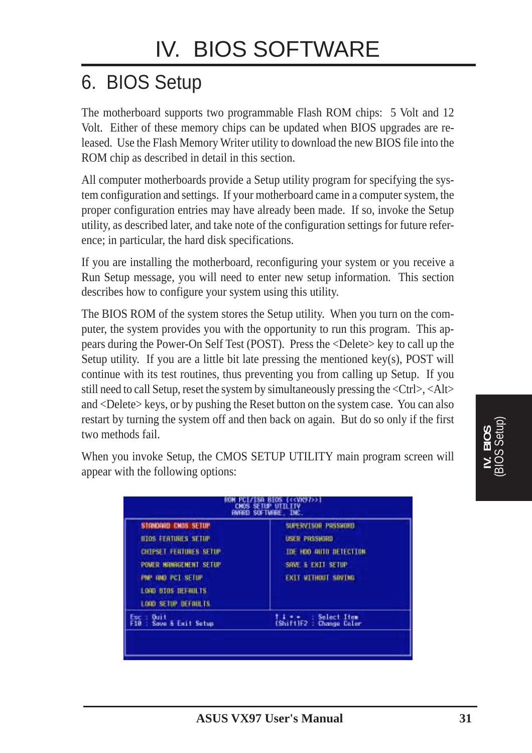# IV. BIOS SOFTWARE

## 6. BIOS Setup

The motherboard supports two programmable Flash ROM chips: 5 Volt and 12 Volt. Either of these memory chips can be updated when BIOS upgrades are released. Use the Flash Memory Writer utility to download the new BIOS file into the ROM chip as described in detail in this section.

All computer motherboards provide a Setup utility program for specifying the system configuration and settings. If your motherboard came in a computer system, the proper configuration entries may have already been made. If so, invoke the Setup utility, as described later, and take note of the configuration settings for future reference; in particular, the hard disk specifications.

If you are installing the motherboard, reconfiguring your system or you receive a Run Setup message, you will need to enter new setup information. This section describes how to configure your system using this utility.

The BIOS ROM of the system stores the Setup utility. When you turn on the computer, the system provides you with the opportunity to run this program. This appears during the Power-On Self Test (POST). Press the <Delete> key to call up the Setup utility. If you are a little bit late pressing the mentioned key(s), POST will continue with its test routines, thus preventing you from calling up Setup. If you still need to call Setup, reset the system by simultaneously pressing the <Ctrl>, <Alt> and <Delete> keys, or by pushing the Reset button on the system case. You can also restart by turning the system off and then back on again. But do so only if the first two methods fail.

When you invoke Setup, the CMOS SETUP UTILITY main program screen will appear with the following options:

```
              ROM PCI/ISA BIOS (<<VX97>>)
                  CMOS SETUP UTILITY
                 AWARD SOFTWARE, INC.

  STANDARD CMOS SETUP          SUPERVISOR PASSWORD
  BIOS FEATURES SETUP          USER PASSWORD
  CHIPSET FEATURES SETUP       IDE HDD AUTO DETECTION
  POWER MANAGEMENT SETUP       SAVE & EXIT SETUP
  PNP AND PCI SETUP            EXIT WITHOUT SAVING
  LOAD BIOS DEFAULTS
  LOAD SETUP DEFAULTS

Esc : Quit                     ↑ ↓ → ←   : Select Item
F10 : Save & Exit Setup        (Shift)F2 : Change Color
```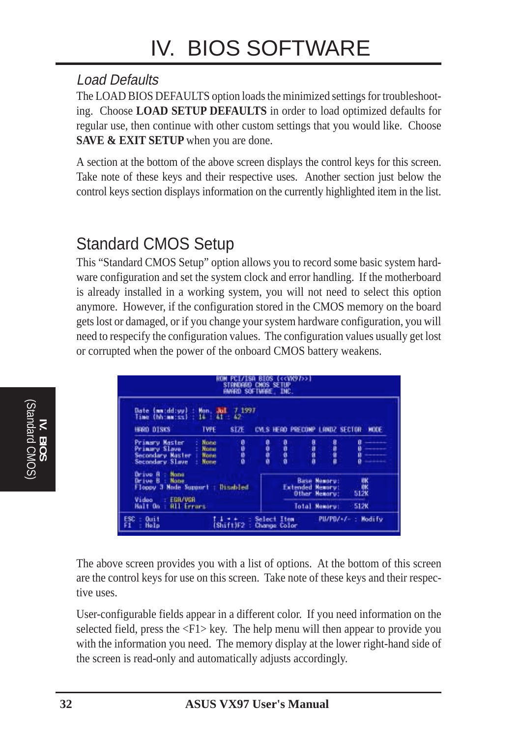### Load Defaults

The LOAD BIOS DEFAULTS option loads the minimized settings for troubleshooting. Choose **LOAD SETUP DEFAULTS** in order to load optimized defaults for regular use, then continue with other custom settings that you would like. Choose **SAVE & EXIT SETUP** when you are done.

A section at the bottom of the above screen displays the control keys for this screen. Take note of these keys and their respective uses. Another section just below the control keys section displays information on the currently highlighted item in the list.

## Standard CMOS Setup

This "Standard CMOS Setup" option allows you to record some basic system hardware configuration and set the system clock and error handling. If the motherboard is already installed in a working system, you will not need to select this option anymore. However, if the configuration stored in the CMOS memory on the board gets lost or damaged, or if you change your system hardware configuration, you will need to respecify the configuration values. The configuration values usually get lost or corrupted when the power of the onboard CMOS battery weakens.

```
                     ROM PCI/ISA BIOS (<<VX97>>)
                        STANDARD CMOS SETUP
                       AWARD SOFTWARE, INC.

 Date (mm:dd:yy) : Mon, Jul  7 1997
 Time (hh:mm:ss) : 14 : 41 : 42

 HARD DISKS          TYPE   SIZE   CYLS HEAD PRECOMP LANDZ SECTOR  MODE

 Primary Master    : None     0      0    0      0      0      0   -------
 Primary Slave     : None     0      0    0      0      0      0   -------
 Secondary Master  : None     0      0    0      0      0      0   -------
 Secondary Slave   : None     0      0    0      0      0      0   -------

 Drive A : None
 Drive B : None                               Base Memory:     0K
 Floppy 3 Mode Support : Disabled          Extended Memory:     0K
                                              Other Memory:   512K
 Video   : EGA/VGA
 Halt On : All Errors                         Total Memory:   512K

 ESC : Quit          ↑ ↓ → ←   : Select Item      PU/PD/+/- : Modify
 F1  : Help          (Shift)F2 : Change Color
```

The above screen provides you with a list of options. At the bottom of this screen are the control keys for use on this screen. Take note of these keys and their respective uses.

User-configurable fields appear in a different color. If you need information on the selected field, press the <F1> key. The help menu will then appear to provide you with the information you need. The memory display at the lower right-hand side of the screen is read-only and automatically adjusts accordingly.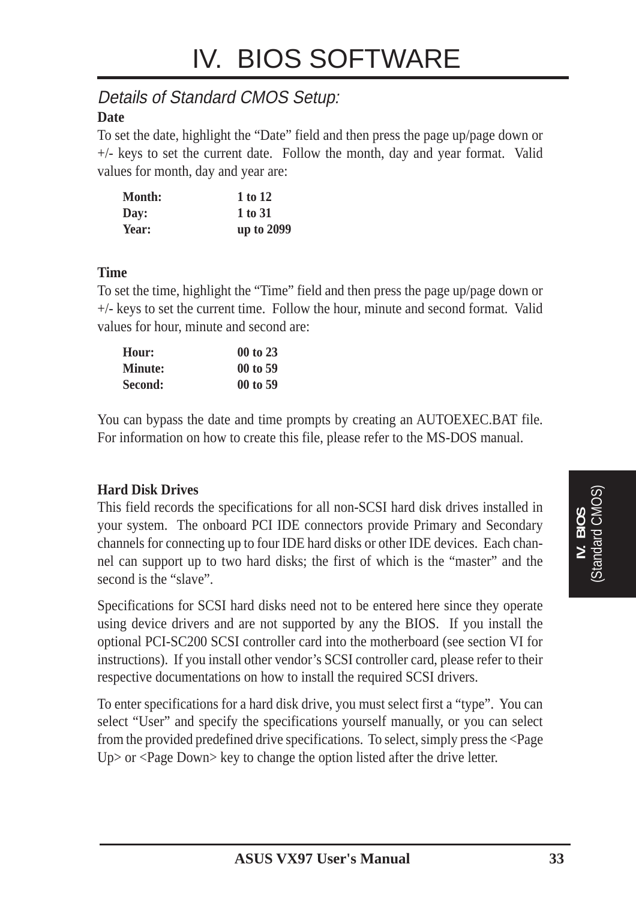# IV. BIOS SOFTWARE

## *Details of Standard CMOS Setup:*

**Date**

To set the date, highlight the "Date" field and then press the page up/page down or +/- keys to set the current date. Follow the month, day and year format. Valid values for month, day and year are:

| | |
|---|---|
| **Month:** | **1 to 12** |
| **Day:** | **1 to 31** |
| **Year:** | **up to 2099** |

**Time**

To set the time, highlight the "Time" field and then press the page up/page down or +/- keys to set the current time. Follow the hour, minute and second format. Valid values for hour, minute and second are:

| | |
|---|---|
| **Hour:** | **00 to 23** |
| **Minute:** | **00 to 59** |
| **Second:** | **00 to 59** |

You can bypass the date and time prompts by creating an AUTOEXEC.BAT file. For information on how to create this file, please refer to the MS-DOS manual.

**Hard Disk Drives**

This field records the specifications for all non-SCSI hard disk drives installed in your system. The onboard PCI IDE connectors provide Primary and Secondary channels for connecting up to four IDE hard disks or other IDE devices. Each channel can support up to two hard disks; the first of which is the "master" and the second is the "slave".

Specifications for SCSI hard disks need not to be entered here since they operate using device drivers and are not supported by any the BIOS. If you install the optional PCI-SC200 SCSI controller card into the motherboard (see section VI for instructions). If you install other vendor's SCSI controller card, please refer to their respective documentations on how to install the required SCSI drivers.

To enter specifications for a hard disk drive, you must select first a "type". You can select "User" and specify the specifications yourself manually, or you can select from the provided predefined drive specifications. To select, simply press the <Page Up> or <Page Down> key to change the option listed after the drive letter.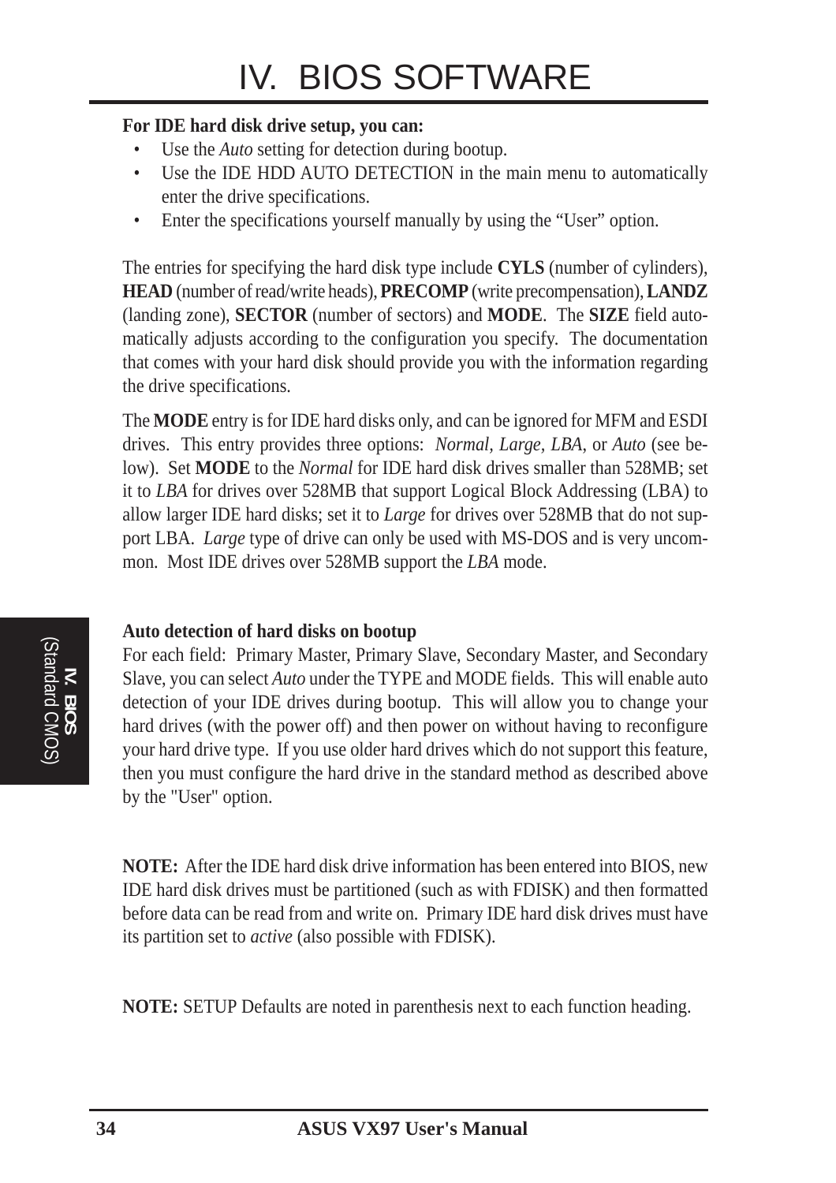**For IDE hard disk drive setup, you can:**

- Use the *Auto* setting for detection during bootup.
- Use the IDE HDD AUTO DETECTION in the main menu to automatically enter the drive specifications.
- Enter the specifications yourself manually by using the “User” option.

The entries for specifying the hard disk type include **CYLS** (number of cylinders), **HEAD** (number of read/write heads), **PRECOMP** (write precompensation), **LANDZ** (landing zone), **SECTOR** (number of sectors) and **MODE**. The **SIZE** field automatically adjusts according to the configuration you specify. The documentation that comes with your hard disk should provide you with the information regarding the drive specifications.

The **MODE** entry is for IDE hard disks only, and can be ignored for MFM and ESDI drives. This entry provides three options: *Normal, Large, LBA*, or *Auto* (see below). Set **MODE** to the *Normal* for IDE hard disk drives smaller than 528MB; set it to *LBA* for drives over 528MB that support Logical Block Addressing (LBA) to allow larger IDE hard disks; set it to *Large* for drives over 528MB that do not support LBA. *Large* type of drive can only be used with MS-DOS and is very uncommon. Most IDE drives over 528MB support the *LBA* mode.

**Auto detection of hard disks on bootup**

For each field: Primary Master, Primary Slave, Secondary Master, and Secondary Slave, you can select *Auto* under the TYPE and MODE fields. This will enable auto detection of your IDE drives during bootup. This will allow you to change your hard drives (with the power off) and then power on without having to reconfigure your hard drive type. If you use older hard drives which do not support this feature, then you must configure the hard drive in the standard method as described above by the "User" option.

**NOTE:** After the IDE hard disk drive information has been entered into BIOS, new IDE hard disk drives must be partitioned (such as with FDISK) and then formatted before data can be read from and write on. Primary IDE hard disk drives must have its partition set to *active* (also possible with FDISK).

**NOTE:** SETUP Defaults are noted in parenthesis next to each function heading.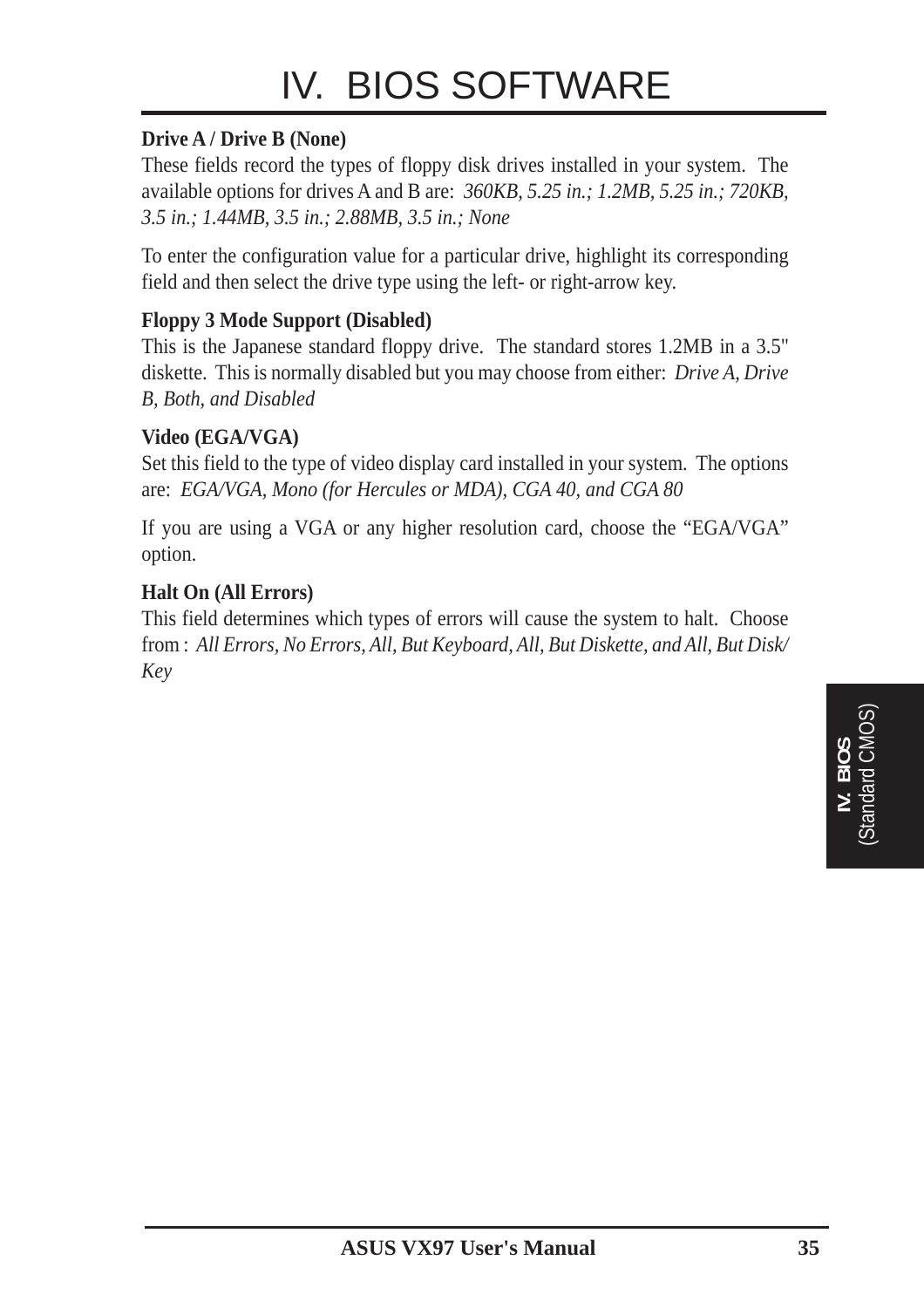**Drive A / Drive B (None)**
These fields record the types of floppy disk drives installed in your system. The available options for drives A and B are: *360KB, 5.25 in.; 1.2MB, 5.25 in.; 720KB, 3.5 in.; 1.44MB, 3.5 in.; 2.88MB, 3.5 in.; None*

To enter the configuration value for a particular drive, highlight its corresponding field and then select the drive type using the left- or right-arrow key.

**Floppy 3 Mode Support (Disabled)**
This is the Japanese standard floppy drive. The standard stores 1.2MB in a 3.5" diskette. This is normally disabled but you may choose from either: *Drive A, Drive B, Both, and Disabled*

**Video (EGA/VGA)**
Set this field to the type of video display card installed in your system. The options are: *EGA/VGA, Mono (for Hercules or MDA), CGA 40, and CGA 80*

If you are using a VGA or any higher resolution card, choose the "EGA/VGA" option.

**Halt On (All Errors)**
This field determines which types of errors will cause the system to halt. Choose from : *All Errors, No Errors, All, But Keyboard, All, But Diskette, and All, But Disk/ Key*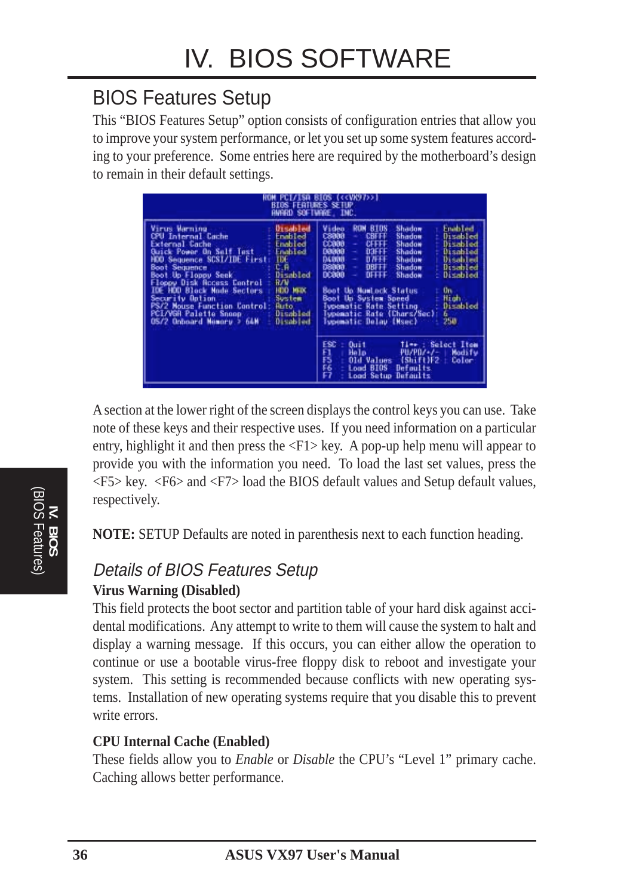# IV. BIOS SOFTWARE

## BIOS Features Setup

This "BIOS Features Setup" option consists of configuration entries that allow you to improve your system performance, or let you set up some system features according to your preference. Some entries here are required by the motherboard's design to remain in their default settings.

```
                    ROM PCI/ISA BIOS (<<VX97>>)
                       BIOS FEATURES SETUP
                       AWARD SOFTWARE, INC.

Virus Warning               : Disabled   Video   ROM BIOS  Shadow  : Enabled
CPU Internal Cache          : Enabled    C8000 -  CBFFF    Shadow  : Disabled
External Cache              : Enabled    CC000 -  CFFFF    Shadow  : Disabled
Quick Power On Self Test    : Enabled    D0000 -  D3FFF    Shadow  : Disabled
HDD Sequence SCSI/IDE First : IDE        D4000 -  D7FFF    Shadow  : Disabled
Boot Sequence               : C,A        D8000 -  DBFFF    Shadow  : Disabled
Boot Up Floppy Seek         : Disabled   DC000 -  DFFFF    Shadow  : Disabled
Floppy Disk Access Control  : R/W
IDE HDD Block Mode Sectors  : HDD MAX    Boot Up NumLock Status     : On
Security Option             : System     Boot Up System Speed       : High
PS/2 Mouse Function Control : Auto       Typematic Rate Setting     : Disabled
PCI/VGA Palette Snoop       : Disabled   Typematic Rate (Chars/Sec) : 6
OS/2 Onboard Memory > 64M   : Disabled   Typematic Delay (Msec)     : 250

                                         ESC : Quit       ↑↓→← : Select Item
                                         F1  : Help       PU/PD/+/- : Modify
                                         F5  : Old Values (Shift)F2 : Color
                                         F6  : Load BIOS  Defaults
                                         F7  : Load Setup Defaults
```

A section at the lower right of the screen displays the control keys you can use. Take note of these keys and their respective uses. If you need information on a particular entry, highlight it and then press the <F1> key. A pop-up help menu will appear to provide you with the information you need. To load the last set values, press the <F5> key. <F6> and <F7> load the BIOS default values and Setup default values, respectively.

**NOTE:** SETUP Defaults are noted in parenthesis next to each function heading.

### *Details of BIOS Features Setup*

**Virus Warning (Disabled)**

This field protects the boot sector and partition table of your hard disk against accidental modifications. Any attempt to write to them will cause the system to halt and display a warning message. If this occurs, you can either allow the operation to continue or use a bootable virus-free floppy disk to reboot and investigate your system. This setting is recommended because conflicts with new operating systems. Installation of new operating systems require that you disable this to prevent write errors.

**CPU Internal Cache (Enabled)**

These fields allow you to *Enable* or *Disable* the CPU's "Level 1" primary cache. Caching allows better performance.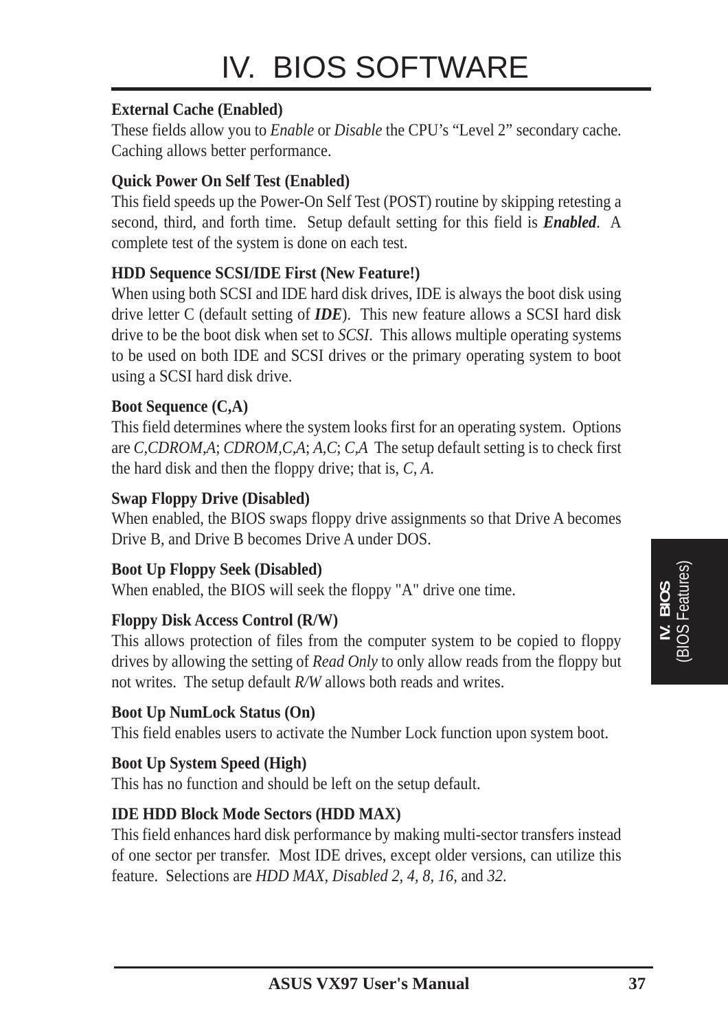**External Cache (Enabled)**
These fields allow you to *Enable* or *Disable* the CPU's "Level 2" secondary cache. Caching allows better performance.

**Quick Power On Self Test (Enabled)**
This field speeds up the Power-On Self Test (POST) routine by skipping retesting a second, third, and forth time. Setup default setting for this field is ***Enabled***. A complete test of the system is done on each test.

**HDD Sequence SCSI/IDE First (New Feature!)**
When using both SCSI and IDE hard disk drives, IDE is always the boot disk using drive letter C (default setting of ***IDE***). This new feature allows a SCSI hard disk drive to be the boot disk when set to *SCSI*. This allows multiple operating systems to be used on both IDE and SCSI drives or the primary operating system to boot using a SCSI hard disk drive.

**Boot Sequence (C,A)**
This field determines where the system looks first for an operating system. Options are *C,CDROM,A*; *CDROM,C,A*; *A,C*; *C,A* The setup default setting is to check first the hard disk and then the floppy drive; that is, *C, A*.

**Swap Floppy Drive (Disabled)**
When enabled, the BIOS swaps floppy drive assignments so that Drive A becomes Drive B, and Drive B becomes Drive A under DOS.

**Boot Up Floppy Seek (Disabled)**
When enabled, the BIOS will seek the floppy "A" drive one time.

**Floppy Disk Access Control (R/W)**
This allows protection of files from the computer system to be copied to floppy drives by allowing the setting of *Read Only* to only allow reads from the floppy but not writes. The setup default *R/W* allows both reads and writes.

**Boot Up NumLock Status (On)**
This field enables users to activate the Number Lock function upon system boot.

**Boot Up System Speed (High)**
This has no function and should be left on the setup default.

**IDE HDD Block Mode Sectors (HDD MAX)**
This field enhances hard disk performance by making multi-sector transfers instead of one sector per transfer. Most IDE drives, except older versions, can utilize this feature. Selections are *HDD MAX*, *Disabled 2, 4, 8, 16,* and *32*.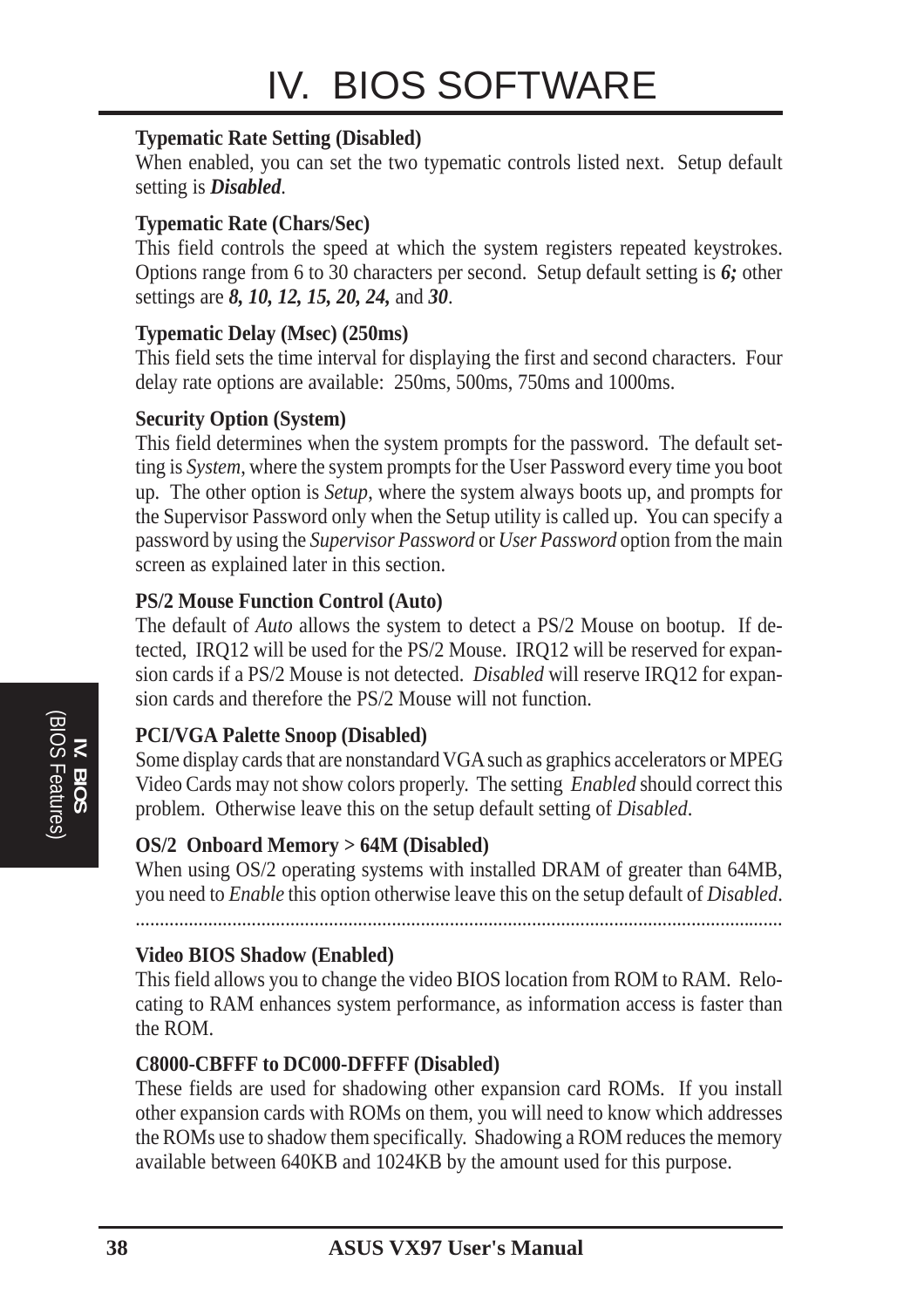**Typematic Rate Setting (Disabled)**
When enabled, you can set the two typematic controls listed next. Setup default setting is ***Disabled***.

**Typematic Rate (Chars/Sec)**
This field controls the speed at which the system registers repeated keystrokes. Options range from 6 to 30 characters per second. Setup default setting is ***6;*** other settings are ***8, 10, 12, 15, 20, 24,*** and ***30***.

**Typematic Delay (Msec) (250ms)**
This field sets the time interval for displaying the first and second characters. Four delay rate options are available: 250ms, 500ms, 750ms and 1000ms.

**Security Option (System)**
This field determines when the system prompts for the password. The default setting is *System*, where the system prompts for the User Password every time you boot up. The other option is *Setup*, where the system always boots up, and prompts for the Supervisor Password only when the Setup utility is called up. You can specify a password by using the *Supervisor Password* or *User Password* option from the main screen as explained later in this section.

**PS/2 Mouse Function Control (Auto)**
The default of *Auto* allows the system to detect a PS/2 Mouse on bootup. If detected, IRQ12 will be used for the PS/2 Mouse. IRQ12 will be reserved for expansion cards if a PS/2 Mouse is not detected. *Disabled* will reserve IRQ12 for expansion cards and therefore the PS/2 Mouse will not function.

**PCI/VGA Palette Snoop (Disabled)**
Some display cards that are nonstandard VGA such as graphics accelerators or MPEG Video Cards may not show colors properly. The setting *Enabled* should correct this problem. Otherwise leave this on the setup default setting of *Disabled*.

**OS/2 Onboard Memory > 64M (Disabled)**
When using OS/2 operating systems with installed DRAM of greater than 64MB, you need to *Enable* this option otherwise leave this on the setup default of *Disabled*.

---

**Video BIOS Shadow (Enabled)**
This field allows you to change the video BIOS location from ROM to RAM. Relocating to RAM enhances system performance, as information access is faster than the ROM.

**C8000-CBFFF to DC000-DFFFF (Disabled)**
These fields are used for shadowing other expansion card ROMs. If you install other expansion cards with ROMs on them, you will need to know which addresses the ROMs use to shadow them specifically. Shadowing a ROM reduces the memory available between 640KB and 1024KB by the amount used for this purpose.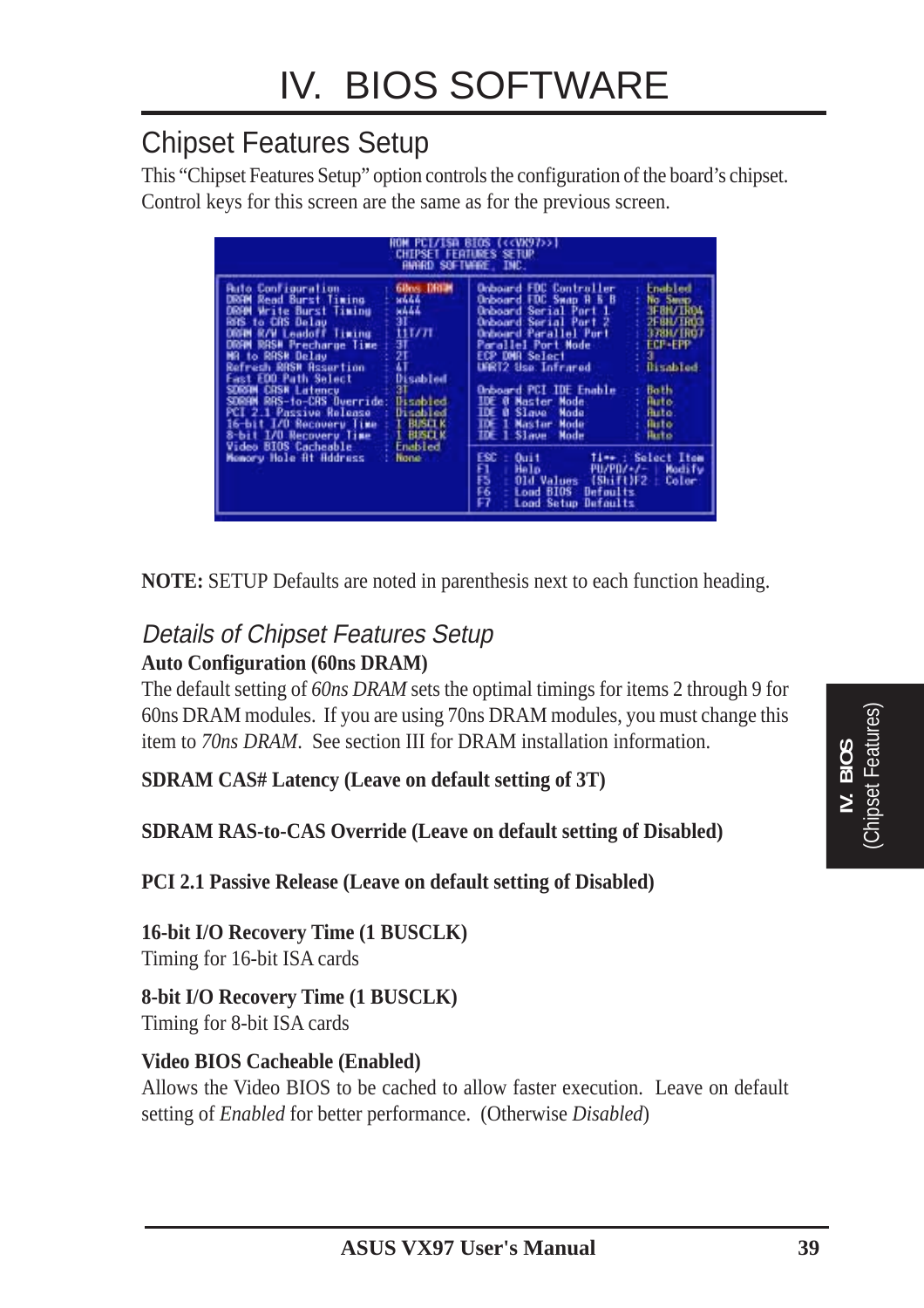# IV. BIOS SOFTWARE

## Chipset Features Setup

This "Chipset Features Setup" option controls the configuration of the board's chipset. Control keys for this screen are the same as for the previous screen.

```
ROM PCI/ISA BIOS (<<VX97>>)
CHIPSET FEATURES SETUP
AWARD SOFTWARE, INC.

Auto Configuration          : 60ns DRAM      Onboard FDC Controller   : Enabled
DRAM Read Burst Timing      : x444           Onboard FDC Swap A & B   : No Swap
DRAM Write Burst Timing     : x444           Onboard Serial Port 1    : 3F8H/IRQ4
RAS to CAS Delay            : 3T             Onboard Serial Port 2    : 2F8H/IRQ3
DRAM R/W Leadoff Timing     : 11T/7T         Onboard Parallel Port    : 378H/IRQ7
DRAM RAS# Precharge Time    : 3T             Parallel Port Mode       : ECP+EPP
MA to RAS# Delay            : 2T             ECP DMA Select           : 3
Refresh RAS# Assertion      : 4T             UART2 Use Infrared       : Disabled
Fast EDO Path Select        : Disabled
SDRAM CAS# Latency          : 3T             Onboard PCI IDE Enable   : Both
SDRAM RAS-to-CAS Override   : Disabled       IDE 0 Master Mode        : Auto
PCI 2.1 Passive Release     : Disabled       IDE 0 Slave  Mode        : Auto
16-bit I/O Recovery Time    : 1 BUSCLK       IDE 1 Master Mode        : Auto
8-bit I/O Recovery Time     : 1 BUSCLK       IDE 1 Slave  Mode        : Auto
Video BIOS Cacheable        : Enabled
Memory Hole At Address      : None           ESC : Quit        ↑↓→← : Select Item
                                             F1  : Help        PU/PD/+/- : Modify
                                             F5  : Old Values  (Shift)F2 : Color
                                             F6  : Load BIOS Defaults
                                             F7  : Load Setup Defaults
```

**NOTE:** SETUP Defaults are noted in parenthesis next to each function heading.

### *Details of Chipset Features Setup*

**Auto Configuration (60ns DRAM)**
The default setting of *60ns DRAM* sets the optimal timings for items 2 through 9 for 60ns DRAM modules. If you are using 70ns DRAM modules, you must change this item to *70ns DRAM*. See section III for DRAM installation information.

**SDRAM CAS# Latency (Leave on default setting of 3T)**

**SDRAM RAS-to-CAS Override (Leave on default setting of Disabled)**

**PCI 2.1 Passive Release (Leave on default setting of Disabled)**

**16-bit I/O Recovery Time (1 BUSCLK)**
Timing for 16-bit ISA cards

**8-bit I/O Recovery Time (1 BUSCLK)**
Timing for 8-bit ISA cards

**Video BIOS Cacheable (Enabled)**
Allows the Video BIOS to be cached to allow faster execution. Leave on default setting of *Enabled* for better performance. (Otherwise *Disabled*)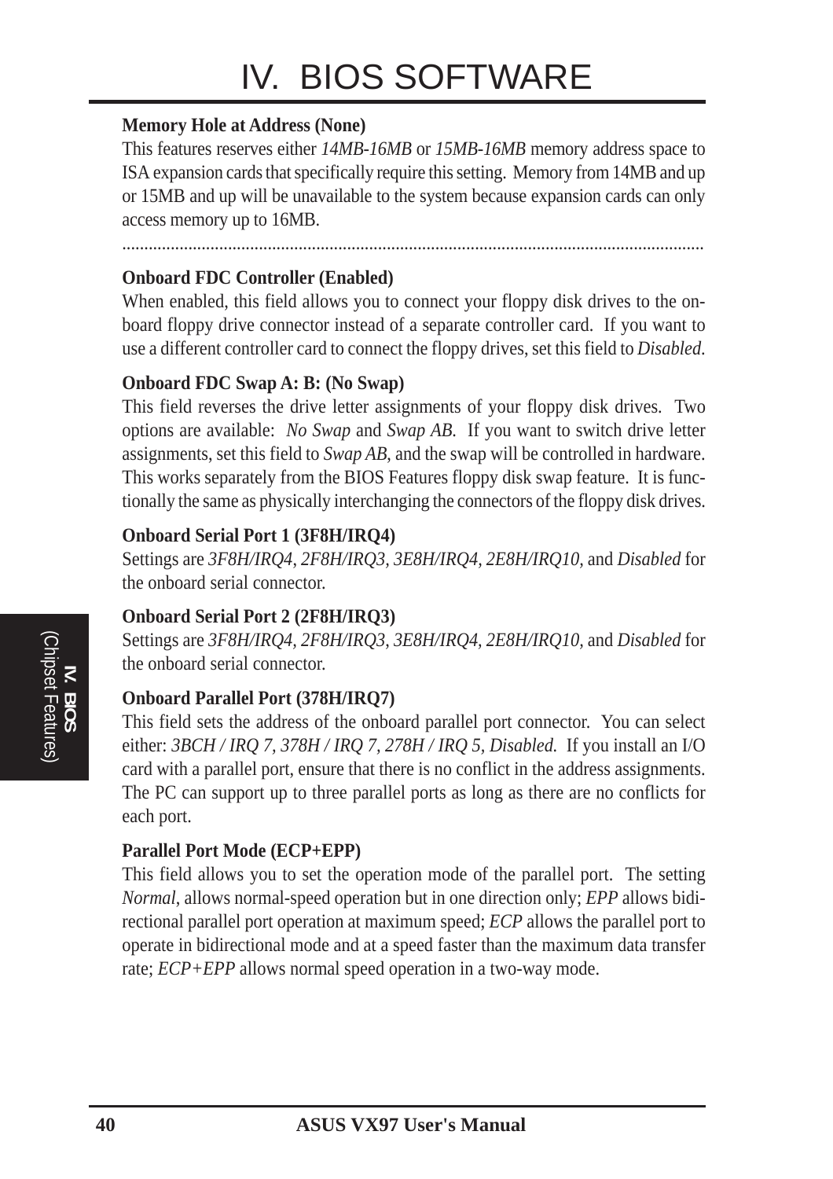**Memory Hole at Address (None)**

This features reserves either *14MB-16MB* or *15MB-16MB* memory address space to ISA expansion cards that specifically require this setting. Memory from 14MB and up or 15MB and up will be unavailable to the system because expansion cards can only access memory up to 16MB.

---

**Onboard FDC Controller (Enabled)**

When enabled, this field allows you to connect your floppy disk drives to the onboard floppy drive connector instead of a separate controller card. If you want to use a different controller card to connect the floppy drives, set this field to *Disabled*.

**Onboard FDC Swap A: B: (No Swap)**

This field reverses the drive letter assignments of your floppy disk drives. Two options are available: *No Swap* and *Swap AB.* If you want to switch drive letter assignments, set this field to *Swap AB*, and the swap will be controlled in hardware. This works separately from the BIOS Features floppy disk swap feature. It is functionally the same as physically interchanging the connectors of the floppy disk drives.

**Onboard Serial Port 1 (3F8H/IRQ4)**

Settings are *3F8H/IRQ4*, *2F8H/IRQ3, 3E8H/IRQ4, 2E8H/IRQ10,* and *Disabled* for the onboard serial connector.

**Onboard Serial Port 2 (2F8H/IRQ3)**

Settings are *3F8H/IRQ4, 2F8H/IRQ3*, *3E8H/IRQ4, 2E8H/IRQ10,* and *Disabled* for the onboard serial connector.

**Onboard Parallel Port (378H/IRQ7)**

This field sets the address of the onboard parallel port connector. You can select either: *3BCH / IRQ 7, 378H / IRQ 7, 278H / IRQ 5, Disabled.* If you install an I/O card with a parallel port, ensure that there is no conflict in the address assignments. The PC can support up to three parallel ports as long as there are no conflicts for each port.

**Parallel Port Mode (ECP+EPP)**

This field allows you to set the operation mode of the parallel port. The setting *Normal*, allows normal-speed operation but in one direction only; *EPP* allows bidirectional parallel port operation at maximum speed; *ECP* allows the parallel port to operate in bidirectional mode and at a speed faster than the maximum data transfer rate; *ECP+EPP* allows normal speed operation in a two-way mode.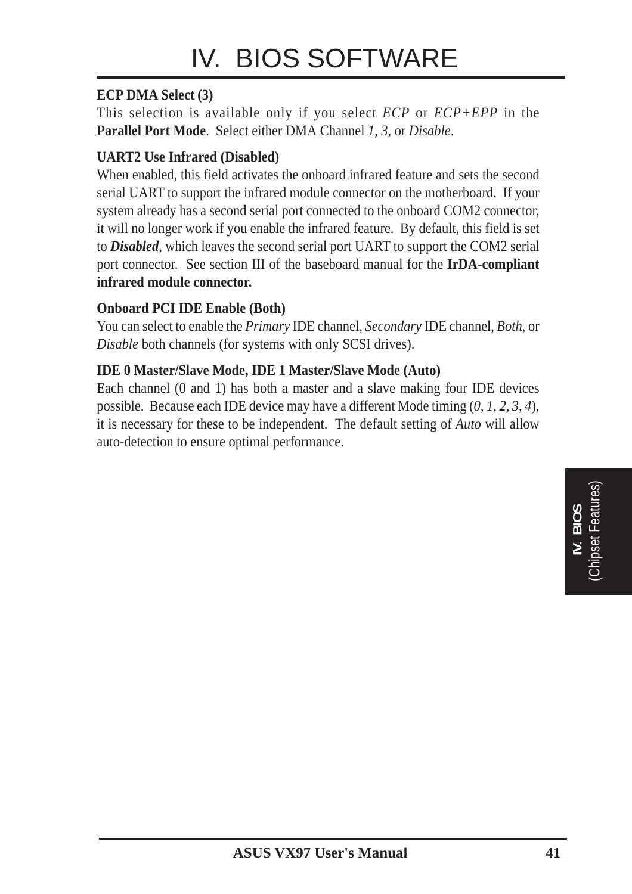**ECP DMA Select (3)**
This selection is available only if you select *ECP* or *ECP+EPP* in the **Parallel Port Mode**. Select either DMA Channel *1, 3*, or *Disable*.

**UART2 Use Infrared (Disabled)**
When enabled, this field activates the onboard infrared feature and sets the second serial UART to support the infrared module connector on the motherboard. If your system already has a second serial port connected to the onboard COM2 connector, it will no longer work if you enable the infrared feature. By default, this field is set to ***Disabled***, which leaves the second serial port UART to support the COM2 serial port connector. See section III of the baseboard manual for the **IrDA-compliant infrared module connector.**

**Onboard PCI IDE Enable (Both)**
You can select to enable the *Primary* IDE channel, *Secondary* IDE channel, *Both*, or *Disable* both channels (for systems with only SCSI drives).

**IDE 0 Master/Slave Mode, IDE 1 Master/Slave Mode (Auto)**
Each channel (0 and 1) has both a master and a slave making four IDE devices possible. Because each IDE device may have a different Mode timing (*0, 1, 2, 3, 4*), it is necessary for these to be independent. The default setting of *Auto* will allow auto-detection to ensure optimal performance.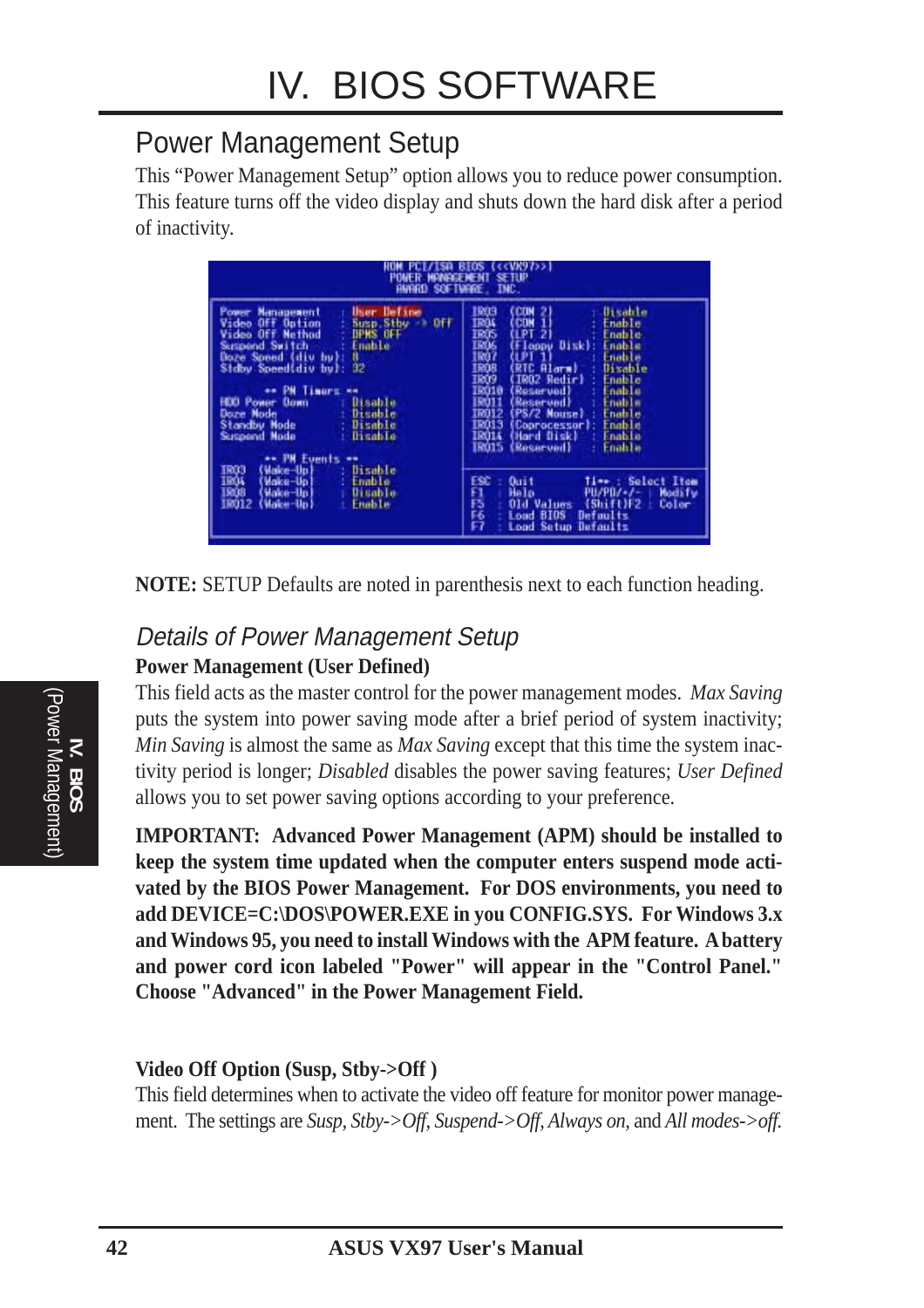# IV. BIOS SOFTWARE

## Power Management Setup

This "Power Management Setup" option allows you to reduce power consumption. This feature turns off the video display and shuts down the hard disk after a period of inactivity.

```
                         ROM PCI/ISA BIOS (<<VX97>>)
                           POWER MANAGEMENT SETUP
                            AWARD SOFTWARE, INC.

Power Management      : User Define          IRQ3  (COM 2)        : Disable
Video Off Option      : Susp.Stby -> Off     IRQ4  (COM 1)        : Enable
Video Off Method      : DPMS OFF             IRQ5  (LPT 2)        : Enable
Suspend Switch        : Enable               IRQ6  (Floppy Disk)  : Enable
Doze Speed (div by):  8                      IRQ7  (LPT 1)        : Enable
Stdby Speed(div by):  32                     IRQ8  (RTC Alarm)    : Disable
                                             IRQ9  (IRQ2 Redir)   : Enable
      ** PM Timers **                        IRQ10 (Reserved)     : Enable
HDD Power Down        : Disable              IRQ11 (Reserved)     : Enable
Doze Mode             : Disable              IRQ12 (PS/2 Mouse)   : Enable
Standby Mode          : Disable              IRQ13 (Coprocessor)  : Enable
Suspend Mode          : Disable              IRQ14 (Hard Disk)    : Enable
                                             IRQ15 (Reserved)     : Enable
      ** PM Events **
IRQ3  (Wake-Up)       : Disable              ESC : Quit       ↑↓→← : Select Item
IRQ4  (Wake-Up)       : Enable               F1  : Help       PU/PD/+/- : Modify
IRQ8  (Wake-Up)       : Disable              F5  : Old Values (Shift)F2 : Color
IRQ12 (Wake-Up)       : Enable               F6  : Load BIOS Defaults
                                             F7  : Load Setup Defaults
```

**NOTE:** SETUP Defaults are noted in parenthesis next to each function heading.

### *Details of Power Management Setup*

**Power Management (User Defined)**

This field acts as the master control for the power management modes. *Max Saving* puts the system into power saving mode after a brief period of system inactivity; *Min Saving* is almost the same as *Max Saving* except that this time the system inactivity period is longer; *Disabled* disables the power saving features; *User Defined* allows you to set power saving options according to your preference.

**IMPORTANT: Advanced Power Management (APM) should be installed to keep the system time updated when the computer enters suspend mode activated by the BIOS Power Management. For DOS environments, you need to add DEVICE=C:\DOS\POWER.EXE in you CONFIG.SYS. For Windows 3.x and Windows 95, you need to install Windows with the APM feature. A battery and power cord icon labeled "Power" will appear in the "Control Panel." Choose "Advanced" in the Power Management Field.**

**Video Off Option (Susp, Stby->Off )**

This field determines when to activate the video off feature for monitor power management. The settings are *Susp, Stby->Off, Suspend->Off, Always on,* and *All modes->off.*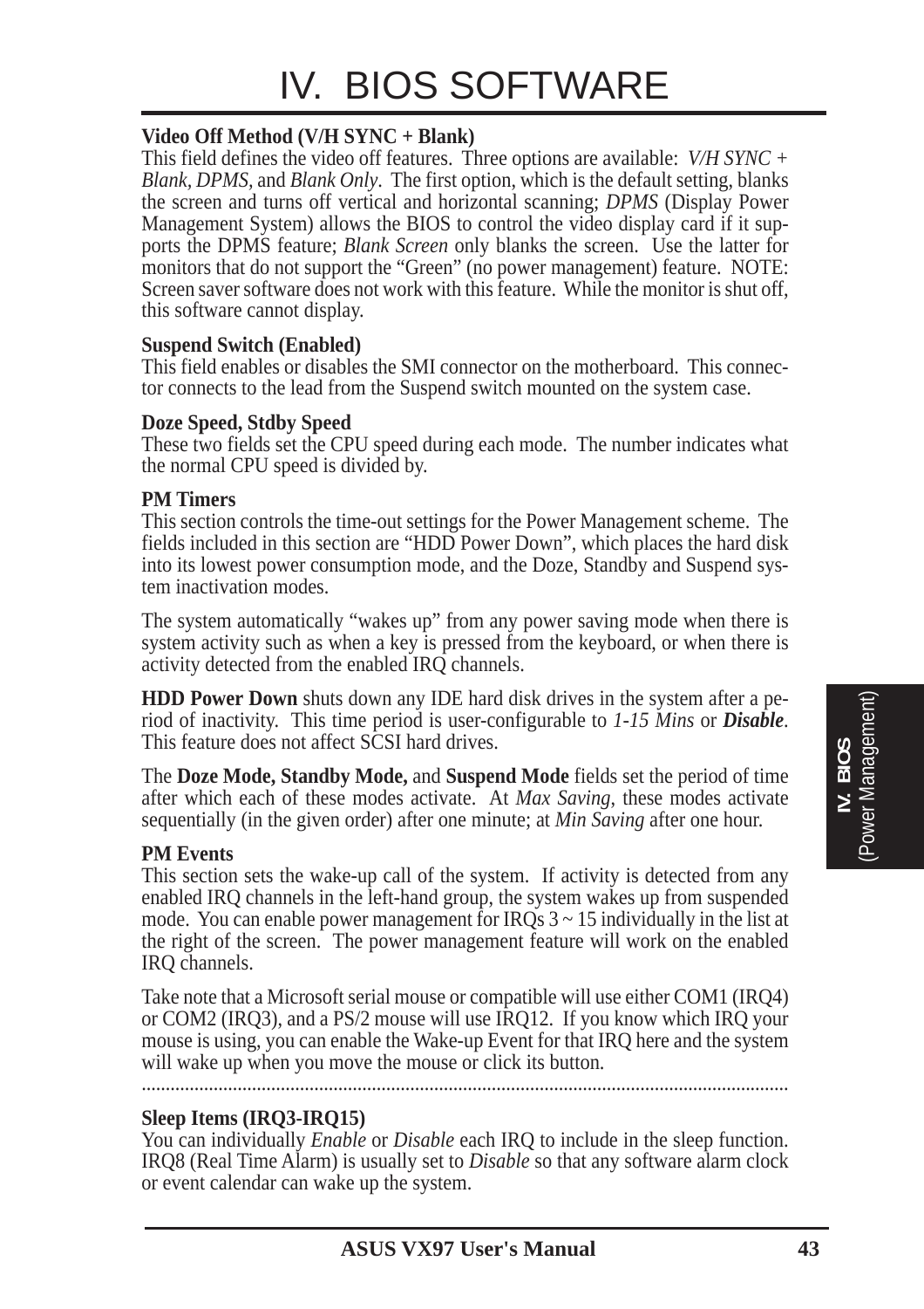# IV. BIOS SOFTWARE

**Video Off Method (V/H SYNC + Blank)**
This field defines the video off features. Three options are available: *V/H SYNC + Blank, DPMS,* and *Blank Only*. The first option, which is the default setting, blanks the screen and turns off vertical and horizontal scanning; *DPMS* (Display Power Management System) allows the BIOS to control the video display card if it supports the DPMS feature; *Blank Screen* only blanks the screen. Use the latter for monitors that do not support the "Green" (no power management) feature. NOTE: Screen saver software does not work with this feature. While the monitor is shut off, this software cannot display.

**Suspend Switch (Enabled)**
This field enables or disables the SMI connector on the motherboard. This connector connects to the lead from the Suspend switch mounted on the system case.

**Doze Speed, Stdby Speed**
These two fields set the CPU speed during each mode. The number indicates what the normal CPU speed is divided by.

**PM Timers**
This section controls the time-out settings for the Power Management scheme. The fields included in this section are "HDD Power Down", which places the hard disk into its lowest power consumption mode, and the Doze, Standby and Suspend system inactivation modes.

The system automatically "wakes up" from any power saving mode when there is system activity such as when a key is pressed from the keyboard, or when there is activity detected from the enabled IRQ channels.

**HDD Power Down** shuts down any IDE hard disk drives in the system after a period of inactivity. This time period is user-configurable to *1-15 Mins* or ***Disable***. This feature does not affect SCSI hard drives.

The **Doze Mode, Standby Mode,** and **Suspend Mode** fields set the period of time after which each of these modes activate. At *Max Saving*, these modes activate sequentially (in the given order) after one minute; at *Min Saving* after one hour.

**PM Events**
This section sets the wake-up call of the system. If activity is detected from any enabled IRQ channels in the left-hand group, the system wakes up from suspended mode. You can enable power management for IRQs 3 ~ 15 individually in the list at the right of the screen. The power management feature will work on the enabled IRQ channels.

Take note that a Microsoft serial mouse or compatible will use either COM1 (IRQ4) or COM2 (IRQ3), and a PS/2 mouse will use IRQ12. If you know which IRQ your mouse is using, you can enable the Wake-up Event for that IRQ here and the system will wake up when you move the mouse or click its button.

.....................................................................................................................................

**Sleep Items (IRQ3-IRQ15)**
You can individually *Enable* or *Disable* each IRQ to include in the sleep function. IRQ8 (Real Time Alarm) is usually set to *Disable* so that any software alarm clock or event calendar can wake up the system.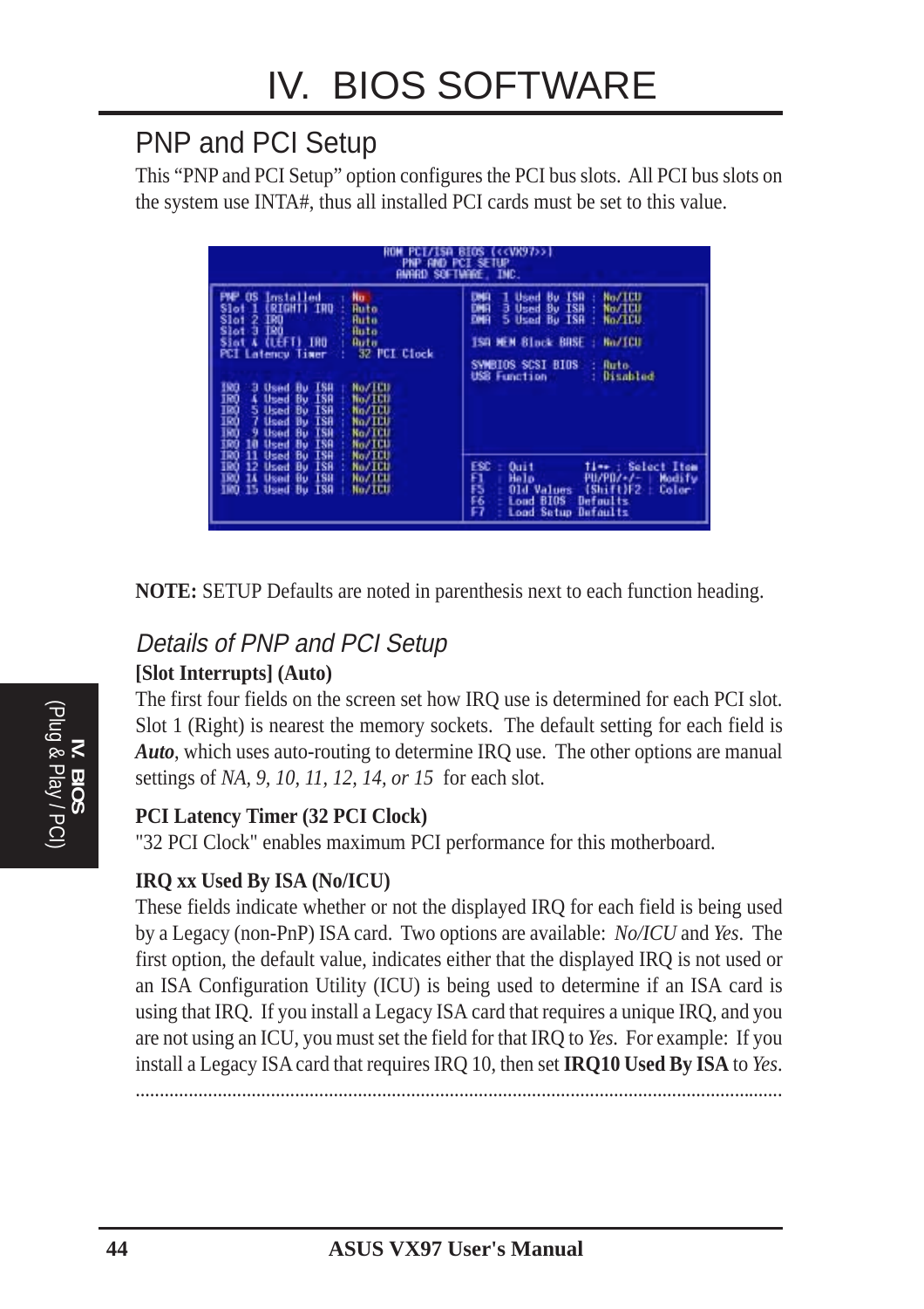# IV. BIOS SOFTWARE

## PNP and PCI Setup

This "PNP and PCI Setup" option configures the PCI bus slots. All PCI bus slots on the system use INTA#, thus all installed PCI cards must be set to this value.

```
ROM PCI/ISA BIOS (<<VX97>>)
PNP AND PCI SETUP
AWARD SOFTWARE, INC.

PNP OS Installed      : No          DMA  1 Used By ISA : No/ICU
Slot 1 (RIGHT) IRQ    : Auto        DMA  3 Used By ISA : No/ICU
Slot 2 IRQ            : Auto        DMA  5 Used By ISA : No/ICU
Slot 3 IRQ            : Auto
Slot 4 (LEFT) IRQ     : Auto        ISA MEM Block BASE : No/ICU
PCI Latency Timer     : 32 PCI Clock
                                    SYMBIOS SCSI BIOS  : Auto
IRQ  3 Used By ISA : No/ICU         USB Function       : Disabled
IRQ  4 Used By ISA : No/ICU
IRQ  5 Used By ISA : No/ICU
IRQ  7 Used By ISA : No/ICU
IRQ  9 Used By ISA : No/ICU
IRQ 10 Used By ISA : No/ICU
IRQ 11 Used By ISA : No/ICU
IRQ 12 Used By ISA : No/ICU         ESC : Quit       ↑↓→← : Select Item
IRQ 14 Used By ISA : No/ICU         F1  : Help       PU/PD/+/- : Modify
IRQ 15 Used By ISA : No/ICU         F5  : Old Values (Shift)F2 : Color
                                    F6  : Load BIOS  Defaults
                                    F7  : Load Setup Defaults
```

**NOTE:** SETUP Defaults are noted in parenthesis next to each function heading.

### *Details of PNP and PCI Setup*

**[Slot Interrupts] (Auto)**

The first four fields on the screen set how IRQ use is determined for each PCI slot. Slot 1 (Right) is nearest the memory sockets. The default setting for each field is ***Auto***, which uses auto-routing to determine IRQ use. The other options are manual settings of *NA, 9, 10, 11, 12, 14, or 15* for each slot.

**PCI Latency Timer (32 PCI Clock)**

"32 PCI Clock" enables maximum PCI performance for this motherboard.

**IRQ xx Used By ISA (No/ICU)**

These fields indicate whether or not the displayed IRQ for each field is being used by a Legacy (non-PnP) ISA card. Two options are available: *No/ICU* and *Yes*. The first option, the default value, indicates either that the displayed IRQ is not used or an ISA Configuration Utility (ICU) is being used to determine if an ISA card is using that IRQ. If you install a Legacy ISA card that requires a unique IRQ, and you are not using an ICU, you must set the field for that IRQ to *Yes*. For example: If you install a Legacy ISA card that requires IRQ 10, then set **IRQ10 Used By ISA** to *Yes*.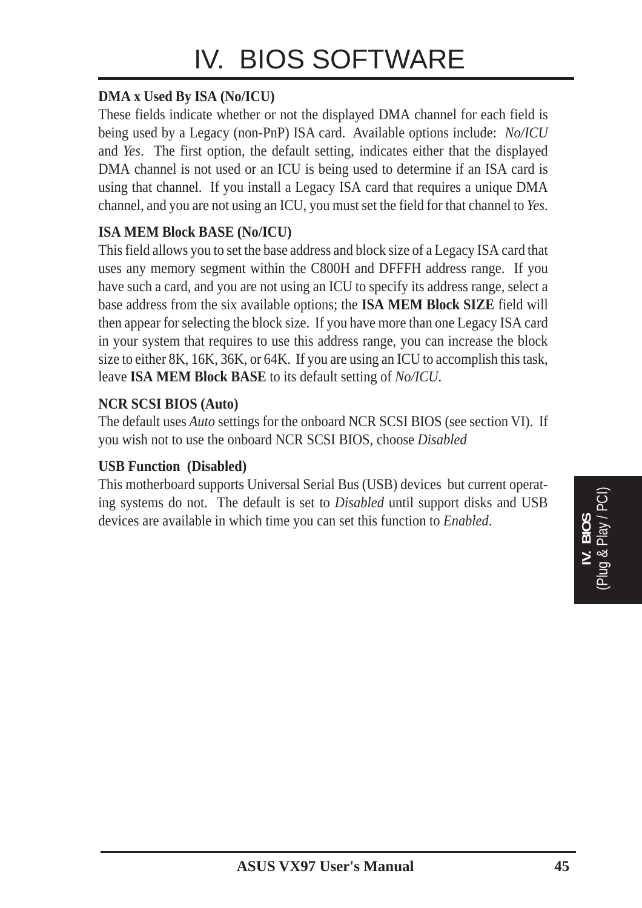#### DMA x Used By ISA (No/ICU)

These fields indicate whether or not the displayed DMA channel for each field is being used by a Legacy (non-PnP) ISA card. Available options include: *No/ICU* and *Yes*. The first option, the default setting, indicates either that the displayed DMA channel is not used or an ICU is being used to determine if an ISA card is using that channel. If you install a Legacy ISA card that requires a unique DMA channel, and you are not using an ICU, you must set the field for that channel to *Yes*.

#### ISA MEM Block BASE (No/ICU)

This field allows you to set the base address and block size of a Legacy ISA card that uses any memory segment within the C800H and DFFFH address range. If you have such a card, and you are not using an ICU to specify its address range, select a base address from the six available options; the **ISA MEM Block SIZE** field will then appear for selecting the block size. If you have more than one Legacy ISA card in your system that requires to use this address range, you can increase the block size to either 8K, 16K, 36K, or 64K. If you are using an ICU to accomplish this task, leave **ISA MEM Block BASE** to its default setting of *No/ICU*.

#### NCR SCSI BIOS (Auto)

The default uses *Auto* settings for the onboard NCR SCSI BIOS (see section VI). If you wish not to use the onboard NCR SCSI BIOS, choose *Disabled*

#### USB Function (Disabled)

This motherboard supports Universal Serial Bus (USB) devices but current operating systems do not. The default is set to *Disabled* until support disks and USB devices are available in which time you can set this function to *Enabled*.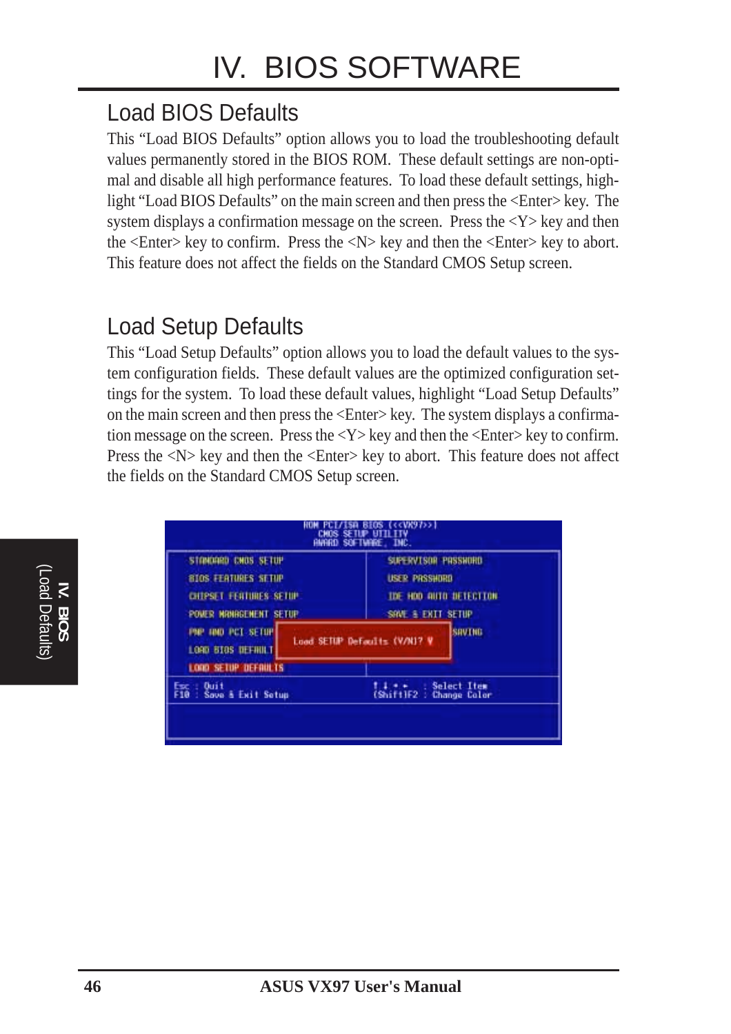# IV. BIOS SOFTWARE

## Load BIOS Defaults

This "Load BIOS Defaults" option allows you to load the troubleshooting default values permanently stored in the BIOS ROM. These default settings are non-optimal and disable all high performance features. To load these default settings, highlight "Load BIOS Defaults" on the main screen and then press the <Enter> key. The system displays a confirmation message on the screen. Press the <Y> key and then the <Enter> key to confirm. Press the <N> key and then the <Enter> key to abort. This feature does not affect the fields on the Standard CMOS Setup screen.

## Load Setup Defaults

This "Load Setup Defaults" option allows you to load the default values to the system configuration fields. These default values are the optimized configuration settings for the system. To load these default values, highlight "Load Setup Defaults" on the main screen and then press the <Enter> key. The system displays a confirmation message on the screen. Press the <Y> key and then the <Enter> key to confirm. Press the <N> key and then the <Enter> key to abort. This feature does not affect the fields on the Standard CMOS Setup screen.

```
ROM PCI/ISA BIOS (<<VX97>>)
CMOS SETUP UTILITY
AWARD SOFTWARE, INC.

STANDARD CMOS SETUP          SUPERVISOR PASSWORD
BIOS FEATURES SETUP          USER PASSWORD
CHIPSET FEATURES SETUP       IDE HDD AUTO DETECTION
POWER MANAGEMENT SETUP       SAVE & EXIT SETUP
PNP AND PCI SETUP            SAVING
LOAD BIOS DEFAULT     Load SETUP Defaults (Y/N)? Y
LOAD SETUP DEFAULTS

Esc : Quit                   ↑ ↓ → ←   : Select Item
F10 : Save & Exit Setup      (Shift)F2 : Change Color
```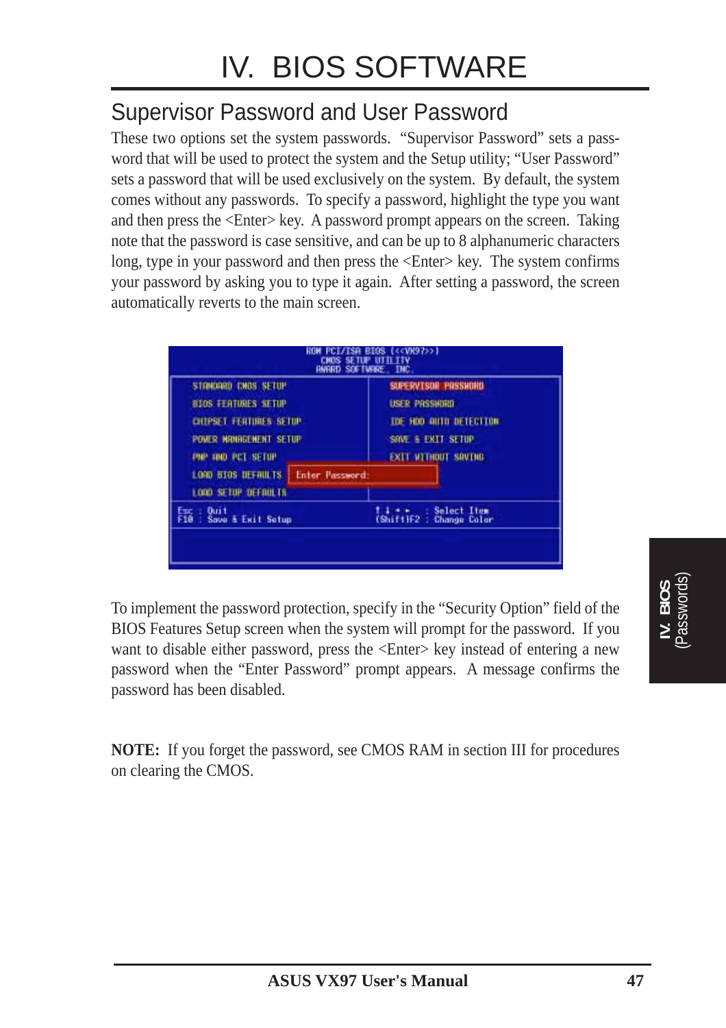# IV. BIOS SOFTWARE

## Supervisor Password and User Password

These two options set the system passwords. “Supervisor Password” sets a password that will be used to protect the system and the Setup utility; “User Password” sets a password that will be used exclusively on the system. By default, the system comes without any passwords. To specify a password, highlight the type you want and then press the <Enter> key. A password prompt appears on the screen. Taking note that the password is case sensitive, and can be up to 8 alphanumeric characters long, type in your password and then press the <Enter> key. The system confirms your password by asking you to type it again. After setting a password, the screen automatically reverts to the main screen.

```
                    ROM PCI/ISA BIOS (<<VX97>>)
                        CMOS SETUP UTILITY
                       AWARD SOFTWARE, INC.

   STANDARD CMOS SETUP              SUPERVISOR PASSWORD
   BIOS FEATURES SETUP              USER PASSWORD
   CHIPSET FEATURES SETUP           IDE HDD AUTO DETECTION
   POWER MANAGEMENT SETUP           SAVE & EXIT SETUP
   PNP AND PCI SETUP                EXIT WITHOUT SAVING
   LOAD BIOS DEFAULTS   Enter Password:
   LOAD SETUP DEFAULTS

 Esc : Quit                        ↑ ↓ → ←   : Select Item
 F10 : Save & Exit Setup           (Shift)F2 : Change Color
```

To implement the password protection, specify in the “Security Option” field of the BIOS Features Setup screen when the system will prompt for the password. If you want to disable either password, press the <Enter> key instead of entering a new password when the “Enter Password” prompt appears. A message confirms the password has been disabled.

**NOTE:** If you forget the password, see CMOS RAM in section III for procedures on clearing the CMOS.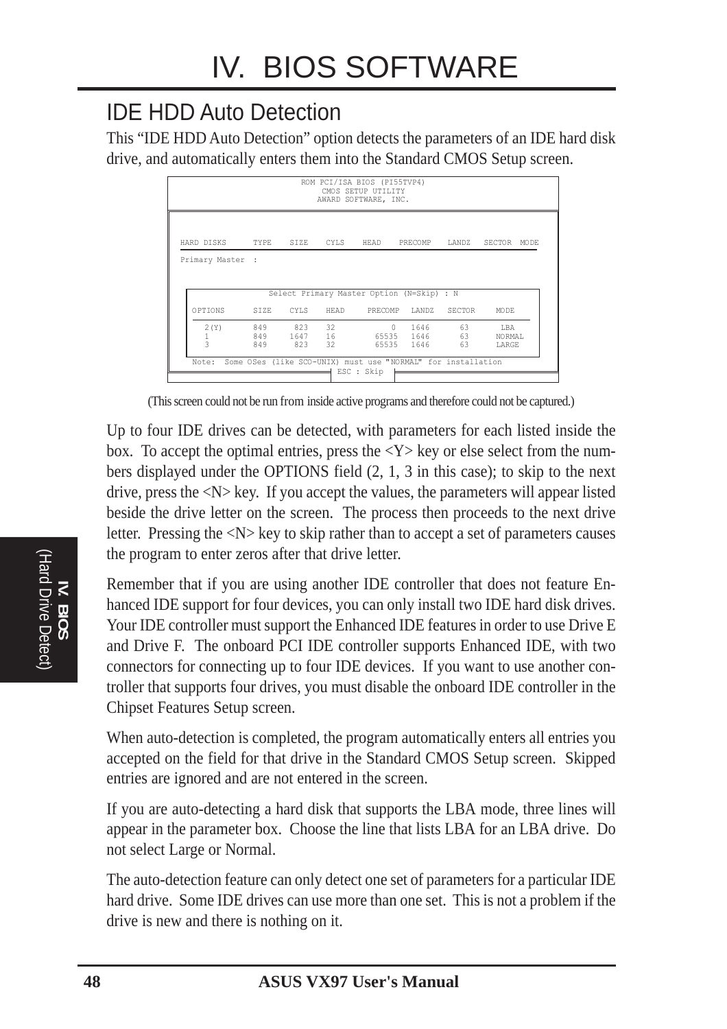## IDE HDD Auto Detection

This "IDE HDD Auto Detection" option detects the parameters of an IDE hard disk drive, and automatically enters them into the Standard CMOS Setup screen.

```
                    ROM PCI/ISA BIOS (PI55TVP4)
                        CMOS SETUP UTILITY
                       AWARD SOFTWARE, INC.

HARD DISKS      TYPE   SIZE   CYLS   HEAD   PRECOMP   LANDZ   SECTOR  MODE

Primary Master  :

              Select Primary Master Option (N=Skip) : N

   OPTIONS      SIZE   CYLS   HEAD    PRECOMP   LANDZ   SECTOR    MODE

     2(Y)       849     823   32           0    1646      63       LBA
     1          849    1647   16       65535    1646      63      NORMAL
     3          849     823   32       65535    1646      63      LARGE

   Note:  Some OSes (like SCO-UNIX) must use "NORMAL" for installation
                              ESC : Skip
```

(This screen could not be run from inside active programs and therefore could not be captured.)

Up to four IDE drives can be detected, with parameters for each listed inside the box. To accept the optimal entries, press the <Y> key or else select from the numbers displayed under the OPTIONS field (2, 1, 3 in this case); to skip to the next drive, press the <N> key. If you accept the values, the parameters will appear listed beside the drive letter on the screen. The process then proceeds to the next drive letter. Pressing the <N> key to skip rather than to accept a set of parameters causes the program to enter zeros after that drive letter.

Remember that if you are using another IDE controller that does not feature Enhanced IDE support for four devices, you can only install two IDE hard disk drives. Your IDE controller must support the Enhanced IDE features in order to use Drive E and Drive F. The onboard PCI IDE controller supports Enhanced IDE, with two connectors for connecting up to four IDE devices. If you want to use another controller that supports four drives, you must disable the onboard IDE controller in the Chipset Features Setup screen.

When auto-detection is completed, the program automatically enters all entries you accepted on the field for that drive in the Standard CMOS Setup screen. Skipped entries are ignored and are not entered in the screen.

If you are auto-detecting a hard disk that supports the LBA mode, three lines will appear in the parameter box. Choose the line that lists LBA for an LBA drive. Do not select Large or Normal.

The auto-detection feature can only detect one set of parameters for a particular IDE hard drive. Some IDE drives can use more than one set. This is not a problem if the drive is new and there is nothing on it.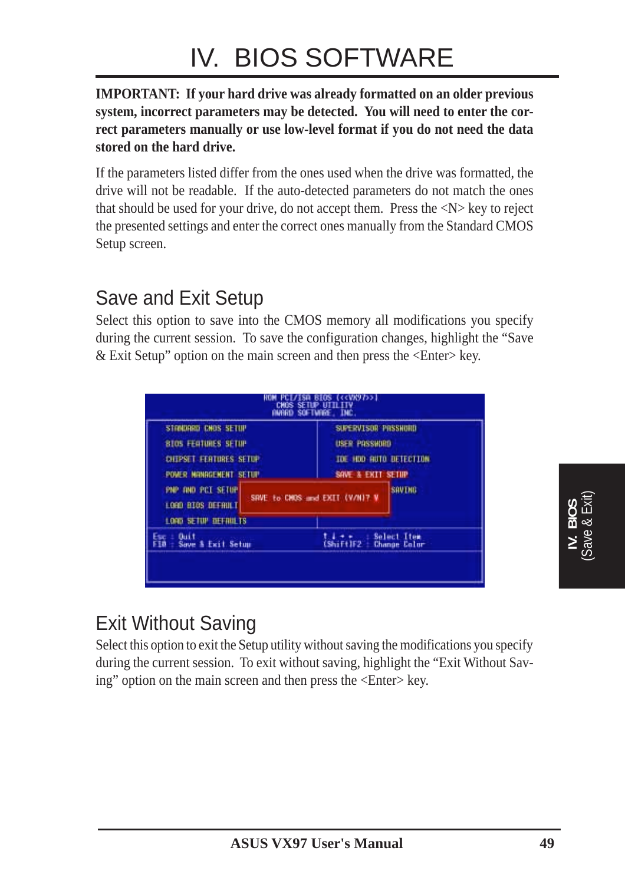# IV. BIOS SOFTWARE

**IMPORTANT: If your hard drive was already formatted on an older previous system, incorrect parameters may be detected. You will need to enter the correct parameters manually or use low-level format if you do not need the data stored on the hard drive.**

If the parameters listed differ from the ones used when the drive was formatted, the drive will not be readable. If the auto-detected parameters do not match the ones that should be used for your drive, do not accept them. Press the <N> key to reject the presented settings and enter the correct ones manually from the Standard CMOS Setup screen.

## Save and Exit Setup

Select this option to save into the CMOS memory all modifications you specify during the current session. To save the configuration changes, highlight the “Save & Exit Setup” option on the main screen and then press the <Enter> key.

## Exit Without Saving

Select this option to exit the Setup utility without saving the modifications you specify during the current session. To exit without saving, highlight the “Exit Without Saving” option on the main screen and then press the <Enter> key.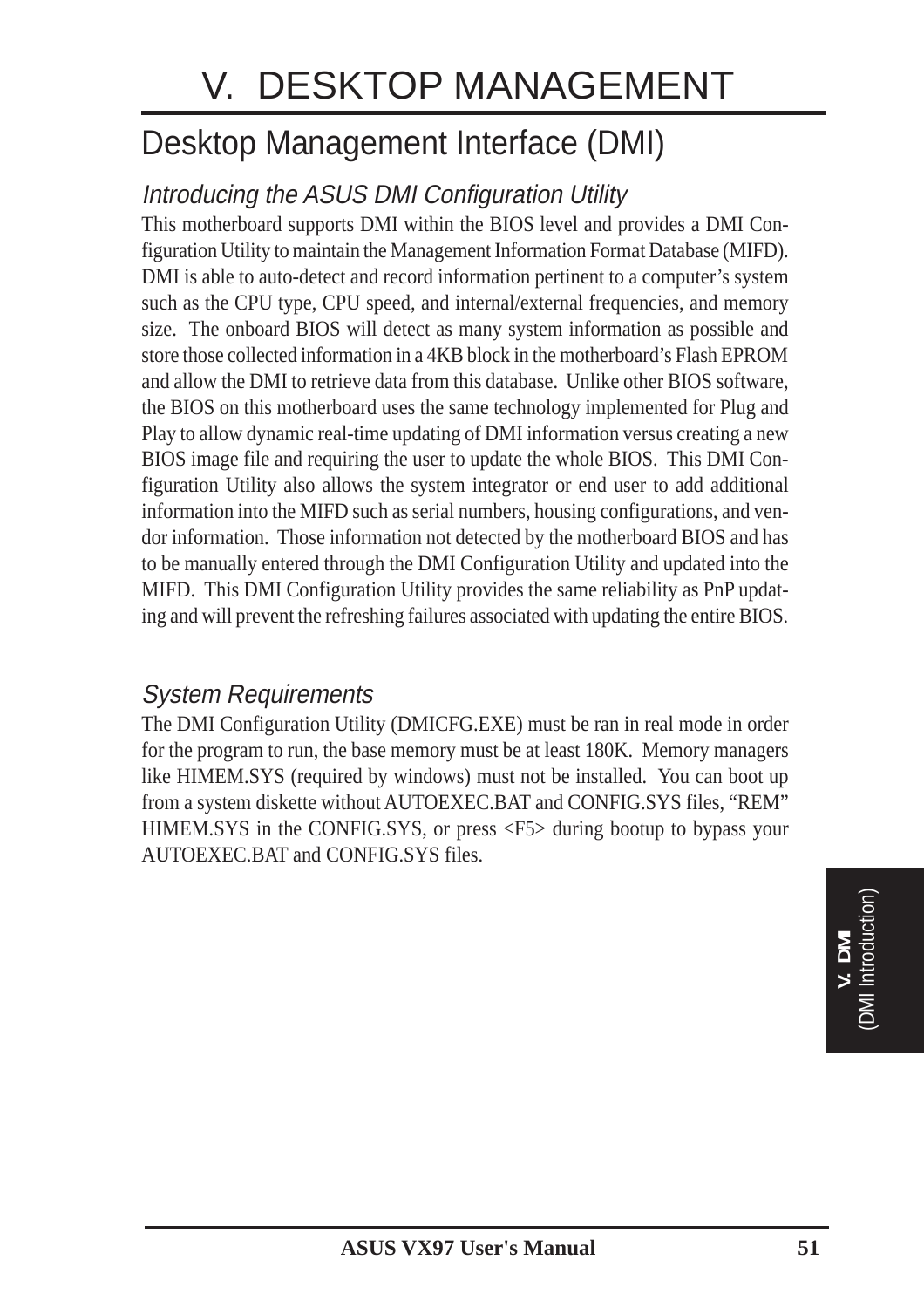# V. DESKTOP MANAGEMENT

## Desktop Management Interface (DMI)

### Introducing the ASUS DMI Configuration Utility

This motherboard supports DMI within the BIOS level and provides a DMI Configuration Utility to maintain the Management Information Format Database (MIFD). DMI is able to auto-detect and record information pertinent to a computer's system such as the CPU type, CPU speed, and internal/external frequencies, and memory size. The onboard BIOS will detect as many system information as possible and store those collected information in a 4KB block in the motherboard's Flash EPROM and allow the DMI to retrieve data from this database. Unlike other BIOS software, the BIOS on this motherboard uses the same technology implemented for Plug and Play to allow dynamic real-time updating of DMI information versus creating a new BIOS image file and requiring the user to update the whole BIOS. This DMI Configuration Utility also allows the system integrator or end user to add additional information into the MIFD such as serial numbers, housing configurations, and vendor information. Those information not detected by the motherboard BIOS and has to be manually entered through the DMI Configuration Utility and updated into the MIFD. This DMI Configuration Utility provides the same reliability as PnP updating and will prevent the refreshing failures associated with updating the entire BIOS.

### System Requirements

The DMI Configuration Utility (DMICFG.EXE) must be ran in real mode in order for the program to run, the base memory must be at least 180K. Memory managers like HIMEM.SYS (required by windows) must not be installed. You can boot up from a system diskette without AUTOEXEC.BAT and CONFIG.SYS files, "REM" HIMEM.SYS in the CONFIG.SYS, or press <F5> during bootup to bypass your AUTOEXEC.BAT and CONFIG.SYS files.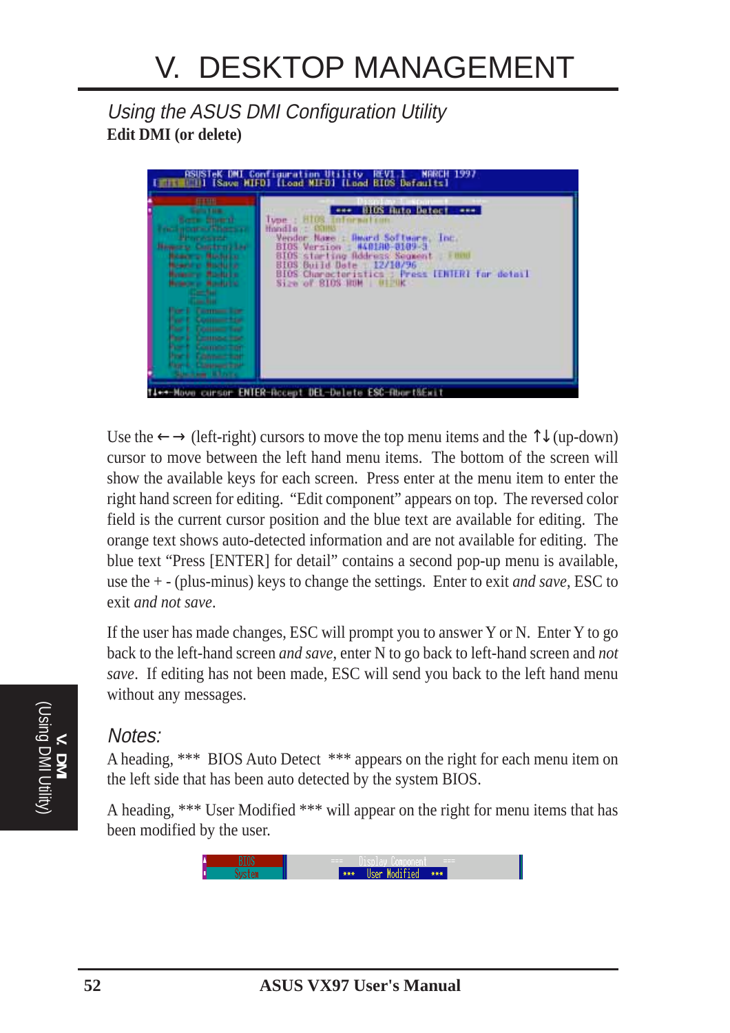# V. DESKTOP MANAGEMENT

## *Using the ASUS DMI Configuration Utility*

**Edit DMI (or delete)**

Use the ← → (left-right) cursors to move the top menu items and the ↑↓ (up-down) cursor to move between the left hand menu items. The bottom of the screen will show the available keys for each screen. Press enter at the menu item to enter the right hand screen for editing. "Edit component" appears on top. The reversed color field is the current cursor position and the blue text are available for editing. The orange text shows auto-detected information and are not available for editing. The blue text "Press [ENTER] for detail" contains a second pop-up menu is available, use the + - (plus-minus) keys to change the settings. Enter to exit *and save*, ESC to exit *and not save*.

If the user has made changes, ESC will prompt you to answer Y or N. Enter Y to go back to the left-hand screen *and save*, enter N to go back to left-hand screen and *not save*. If editing has not been made, ESC will send you back to the left hand menu without any messages.

### *Notes:*

A heading, *** BIOS Auto Detect *** appears on the right for each menu item on the left side that has been auto detected by the system BIOS.

A heading, *** User Modified *** will appear on the right for menu items that has been modified by the user.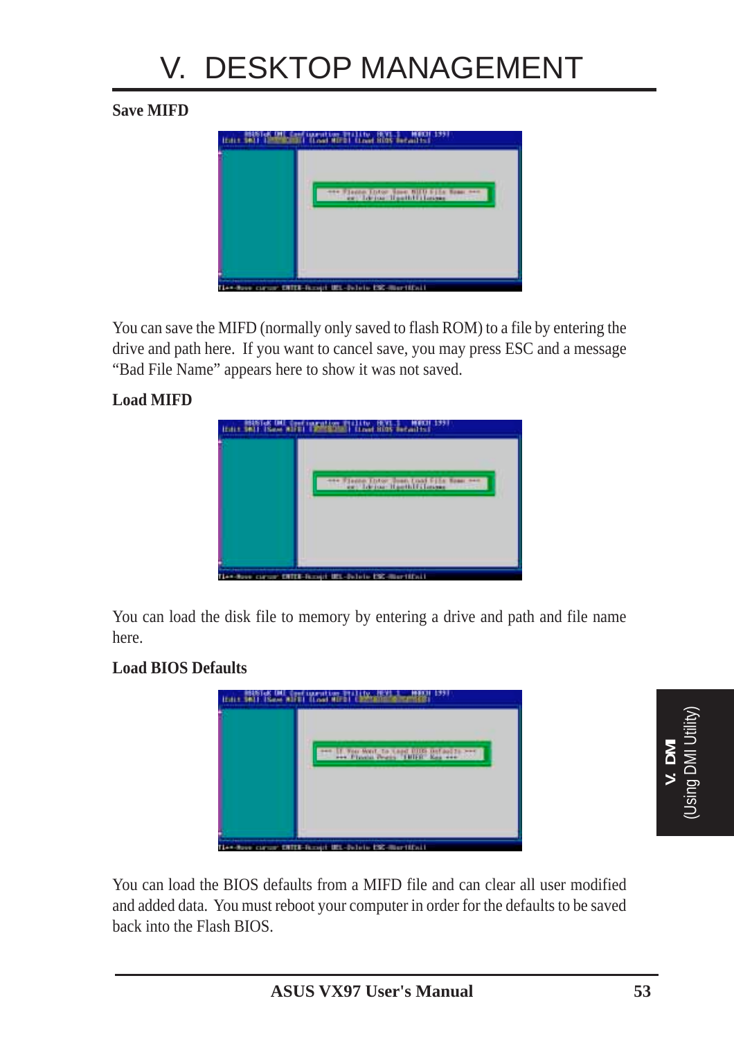# V. DESKTOP MANAGEMENT

**Save MIFD**

You can save the MIFD (normally only saved to flash ROM) to a file by entering the drive and path here. If you want to cancel save, you may press ESC and a message "Bad File Name" appears here to show it was not saved.

**Load MIFD**

You can load the disk file to memory by entering a drive and path and file name here.

**Load BIOS Defaults**

You can load the BIOS defaults from a MIFD file and can clear all user modified and added data. You must reboot your computer in order for the defaults to be saved back into the Flash BIOS.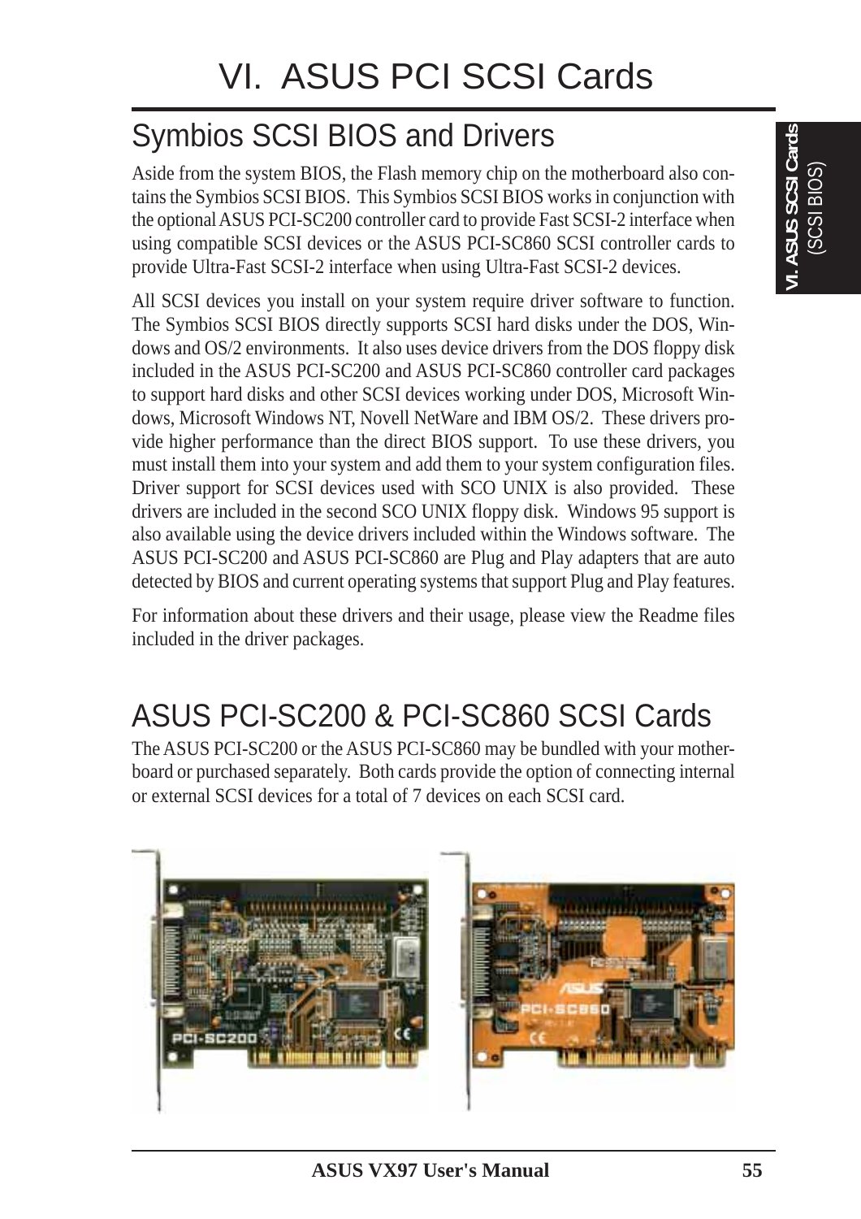# VI. ASUS PCI SCSI Cards

## Symbios SCSI BIOS and Drivers

Aside from the system BIOS, the Flash memory chip on the motherboard also contains the Symbios SCSI BIOS. This Symbios SCSI BIOS works in conjunction with the optional ASUS PCI-SC200 controller card to provide Fast SCSI-2 interface when using compatible SCSI devices or the ASUS PCI-SC860 SCSI controller cards to provide Ultra-Fast SCSI-2 interface when using Ultra-Fast SCSI-2 devices.

All SCSI devices you install on your system require driver software to function. The Symbios SCSI BIOS directly supports SCSI hard disks under the DOS, Windows and OS/2 environments. It also uses device drivers from the DOS floppy disk included in the ASUS PCI-SC200 and ASUS PCI-SC860 controller card packages to support hard disks and other SCSI devices working under DOS, Microsoft Windows, Microsoft Windows NT, Novell NetWare and IBM OS/2. These drivers provide higher performance than the direct BIOS support. To use these drivers, you must install them into your system and add them to your system configuration files. Driver support for SCSI devices used with SCO UNIX is also provided. These drivers are included in the second SCO UNIX floppy disk. Windows 95 support is also available using the device drivers included within the Windows software. The ASUS PCI-SC200 and ASUS PCI-SC860 are Plug and Play adapters that are auto detected by BIOS and current operating systems that support Plug and Play features.

For information about these drivers and their usage, please view the Readme files included in the driver packages.

## ASUS PCI-SC200 & PCI-SC860 SCSI Cards

The ASUS PCI-SC200 or the ASUS PCI-SC860 may be bundled with your motherboard or purchased separately. Both cards provide the option of connecting internal or external SCSI devices for a total of 7 devices on each SCSI card.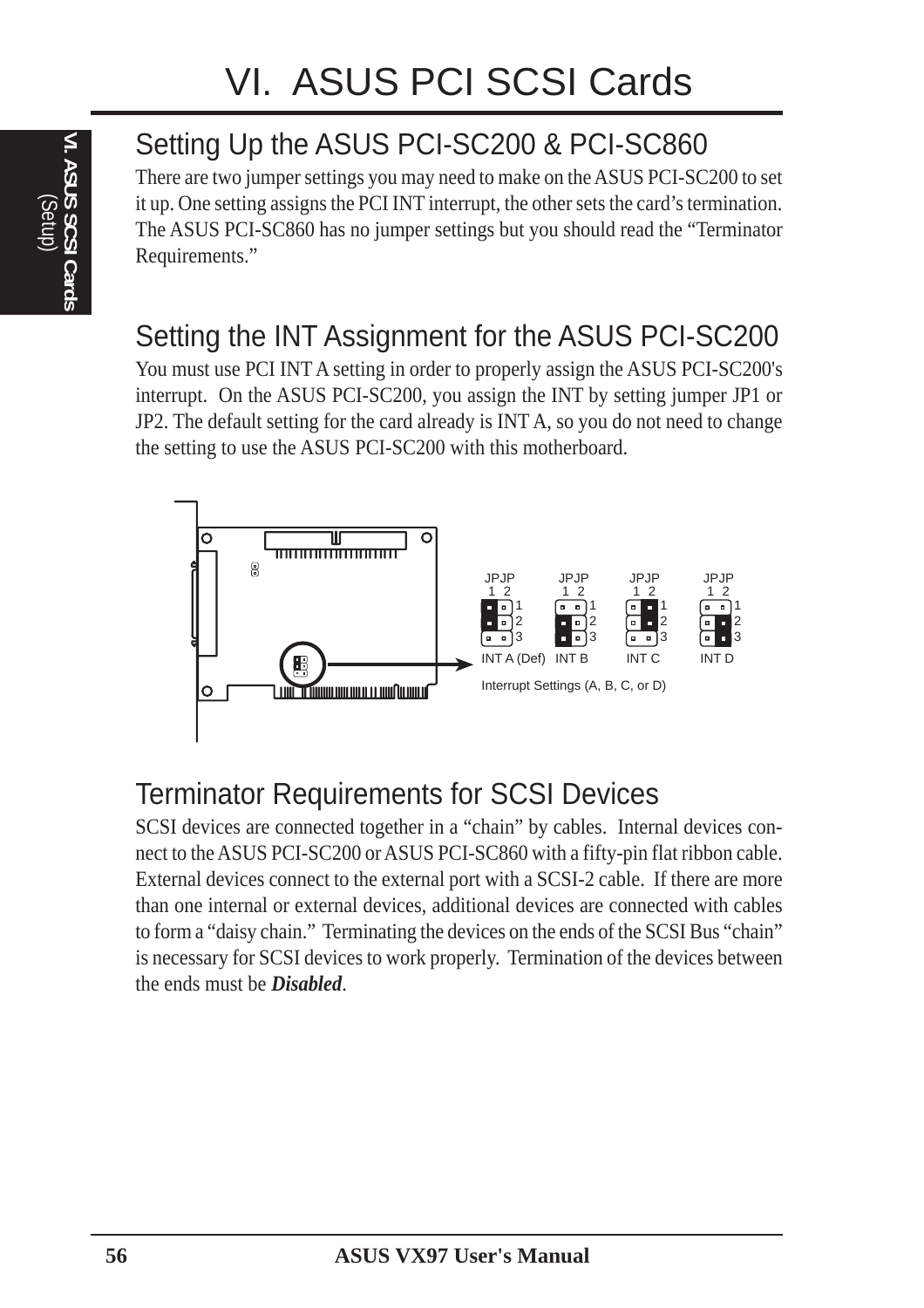# VI. ASUS PCI SCSI Cards

## Setting Up the ASUS PCI-SC200 & PCI-SC860

There are two jumper settings you may need to make on the ASUS PCI-SC200 to set it up. One setting assigns the PCI INT interrupt, the other sets the card's termination. The ASUS PCI-SC860 has no jumper settings but you should read the "Terminator Requirements."

## Setting the INT Assignment for the ASUS PCI-SC200

You must use PCI INT A setting in order to properly assign the ASUS PCI-SC200's interrupt. On the ASUS PCI-SC200, you assign the INT by setting jumper JP1 or JP2. The default setting for the card already is INT A, so you do not need to change the setting to use the ASUS PCI-SC200 with this motherboard.

JPJP 1 2 — INT A (Def) | INT B | INT C | INT D

Interrupt Settings (A, B, C, or D)

## Terminator Requirements for SCSI Devices

SCSI devices are connected together in a "chain" by cables. Internal devices connect to the ASUS PCI-SC200 or ASUS PCI-SC860 with a fifty-pin flat ribbon cable. External devices connect to the external port with a SCSI-2 cable. If there are more than one internal or external devices, additional devices are connected with cables to form a "daisy chain." Terminating the devices on the ends of the SCSI Bus "chain" is necessary for SCSI devices to work properly. Termination of the devices between the ends must be ***Disabled***.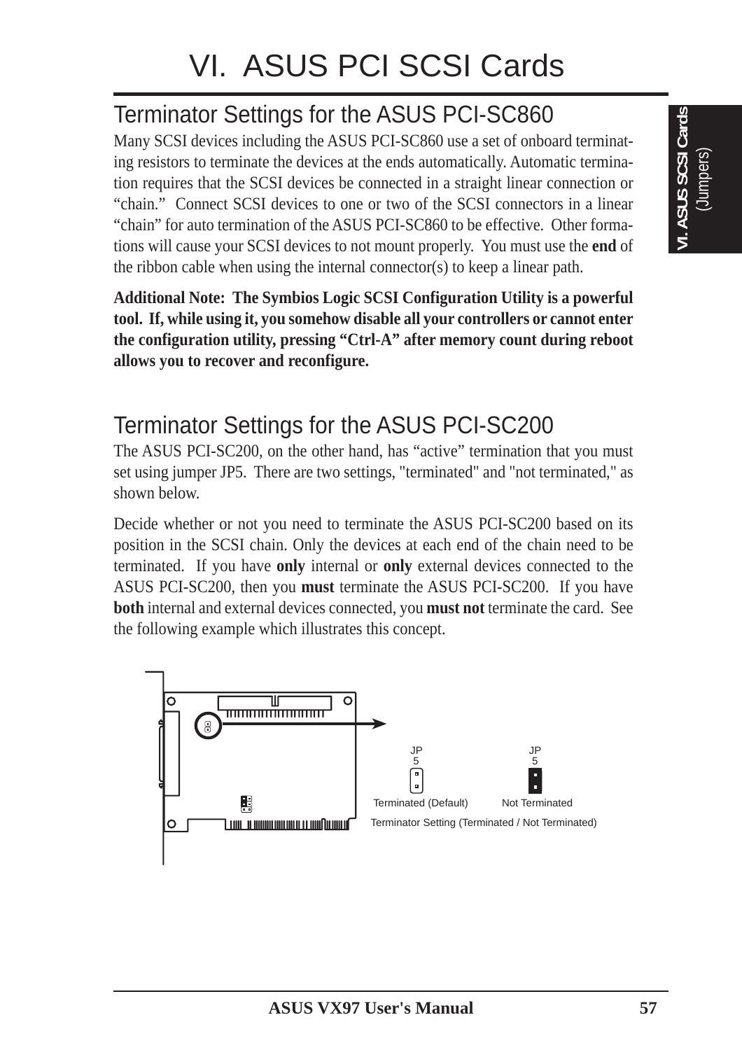# VI. ASUS PCI SCSI Cards

## Terminator Settings for the ASUS PCI-SC860

Many SCSI devices including the ASUS PCI-SC860 use a set of onboard terminating resistors to terminate the devices at the ends automatically. Automatic termination requires that the SCSI devices be connected in a straight linear connection or "chain." Connect SCSI devices to one or two of the SCSI connectors in a linear "chain" for auto termination of the ASUS PCI-SC860 to be effective. Other formations will cause your SCSI devices to not mount properly. You must use the **end** of the ribbon cable when using the internal connector(s) to keep a linear path.

**Additional Note: The Symbios Logic SCSI Configuration Utility is a powerful tool. If, while using it, you somehow disable all your controllers or cannot enter the configuration utility, pressing "Ctrl-A" after memory count during reboot allows you to recover and reconfigure.**

## Terminator Settings for the ASUS PCI-SC200

The ASUS PCI-SC200, on the other hand, has "active" termination that you must set using jumper JP5. There are two settings, "terminated" and "not terminated," as shown below.

Decide whether or not you need to terminate the ASUS PCI-SC200 based on its position in the SCSI chain. Only the devices at each end of the chain need to be terminated. If you have **only** internal or **only** external devices connected to the ASUS PCI-SC200, then you **must** terminate the ASUS PCI-SC200. If you have **both** internal and external devices connected, you **must not** terminate the card. See the following example which illustrates this concept.

JP5 — Terminated (Default) | JP5 — Not Terminated

Terminator Setting (Terminated / Not Terminated)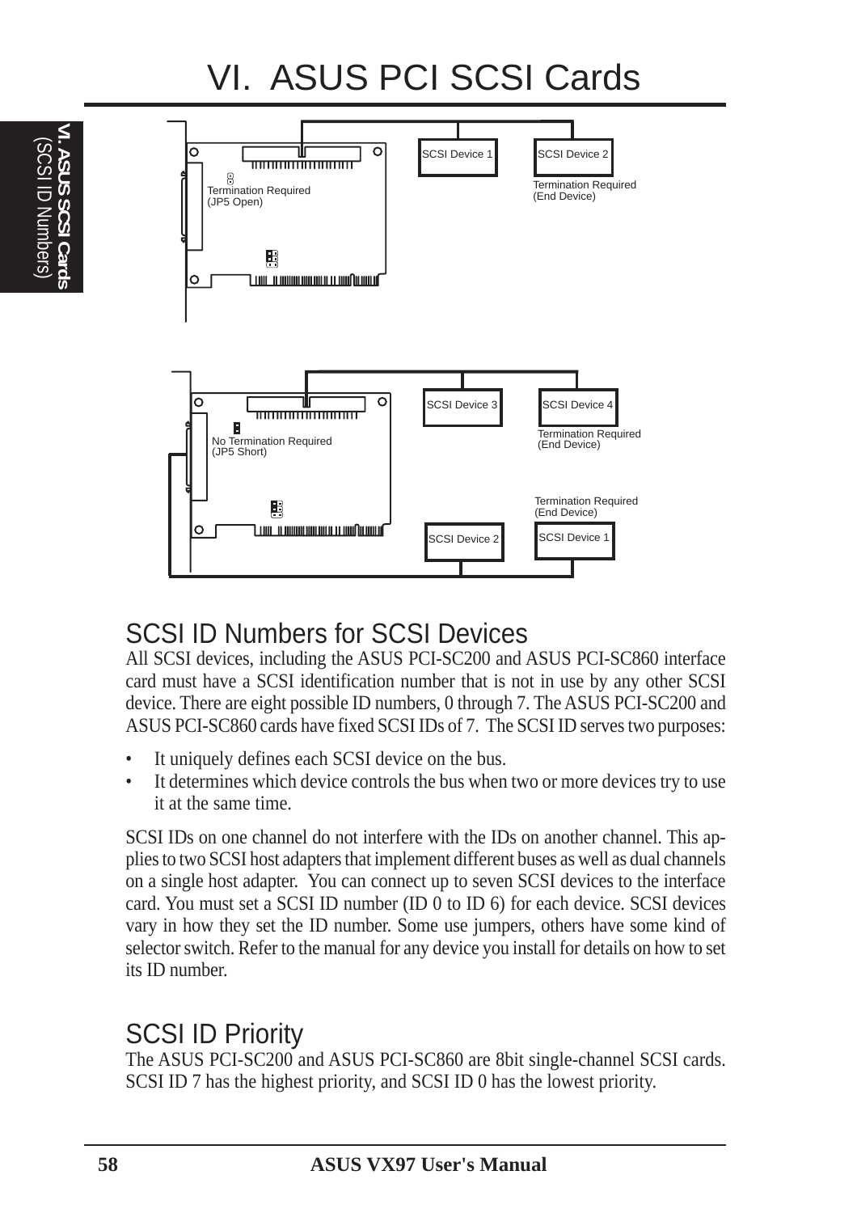# VI. ASUS PCI SCSI Cards

SCSI Device 1

SCSI Device 2

Termination Required (JP5 Open)

Termination Required (End Device)

SCSI Device 3

SCSI Device 4

No Termination Required (JP5 Short)

Termination Required (End Device)

Termination Required (End Device)

SCSI Device 2

SCSI Device 1

## SCSI ID Numbers for SCSI Devices

All SCSI devices, including the ASUS PCI-SC200 and ASUS PCI-SC860 interface card must have a SCSI identification number that is not in use by any other SCSI device. There are eight possible ID numbers, 0 through 7. The ASUS PCI-SC200 and ASUS PCI-SC860 cards have fixed SCSI IDs of 7. The SCSI ID serves two purposes:

- It uniquely defines each SCSI device on the bus.
- It determines which device controls the bus when two or more devices try to use it at the same time.

SCSI IDs on one channel do not interfere with the IDs on another channel. This applies to two SCSI host adapters that implement different buses as well as dual channels on a single host adapter. You can connect up to seven SCSI devices to the interface card. You must set a SCSI ID number (ID 0 to ID 6) for each device. SCSI devices vary in how they set the ID number. Some use jumpers, others have some kind of selector switch. Refer to the manual for any device you install for details on how to set its ID number.

## SCSI ID Priority

The ASUS PCI-SC200 and ASUS PCI-SC860 are 8bit single-channel SCSI cards. SCSI ID 7 has the highest priority, and SCSI ID 0 has the lowest priority.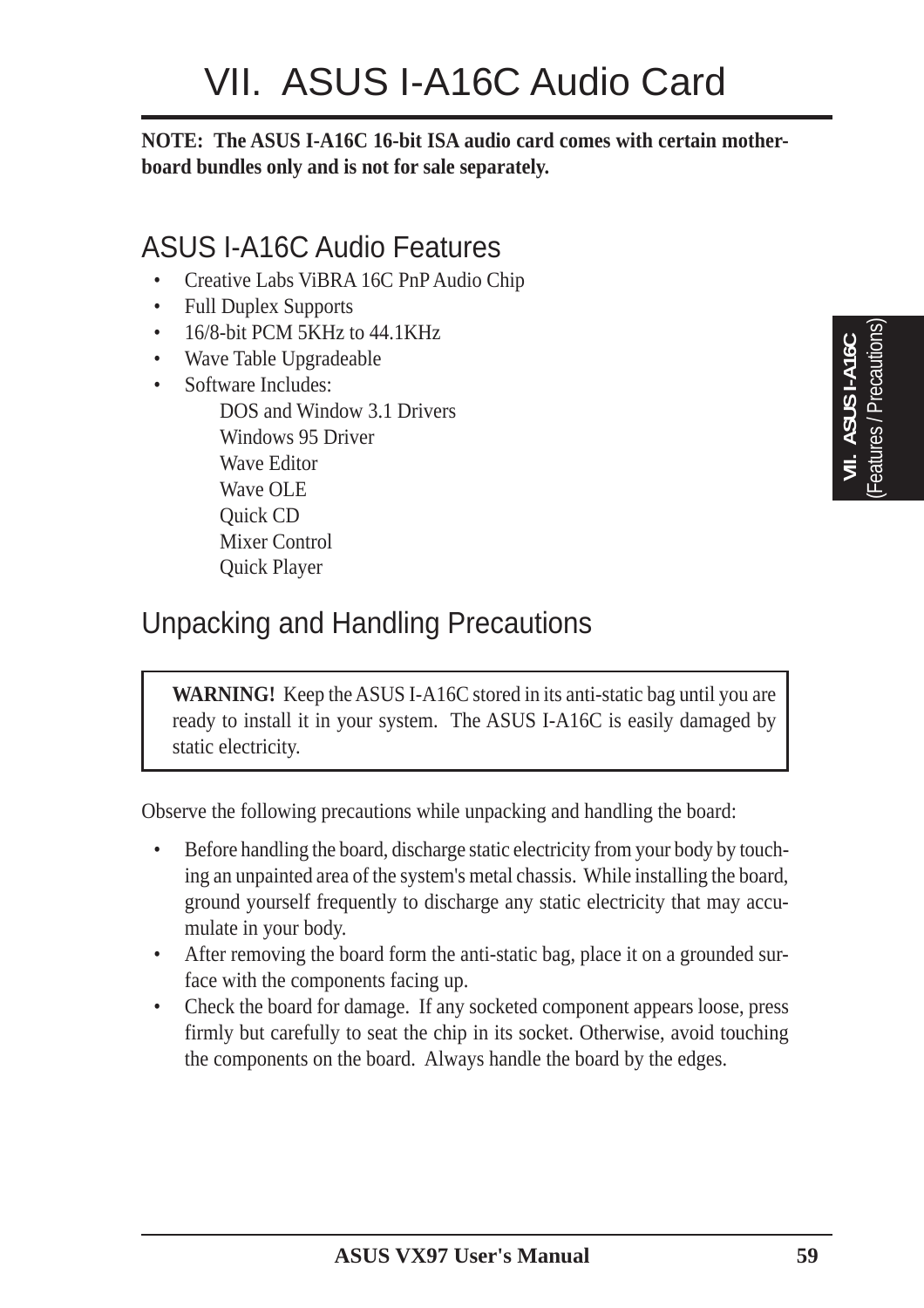# VII. ASUS I-A16C Audio Card

**NOTE: The ASUS I-A16C 16-bit ISA audio card comes with certain motherboard bundles only and is not for sale separately.**

## ASUS I-A16C Audio Features

- Creative Labs ViBRA 16C PnP Audio Chip
- Full Duplex Supports
- 16/8-bit PCM 5KHz to 44.1KHz
- Wave Table Upgradeable
- Software Includes:
  - DOS and Window 3.1 Drivers
  - Windows 95 Driver
  - Wave Editor
  - Wave OLE
  - Quick CD
  - Mixer Control
  - Quick Player

## Unpacking and Handling Precautions

> **WARNING!** Keep the ASUS I-A16C stored in its anti-static bag until you are ready to install it in your system. The ASUS I-A16C is easily damaged by static electricity.

Observe the following precautions while unpacking and handling the board:

- Before handling the board, discharge static electricity from your body by touching an unpainted area of the system's metal chassis. While installing the board, ground yourself frequently to discharge any static electricity that may accumulate in your body.
- After removing the board form the anti-static bag, place it on a grounded surface with the components facing up.
- Check the board for damage. If any socketed component appears loose, press firmly but carefully to seat the chip in its socket. Otherwise, avoid touching the components on the board. Always handle the board by the edges.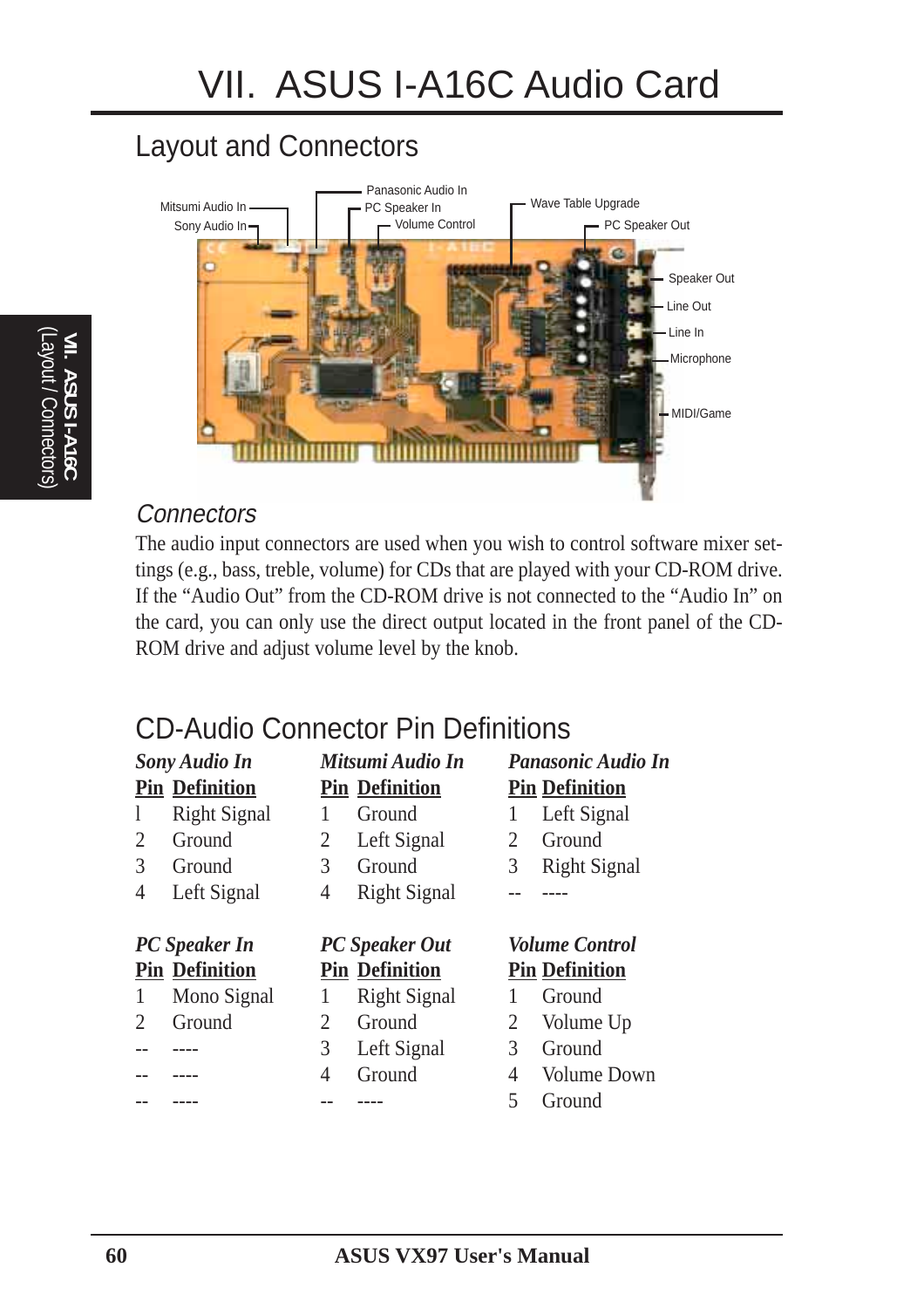# VII. ASUS I-A16C Audio Card

## Layout and Connectors

Mitsumi Audio In
Sony Audio In
Panasonic Audio In
PC Speaker In
Volume Control
Wave Table Upgrade
PC Speaker Out
Speaker Out
Line Out
Line In
Microphone
MIDI/Game

### *Connectors*

The audio input connectors are used when you wish to control software mixer settings (e.g., bass, treble, volume) for CDs that are played with your CD-ROM drive. If the "Audio Out" from the CD-ROM drive is not connected to the "Audio In" on the card, you can only use the direct output located in the front panel of the CD-ROM drive and adjust volume level by the knob.

## CD-Audio Connector Pin Definitions

***Sony Audio In***

| Pin | Definition |
|---|---|
| 1 | Right Signal |
| 2 | Ground |
| 3 | Ground |
| 4 | Left Signal |

***Mitsumi Audio In***

| Pin | Definition |
|---|---|
| 1 | Ground |
| 2 | Left Signal |
| 3 | Ground |
| 4 | Right Signal |

***Panasonic Audio In***

| Pin | Definition |
|---|---|
| 1 | Left Signal |
| 2 | Ground |
| 3 | Right Signal |
| -- | ---- |

***PC Speaker In***

| Pin | Definition |
|---|---|
| 1 | Mono Signal |
| 2 | Ground |
| -- | ---- |
| -- | ---- |
| -- | ---- |

***PC Speaker Out***

| Pin | Definition |
|---|---|
| 1 | Right Signal |
| 2 | Ground |
| 3 | Left Signal |
| 4 | Ground |
| -- | ---- |

***Volume Control***

| Pin | Definition |
|---|---|
| 1 | Ground |
| 2 | Volume Up |
| 3 | Ground |
| 4 | Volume Down |
| 5 | Ground |